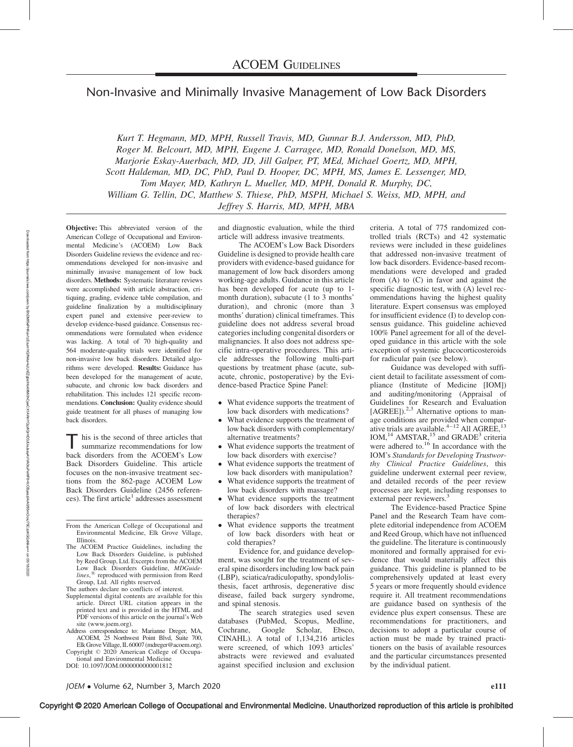# ACOEM GUIDELINES

## Non-Invasive and Minimally Invasive Management of Low Back Disorders

*Kurt T. Hegmann, MD, MPH, Russell Travis, MD, Gunnar B.J. Andersson, MD, PhD, Roger M. Belcourt, MD, MPH, Eugene J. Carragee, MD, Ronald Donelson, MD, MS, Marjorie Eskay-Auerbach, MD, JD, Jill Galper, PT, MEd, Michael Goertz, MD, MPH, Scott Haldeman, MD, DC, PhD, Paul D. Hooper, DC, MPH, MS, James E. Lessenger, MD, Tom Mayer, MD, Kathryn L. Mueller, MD, MPH, Donald R. Murphy, DC, William G. Tellin, DC, Matthew S. Thiese, PhD, MSPH, Michael S. Weiss, MD, MPH, and Jeffrey S. Harris, MD, MPH, MBA*

**Objective:** This abbreviated version of the American College of Occupational and Environmental Medicine's (ACOEM) Low Back Disorders Guideline reviews the evidence and recommendations developed for non-invasive and minimally invasive management of low back disorders. **Methods:** Systematic literature reviews were accomplished with article abstraction, critiquing, grading, evidence table compilation, and guideline finalization by a multidisciplinary expert panel and extensive peer-review to develop evidence-based guidance. Consensus recommendations were formulated when evidence was lacking. A total of 70 high-quality and 564 moderate-quality trials were identified for non-invasive low back disorders. Detailed algorithms were developed. **Results:** Guidance has been developed for the management of acute, subacute, and chronic low back disorders and rehabilitation. This includes 121 specific recommendations. **Conclusion:** Quality evidence should guide treatment for all phases of managing low back disorders.

This is the second of three articles that summarize recommendations for low back disorders from the ACOEM's Low Back Disorders Guideline. This article focuses on the non-invasive treatment sections from the 862-page ACOEM Low Back Disorders Guideline (2456 references). The first article[1] addresses assessment and diagnostic evaluation, while the third article will address invasive treatments.

The ACOEM's Low Back Disorders Guideline is designed to provide health care providers with evidence-based guidance for management of low back disorders among working-age adults. Guidance in this article has been developed for acute (up to 1-month duration), subacute (1 to 3 months' duration), and chronic (more than 3 months' duration) clinical timeframes. This guideline does not address several broad categories including congenital disorders or malignancies. It also does not address specific intra-operative procedures. This article addresses the following multi-part questions by treatment phase (acute, subacute, chronic, postoperative) by the Evidence-based Practice Spine Panel:

- What evidence supports the treatment of low back disorders with medications?
- What evidence supports the treatment of low back disorders with complementary/alternative treatments?
- What evidence supports the treatment of low back disorders with exercise?
- What evidence supports the treatment of low back disorders with manipulation?
- What evidence supports the treatment of low back disorders with massage?
- What evidence supports the treatment of low back disorders with electrical therapies?
- What evidence supports the treatment of low back disorders with heat or cold therapies?

Evidence for, and guidance development, was sought for the treatment of several spine disorders including low back pain (LBP), sciatica/radiculopathy, spondylolisthesis, facet arthrosis, degenerative disc disease, failed back surgery syndrome, and spinal stenosis.

The search strategies used seven databases (PubMed, Scopus, Medline, Cochrane, Google Scholar, Ebsco, CINAHL). A total of 1,134,216 articles were screened, of which 1093 articles' abstracts were reviewed and evaluated against specified inclusion and exclusion criteria. A total of 775 randomized controlled trials (RCTs) and 42 systematic reviews were included in these guidelines that addressed non-invasive treatment of low back disorders. Evidence-based recommendations were developed and graded from (A) to (C) in favor and against the specific diagnostic test, with (A) level recommendations having the highest quality literature. Expert consensus was employed for insufficient evidence (I) to develop consensus guidance. This guideline achieved 100% Panel agreement for all of the developed guidance in this article with the sole exception of systemic glucocorticosteroids for radicular pain (see below).

Guidance was developed with sufficient detail to facilitate assessment of compliance (Institute of Medicine [IOM]) and auditing/monitoring (Appraisal of Guidelines for Research and Evaluation [AGREE]).[2,3] Alternative options to manage conditions are provided when comparative trials are available.[4–12] All AGREE,[13] IOM,[14] AMSTAR,[15] and GRADE[3] criteria were adhered to.[16] In accordance with the IOM's *Standards for Developing Trustworthy Clinical Practice Guidelines*, this guideline underwent external peer review, and detailed records of the peer review processes are kept, including responses to external peer reviewers.[3]

The Evidence-based Practice Spine Panel and the Research Team have complete editorial independence from ACOEM and Reed Group, which have not influenced the guideline. The literature is continuously monitored and formally appraised for evidence that would materially affect this guidance. This guideline is planned to be comprehensively updated at least every 5 years or more frequently should evidence require it. All treatment recommendations are guidance based on synthesis of the evidence plus expert consensus. These are recommendations for practitioners, and decisions to adopt a particular course of action must be made by trained practitioners on the basis of available resources and the particular circumstances presented by the individual patient.

---

From the American College of Occupational and Environmental Medicine, Elk Grove Village, Illinois.

The ACOEM Practice Guidelines, including the Low Back Disorders Guideline, is published by Reed Group, Ltd. Excerpts from the ACOEM Low Back Disorders Guideline, *MDGuidelines*,® reproduced with permission from Reed Group, Ltd. All rights reserved.

The authors declare no conflicts of interest.

Supplemental digital contents are available for this article. Direct URL citation appears in the printed text and is provided in the HTML and PDF versions of this article on the journal's Web site (www.joem.org).

Address correspondence to: Marianne Dreger, MA, ACOEM, 25 Northwest Point Blvd, Suite 700, Elk Grove Village, IL 60007 (mdreger@acoem.org).

Copyright © 2020 American College of Occupational and Environmental Medicine

DOI: 10.1097/JOM.0000000000001812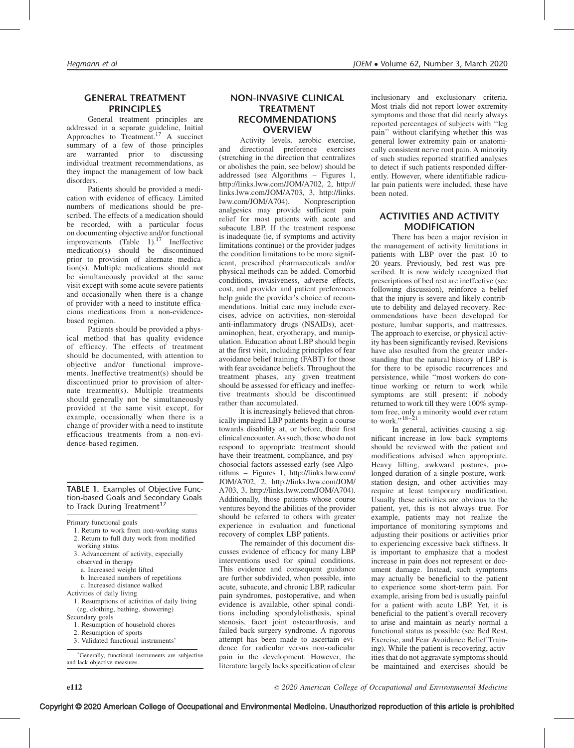## GENERAL TREATMENT PRINCIPLES

General treatment principles are addressed in a separate guideline, Initial Approaches to Treatment.[17] A succinct summary of a few of those principles are warranted prior to discussing individual treatment recommendations, as they impact the management of low back disorders.

Patients should be provided a medication with evidence of efficacy. Limited numbers of medications should be prescribed. The effects of a medication should be recorded, with a particular focus on documenting objective and/or functional improvements (Table 1).[17] Ineffective medication(s) should be discontinued prior to provision of alternate medication(s). Multiple medications should not be simultaneously provided at the same visit except with some acute severe patients and occasionally when there is a change of provider with a need to institute efficacious medications from a non-evidence-based regimen.

Patients should be provided a physical method that has quality evidence of efficacy. The effects of treatment should be documented, with attention to objective and/or functional improvements. Ineffective treatment(s) should be discontinued prior to provision of alternate treatment(s). Multiple treatments should generally not be simultaneously provided at the same visit except, for example, occasionally when there is a change of provider with a need to institute efficacious treatments from a non-evidence-based regimen.

**TABLE 1.** Examples of Objective Function-based Goals and Secondary Goals to Track During Treatment[17]

Primary functional goals
1. Return to work from non-working status
2. Return to full duty work from modified working status
3. Advancement of activity, especially observed in therapy
   a. Increased weight lifted
   b. Increased numbers of repetitions
   c. Increased distance walked

Activities of daily living
1. Resumptions of activities of daily living (eg, clothing, bathing, showering)

Secondary goals
1. Resumption of household chores
2. Resumption of sports
3. Validated functional instruments*

*Generally, functional instruments are subjective and lack objective measures.

## NON-INVASIVE CLINICAL TREATMENT RECOMMENDATIONS OVERVIEW

Activity levels, aerobic exercise, and directional preference exercises (stretching in the direction that centralizes or abolishes the pain, see below) should be addressed (see Algorithms – Figures 1, http://links.lww.com/JOM/A702, 2, http://links.lww.com/JOM/A703, 3, http://links.lww.com/JOM/A704). Nonprescription analgesics may provide sufficient pain relief for most patients with acute and subacute LBP. If the treatment response is inadequate (ie, if symptoms and activity limitations continue) or the provider judges the condition limitations to be more significant, prescribed pharmaceuticals and/or physical methods can be added. Comorbid conditions, invasiveness, adverse effects, cost, and provider and patient preferences help guide the provider's choice of recommendations. Initial care may include exercises, advice on activities, non-steroidal anti-inflammatory drugs (NSAIDs), acetaminophen, heat, cryotherapy, and manipulation. Education about LBP should begin at the first visit, including principles of fear avoidance belief training (FABT) for those with fear avoidance beliefs. Throughout the treatment phases, any given treatment should be assessed for efficacy and ineffective treatments should be discontinued rather than accumulated.

It is increasingly believed that chronically impaired LBP patients begin a course towards disability at, or before, their first clinical encounter. As such, those who do not respond to appropriate treatment should have their treatment, compliance, and psychosocial factors assessed early (see Algorithms – Figures 1, http://links.lww.com/JOM/A702, 2, http://links.lww.com/JOM/A703, 3, http://links.lww.com/JOM/A704). Additionally, those patients whose course ventures beyond the abilities of the provider should be referred to others with greater experience in evaluation and functional recovery of complex LBP patients.

The remainder of this document discusses evidence of efficacy for many LBP interventions used for spinal conditions. This evidence and consequent guidance are further subdivided, when possible, into acute, subacute, and chronic LBP, radicular pain syndromes, postoperative, and when evidence is available, other spinal conditions including spondylolisthesis, spinal stenosis, facet joint osteoarthrosis, and failed back surgery syndrome. A rigorous attempt has been made to ascertain evidence for radicular versus non-radicular pain in the development. However, the literature largely lacks specification of clear inclusionary and exclusionary criteria. Most trials did not report lower extremity symptoms and those that did nearly always reported percentages of subjects with "leg pain" without clarifying whether this was general lower extremity pain or anatomically consistent nerve root pain. A minority of such studies reported stratified analyses to detect if such patients responded differently. However, where identifiable radicular pain patients were included, these have been noted.

## ACTIVITIES AND ACTIVITY MODIFICATION

There has been a major revision in the management of activity limitations in patients with LBP over the past 10 to 20 years. Previously, bed rest was prescribed. It is now widely recognized that prescriptions of bed rest are ineffective (see following discussion), reinforce a belief that the injury is severe and likely contribute to debility and delayed recovery. Recommendations have been developed for posture, lumbar supports, and mattresses. The approach to exercise, or physical activity has been significantly revised. Revisions have also resulted from the greater understanding that the natural history of LBP is for there to be episodic recurrences and persistence, while "most workers do continue working or return to work while symptoms are still present: if nobody returned to work till they were 100% symptom free, only a minority would ever return to work."[18–21]

In general, activities causing a significant increase in low back symptoms should be reviewed with the patient and modifications advised when appropriate. Heavy lifting, awkward postures, prolonged duration of a single posture, workstation design, and other activities may require at least temporary modification. Usually these activities are obvious to the patient, yet, this is not always true. For example, patients may not realize the importance of monitoring symptoms and adjusting their positions or activities prior to experiencing excessive back stiffness. It is important to emphasize that a modest increase in pain does not represent or document damage. Instead, such symptoms may actually be beneficial to the patient to experience some short-term pain. For example, arising from bed is usually painful for a patient with acute LBP. Yet, it is beneficial to the patient's overall recovery to arise and maintain as nearly normal a functional status as possible (see Bed Rest, Exercise, and Fear Avoidance Belief Training). While the patient is recovering, activities that do not aggravate symptoms should be maintained and exercises should be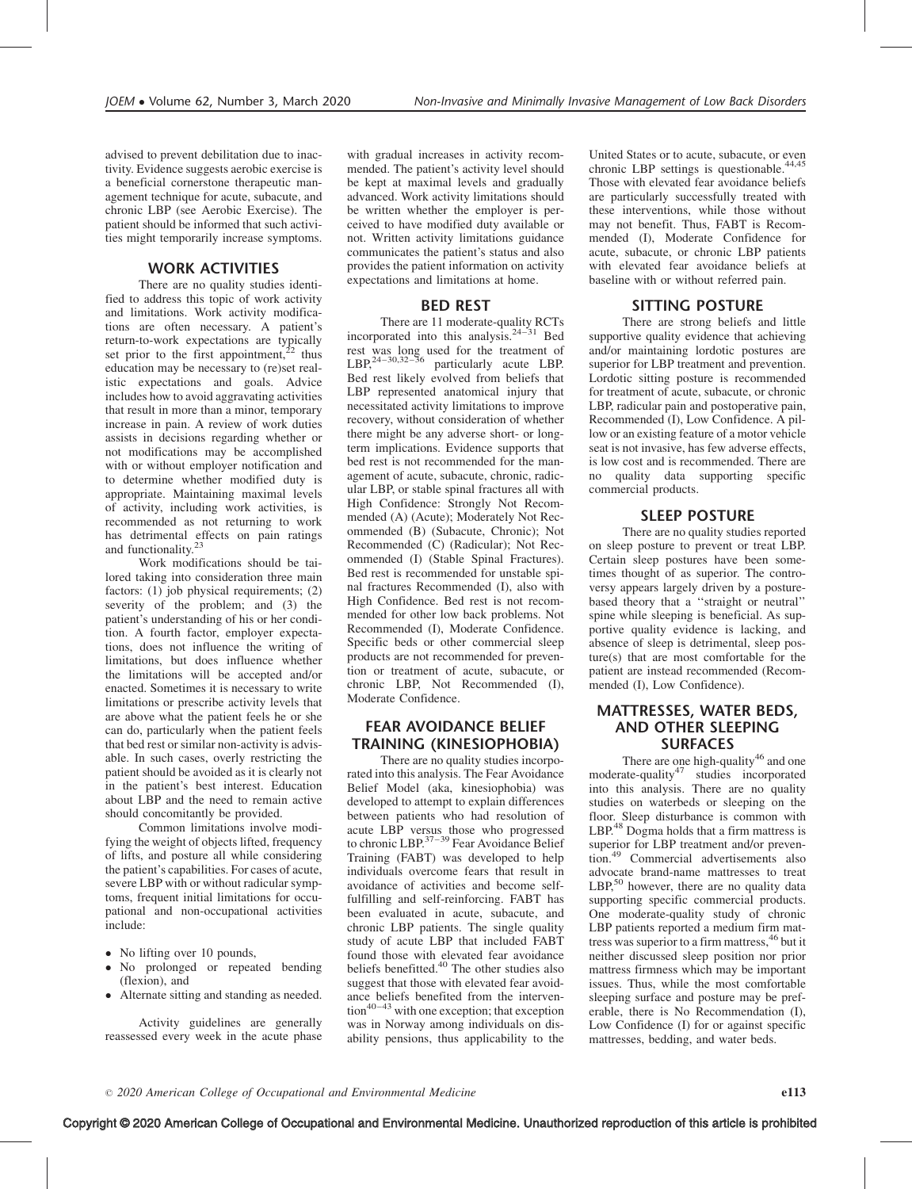advised to prevent debilitation due to inactivity. Evidence suggests aerobic exercise is a beneficial cornerstone therapeutic management technique for acute, subacute, and chronic LBP (see Aerobic Exercise). The patient should be informed that such activities might temporarily increase symptoms.

## WORK ACTIVITIES

There are no quality studies identified to address this topic of work activity and limitations. Work activity modifications are often necessary. A patient's return-to-work expectations are typically set prior to the first appointment,[22] thus education may be necessary to (re)set realistic expectations and goals. Advice includes how to avoid aggravating activities that result in more than a minor, temporary increase in pain. A review of work duties assists in decisions regarding whether or not modifications may be accomplished with or without employer notification and to determine whether modified duty is appropriate. Maintaining maximal levels of activity, including work activities, is recommended as not returning to work has detrimental effects on pain ratings and functionality.[23]

Work modifications should be tailored taking into consideration three main factors: (1) job physical requirements; (2) severity of the problem; and (3) the patient's understanding of his or her condition. A fourth factor, employer expectations, does not influence the writing of limitations, but does influence whether the limitations will be accepted and/or enacted. Sometimes it is necessary to write limitations or prescribe activity levels that are above what the patient feels he or she can do, particularly when the patient feels that bed rest or similar non-activity is advisable. In such cases, overly restricting the patient should be avoided as it is clearly not in the patient's best interest. Education about LBP and the need to remain active should concomitantly be provided.

Common limitations involve modifying the weight of objects lifted, frequency of lifts, and posture all while considering the patient's capabilities. For cases of acute, severe LBP with or without radicular symptoms, frequent initial limitations for occupational and non-occupational activities include:

- No lifting over 10 pounds,
- No prolonged or repeated bending (flexion), and
- Alternate sitting and standing as needed.

Activity guidelines are generally reassessed every week in the acute phase with gradual increases in activity recommended. The patient's activity level should be kept at maximal levels and gradually advanced. Work activity limitations should be written whether the employer is perceived to have modified duty available or not. Written activity limitations guidance communicates the patient's status and also provides the patient information on activity expectations and limitations at home.

## BED REST

There are 11 moderate-quality RCTs incorporated into this analysis.[24–31] Bed rest was long used for the treatment of LBP,[24–30,32–36] particularly acute LBP. Bed rest likely evolved from beliefs that LBP represented anatomical injury that necessitated activity limitations to improve recovery, without consideration of whether there might be any adverse short- or long-term implications. Evidence supports that bed rest is not recommended for the management of acute, subacute, chronic, radicular LBP, or stable spinal fractures all with High Confidence: Strongly Not Recommended (A) (Acute); Moderately Not Recommended (B) (Subacute, Chronic); Not Recommended (C) (Radicular); Not Recommended (I) (Stable Spinal Fractures). Bed rest is recommended for unstable spinal fractures Recommended (I), also with High Confidence. Bed rest is not recommended for other low back problems. Not Recommended (I), Moderate Confidence. Specific beds or other commercial sleep products are not recommended for prevention or treatment of acute, subacute, or chronic LBP, Not Recommended (I), Moderate Confidence.

## FEAR AVOIDANCE BELIEF TRAINING (KINESIOPHOBIA)

There are no quality studies incorporated into this analysis. The Fear Avoidance Belief Model (aka, kinesiophobia) was developed to attempt to explain differences between patients who had resolution of acute LBP versus those who progressed to chronic LBP.[37–39] Fear Avoidance Belief Training (FABT) was developed to help individuals overcome fears that result in avoidance of activities and become self-fulfilling and self-reinforcing. FABT has been evaluated in acute, subacute, and chronic LBP patients. The single quality study of acute LBP that included FABT found those with elevated fear avoidance beliefs benefitted.[40] The other studies also suggest that those with elevated fear avoidance beliefs benefited from the intervention[40–43] with one exception; that exception was in Norway among individuals on disability pensions, thus applicability to the United States or to acute, subacute, or even chronic LBP settings is questionable.[44,45] Those with elevated fear avoidance beliefs are particularly successfully treated with these interventions, while those without may not benefit. Thus, FABT is Recommended (I), Moderate Confidence for acute, subacute, or chronic LBP patients with elevated fear avoidance beliefs at baseline with or without referred pain.

## SITTING POSTURE

There are strong beliefs and little supportive quality evidence that achieving and/or maintaining lordotic postures are superior for LBP treatment and prevention. Lordotic sitting posture is recommended for treatment of acute, subacute, or chronic LBP, radicular pain and postoperative pain, Recommended (I), Low Confidence. A pillow or an existing feature of a motor vehicle seat is not invasive, has few adverse effects, is low cost and is recommended. There are no quality data supporting specific commercial products.

## SLEEP POSTURE

There are no quality studies reported on sleep posture to prevent or treat LBP. Certain sleep postures have been sometimes thought of as superior. The controversy appears largely driven by a posture-based theory that a "straight or neutral" spine while sleeping is beneficial. As supportive quality evidence is lacking, and absence of sleep is detrimental, sleep posture(s) that are most comfortable for the patient are instead recommended (Recommended (I), Low Confidence).

## MATTRESSES, WATER BEDS, AND OTHER SLEEPING SURFACES

There are one high-quality[46] and one moderate-quality[47] studies incorporated into this analysis. There are no quality studies on waterbeds or sleeping on the floor. Sleep disturbance is common with LBP.[48] Dogma holds that a firm mattress is superior for LBP treatment and/or prevention.[49] Commercial advertisements also advocate brand-name mattresses to treat LBP,[50] however, there are no quality data supporting specific commercial products. One moderate-quality study of chronic LBP patients reported a medium firm mattress was superior to a firm mattress,[46] but it neither discussed sleep position nor prior mattress firmness which may be important issues. Thus, while the most comfortable sleeping surface and posture may be preferable, there is No Recommendation (I), Low Confidence (I) for or against specific mattresses, bedding, and water beds.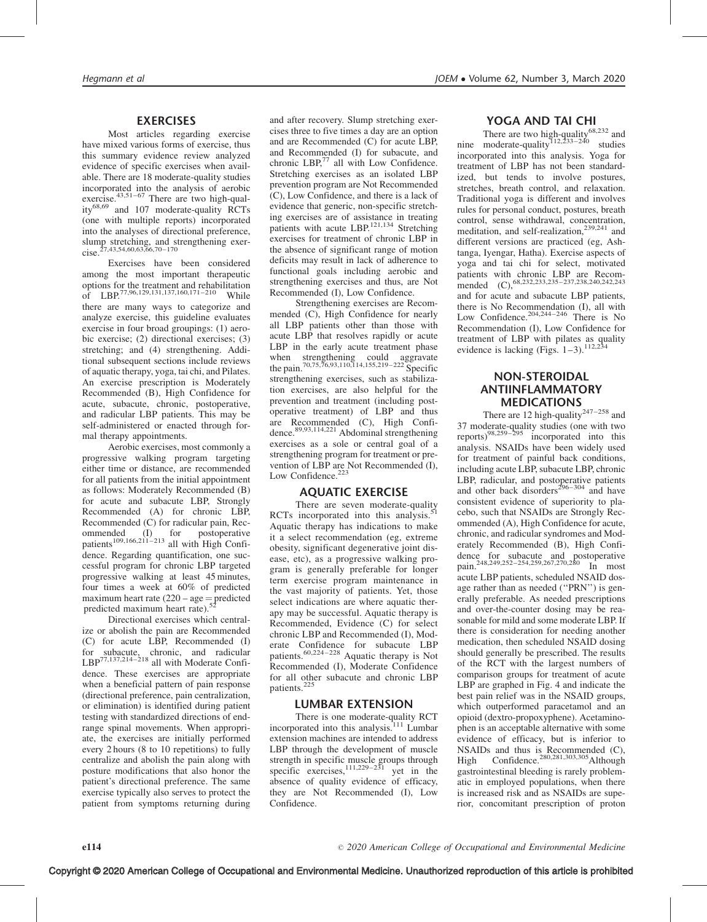## EXERCISES

Most articles regarding exercise have mixed various forms of exercise, thus this summary evidence review analyzed evidence of specific exercises when available. There are 18 moderate-quality studies incorporated into the analysis of aerobic exercise.[43,51–67] There are two high-quality[68,69] and 107 moderate-quality RCTs (one with multiple reports) incorporated into the analyses of directional preference, slump stretching, and strengthening exercise.[27,43,54,60,63,66,70–170]

Exercises have been considered among the most important therapeutic options for the treatment and rehabilitation of LBP.[77,96,129,131,137,160,171–210] While there are many ways to categorize and analyze exercise, this guideline evaluates exercise in four broad groupings: (1) aerobic exercise; (2) directional exercises; (3) stretching; and (4) strengthening. Additional subsequent sections include reviews of aquatic therapy, yoga, tai chi, and Pilates. An exercise prescription is Moderately Recommended (B), High Confidence for acute, subacute, chronic, postoperative, and radicular LBP patients. This may be self-administered or enacted through formal therapy appointments.

Aerobic exercises, most commonly a progressive walking program targeting either time or distance, are recommended for all patients from the initial appointment as follows: Moderately Recommended (B) for acute and subacute LBP, Strongly Recommended (A) for chronic LBP, Recommended (C) for radicular pain, Recommended (I) for postoperative patients[109,166,211–213] all with High Confidence. Regarding quantification, one successful program for chronic LBP targeted progressive walking at least 45 minutes, four times a week at 60% of predicted maximum heart rate (220 – age = predicted predicted maximum heart rate).[52]

Directional exercises which centralize or abolish the pain are Recommended (C) for acute LBP, Recommended (I) for subacute, chronic, and radicular LBP[77,137,214–218] all with Moderate Confidence. These exercises are appropriate when a beneficial pattern of pain response (directional preference, pain centralization, or elimination) is identified during patient testing with standardized directions of end-range spinal movements. When appropriate, the exercises are initially performed every 2 hours (8 to 10 repetitions) to fully centralize and abolish the pain along with posture modifications that also honor the patient's directional preference. The same exercise typically also serves to protect the patient from symptoms returning during and after recovery. Slump stretching exercises three to five times a day are an option and are Recommended (C) for acute LBP, and Recommended (I) for subacute, and chronic LBP,[77] all with Low Confidence. Stretching exercises as an isolated LBP prevention program are Not Recommended (C), Low Confidence, and there is a lack of evidence that generic, non-specific stretching exercises are of assistance in treating patients with acute LBP.[121,134] Stretching exercises for treatment of chronic LBP in the absence of significant range of motion deficits may result in lack of adherence to functional goals including aerobic and strengthening exercises and thus, are Not Recommended (I), Low Confidence.

Strengthening exercises are Recommended (C), High Confidence for nearly all LBP patients other than those with acute LBP that resolves rapidly or acute LBP in the early acute treatment phase when strengthening could aggravate the pain.[70,75,76,93,110,114,155,219–222] Specific strengthening exercises, such as stabilization exercises, are also helpful for the prevention and treatment (including postoperative treatment) of LBP and thus are Recommended (C), High Confidence.[89,93,114,221] Abdominal strengthening exercises as a sole or central goal of a strengthening program for treatment or prevention of LBP are Not Recommended (I), Low Confidence.[223]

## AQUATIC EXERCISE

There are seven moderate-quality RCTs incorporated into this analysis.[51] Aquatic therapy has indications to make it a select recommendation (eg, extreme obesity, significant degenerative joint disease, etc), as a progressive walking program is generally preferable for longer term exercise program maintenance in the vast majority of patients. Yet, those select indications are where aquatic therapy may be successful. Aquatic therapy is Recommended, Evidence (C) for select chronic LBP and Recommended (I), Moderate Confidence for subacute LBP patients.[60,224–228] Aquatic therapy is Not Recommended (I), Moderate Confidence for all other subacute and chronic LBP patients.[225]

## LUMBAR EXTENSION

There is one moderate-quality RCT incorporated into this analysis.[111] Lumbar extension machines are intended to address LBP through the development of muscle strength in specific muscle groups through specific exercises,[111,229–231] yet in the absence of quality evidence of efficacy, they are Not Recommended (I), Low Confidence.

## YOGA AND TAI CHI

There are two high-quality[68,232] and nine moderate-quality[112,233–240] studies incorporated into this analysis. Yoga for treatment of LBP has not been standardized, but tends to involve postures, stretches, breath control, and relaxation. Traditional yoga is different and involves rules for personal conduct, postures, breath control, sense withdrawal, concentration, meditation, and self-realization,[239,241] and different versions are practiced (eg, Ashtanga, Iyengar, Hatha). Exercise aspects of yoga and tai chi for select, motivated patients with chronic LBP are Recommended (C),[68,232,233,235–237,238,240,242,243] and for acute and subacute LBP patients, there is No Recommendation (I), all with Low Confidence.[204,244–246] There is No Recommendation (I), Low Confidence for treatment of LBP with pilates as quality evidence is lacking (Figs. 1–3).[112,234]

## NON-STEROIDAL ANTIINFLAMMATORY MEDICATIONS

There are 12 high-quality[247–258] and 37 moderate-quality studies (one with two reports)[98,259–295] incorporated into this analysis. NSAIDs have been widely used for treatment of painful back conditions, including acute LBP, subacute LBP, chronic LBP, radicular, and postoperative patients and other back disorders[296–304] and have consistent evidence of superiority to placebo, such that NSAIDs are Strongly Recommended (A), High Confidence for acute, chronic, and radicular syndromes and Moderately Recommended (B), High Confidence for subacute and postoperative pain.[248,249,252–254,259,267,270,280] In most acute LBP patients, scheduled NSAID dosage rather than as needed ("PRN") is generally preferable. As needed prescriptions and over-the-counter dosing may be reasonable for mild and some moderate LBP. If there is consideration for needing another medication, then scheduled NSAID dosing should generally be prescribed. The results of the RCT with the largest numbers of comparison groups for treatment of acute LBP are graphed in Fig. 4 and indicate the best pain relief was in the NSAID groups, which outperformed paracetamol and an opioid (dextro-propoxyphene). Acetaminophen is an acceptable alternative with some evidence of efficacy, but is inferior to NSAIDs and thus is Recommended (C), High Confidence.[280,281,303,305] Although gastrointestinal bleeding is rarely problematic in employed populations, when there is increased risk and as NSAIDs are superior, concomitant prescription of proton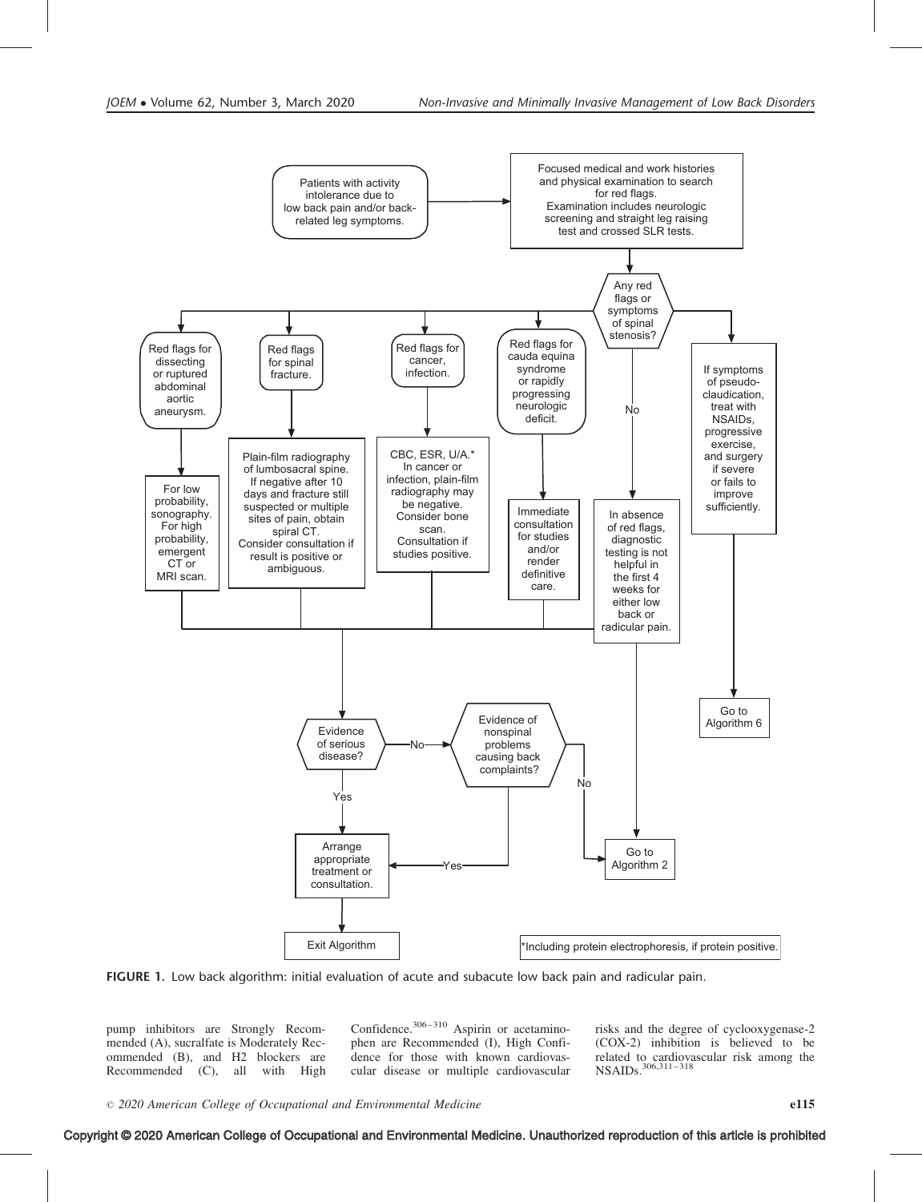Patients with activity intolerance due to low back pain and/or back-related leg symptoms.

Focused medical and work histories and physical examination to search for red flags. Examination includes neurologic screening and straight leg raising test and crossed SLR tests.

Any red flags or symptoms of spinal stenosis?

Red flags for dissecting or ruptured abdominal aortic aneurysm.

For low probability, sonography. For high probability, emergent CT or MRI scan.

Red flags for spinal fracture.

Plain-film radiography of lumbosacral spine. If negative after 10 days and fracture still suspected or multiple sites of pain, obtain spiral CT. Consider consultation if result is positive or ambiguous.

Red flags for cancer, infection.

CBC, ESR, U/A.* In cancer or infection, plain-film radiography may be negative. Consider bone scan. Consultation if studies positive.

Red flags for cauda equina syndrome or rapidly progressing neurologic deficit.

Immediate consultation for studies and/or render definitive care.

No

In absence of red flags, diagnostic testing is not helpful in the first 4 weeks for either low back or radicular pain.

If symptoms of pseudo-claudication, treat with NSAIDs, progressive exercise, and surgery if severe or fails to improve sufficiently.

Go to Algorithm 6

Evidence of serious disease?

No

Evidence of nonspinal problems causing back complaints?

No

Yes

Yes

Arrange appropriate treatment or consultation.

Go to Algorithm 2

Exit Algorithm

*Including protein electrophoresis, if protein positive.

**FIGURE 1.** Low back algorithm: initial evaluation of acute and subacute low back pain and radicular pain.

pump inhibitors are Strongly Recommended (A), sucralfate is Moderately Recommended (B), and H2 blockers are Recommended (C), all with High Confidence.[306–310] Aspirin or acetaminophen are Recommended (I), High Confidence for those with known cardiovascular disease or multiple cardiovascular risks and the degree of cyclooxygenase-2 (COX-2) inhibition is believed to be related to cardiovascular risk among the NSAIDs.[306,311–318]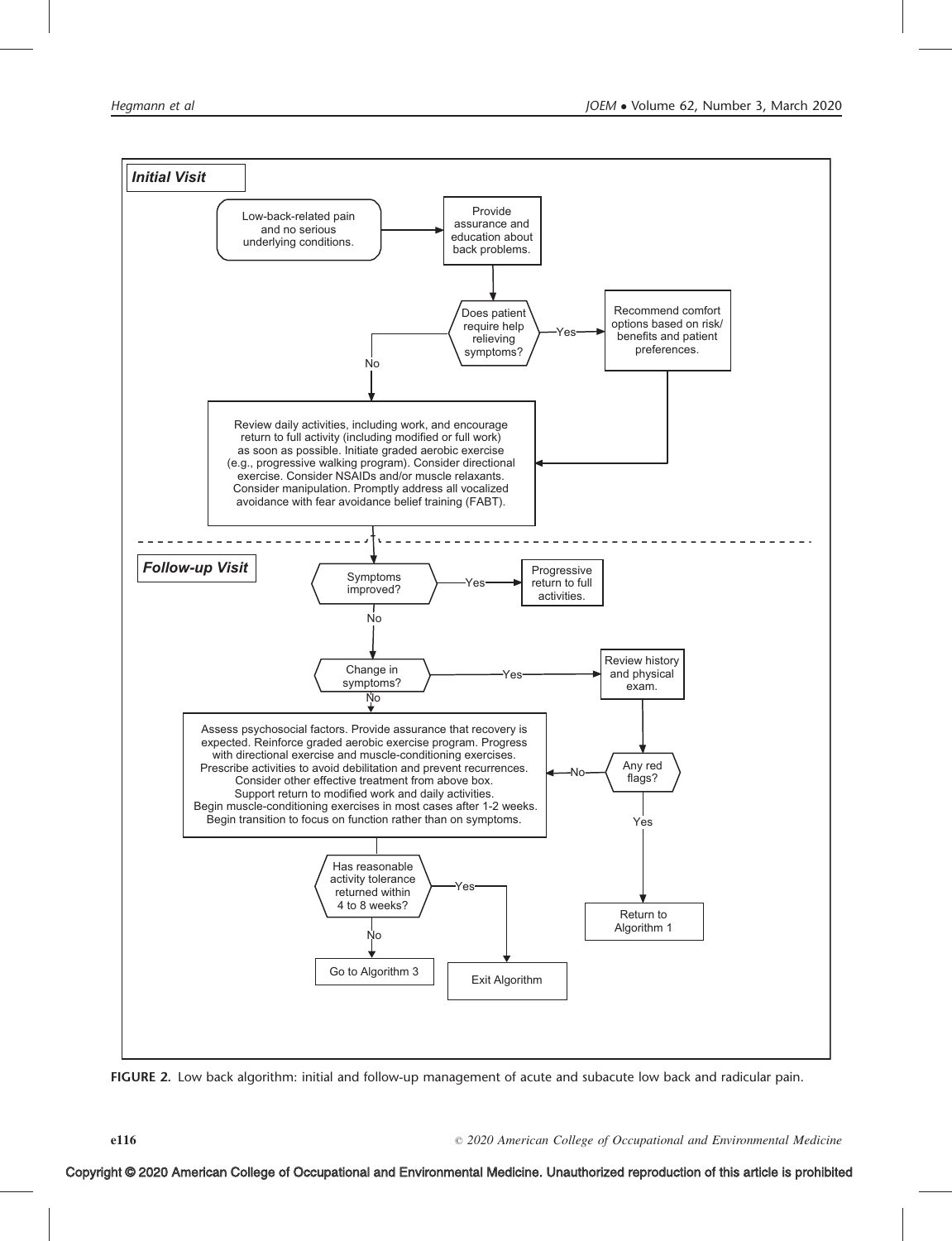### Initial Visit

Low-back-related pain and no serious underlying conditions. → Provide assurance and education about back problems.

Does patient require help relieving symptoms?
- Yes → Recommend comfort options based on risk/benefits and patient preferences. → (next box)
- No → (next box)

Review daily activities, including work, and encourage return to full activity (including modified or full work) as soon as possible. Initiate graded aerobic exercise (e.g., progressive walking program). Consider directional exercise. Consider NSAIDs and/or muscle relaxants. Consider manipulation. Promptly address all vocalized avoidance with fear avoidance belief training (FABT).

### Follow-up Visit

Symptoms improved?
- Yes → Progressive return to full activities.
- No → Change in symptoms?
  - Yes → Review history and physical exam. → Any red flags?
    - Yes → Return to Algorithm 1
    - No → (assessment box below)
  - No → (assessment box below)

Assess psychosocial factors. Provide assurance that recovery is expected. Reinforce graded aerobic exercise program. Progress with directional exercise and muscle-conditioning exercises. Prescribe activities to avoid debilitation and prevent recurrences. Consider other effective treatment from above box. Support return to modified work and daily activities. Begin muscle-conditioning exercises in most cases after 1-2 weeks. Begin transition to focus on function rather than on symptoms.

Has reasonable activity tolerance returned within 4 to 8 weeks?
- Yes → Exit Algorithm
- No → Go to Algorithm 3

**FIGURE 2.** Low back algorithm: initial and follow-up management of acute and subacute low back and radicular pain.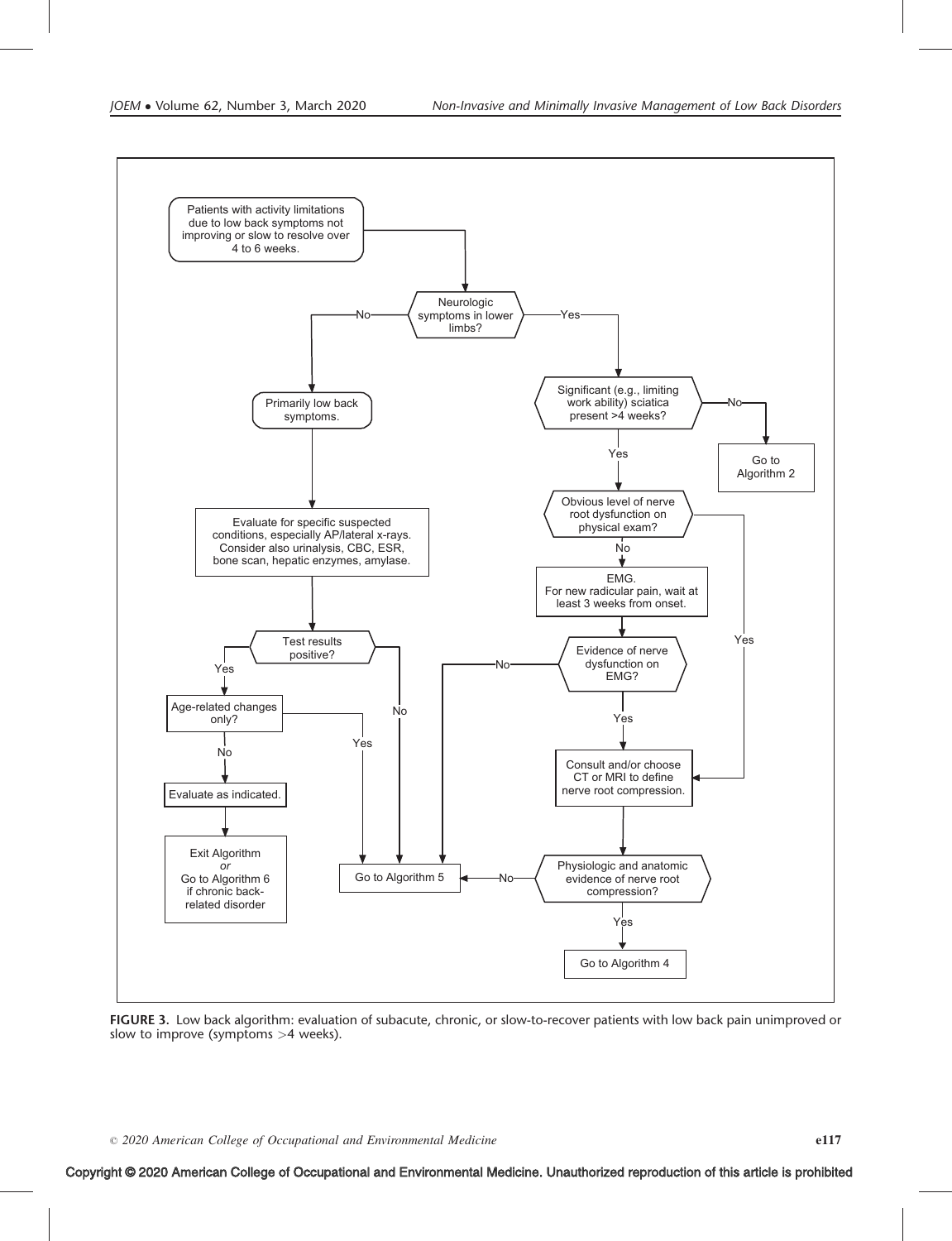Patients with activity limitations due to low back symptoms not improving or slow to resolve over 4 to 6 weeks.

Neurologic symptoms in lower limbs?

- **No** → Primarily low back symptoms.
  - Evaluate for specific suspected conditions, especially AP/lateral x-rays. Consider also urinalysis, CBC, ESR, bone scan, hepatic enzymes, amylase.
  - Test results positive?
    - **No** → Go to Algorithm 5
    - **Yes** → Age-related changes only?
      - **Yes** → Go to Algorithm 5
      - **No** → Evaluate as indicated.
        - Exit Algorithm *or* Go to Algorithm 6 if chronic back-related disorder
- **Yes** → Significant (e.g., limiting work ability) sciatica present >4 weeks?
  - **No** → Go to Algorithm 2
  - **Yes** → Obvious level of nerve root dysfunction on physical exam?
    - **Yes** → Consult and/or choose CT or MRI to define nerve root compression.
    - **No** → EMG. For new radicular pain, wait at least 3 weeks from onset.
      - Evidence of nerve dysfunction on EMG?
        - **No** → Go to Algorithm 5
        - **Yes** → Consult and/or choose CT or MRI to define nerve root compression.
    - Physiologic and anatomic evidence of nerve root compression?
      - **No** → Go to Algorithm 5
      - **Yes** → Go to Algorithm 4

**FIGURE 3.** Low back algorithm: evaluation of subacute, chronic, or slow-to-recover patients with low back pain unimproved or slow to improve (symptoms >4 weeks).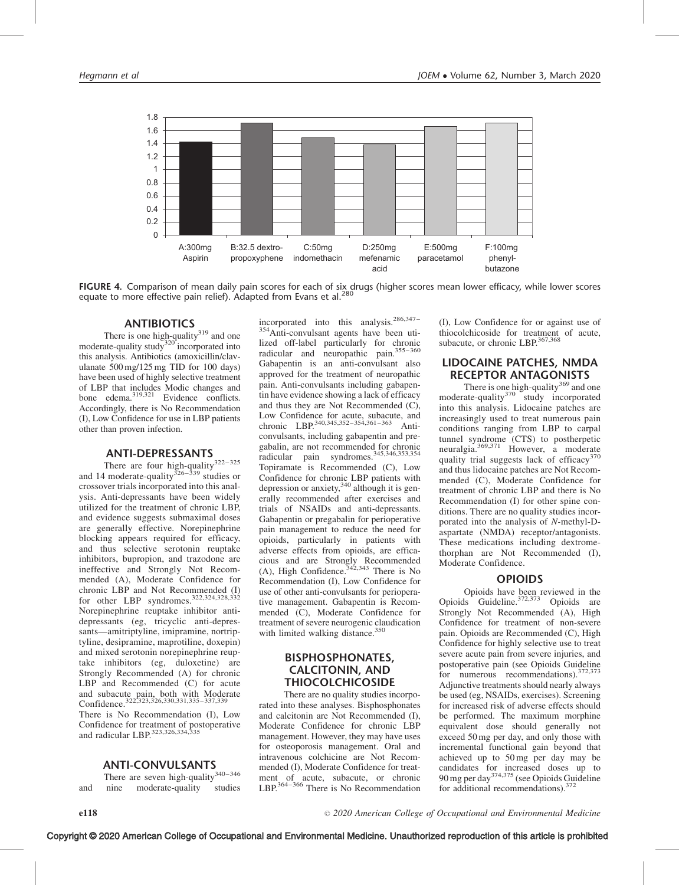FIGURE 4. Comparison of mean daily pain scores for each of six drugs (higher scores mean lower efficacy, while lower scores equate to more effective pain relief). Adapted from Evans et al.[280]

## ANTIBIOTICS

There is one high-quality[319] and one moderate-quality study[320] incorporated into this analysis. Antibiotics (amoxicillin/clavulanate 500 mg/125 mg TID for 100 days) have been used of highly selective treatment of LBP that includes Modic changes and bone edema.[319,321] Evidence conflicts. Accordingly, there is No Recommendation (I), Low Confidence for use in LBP patients other than proven infection.

## ANTI-DEPRESSANTS

There are four high-quality[322–325] and 14 moderate-quality[326–339] studies or crossover trials incorporated into this analysis. Anti-depressants have been widely utilized for the treatment of chronic LBP, and evidence suggests submaximal doses are generally effective. Norepinephrine blocking appears required for efficacy, and thus selective serotonin reuptake inhibitors, bupropion, and trazodone are ineffective and Strongly Not Recommended (A), Moderate Confidence for chronic LBP and Not Recommended (I) for other LBP syndromes.[322,324,328,332] Norepinephrine reuptake inhibitor anti-depressants (eg, tricyclic anti-depressants—amitriptyline, imipramine, nortriptyline, desipramine, maprotiline, doxepin) and mixed serotonin norepinephrine reuptake inhibitors (eg, duloxetine) are Strongly Recommended (A) for chronic LBP and Recommended (C) for acute and subacute pain, both with Moderate Confidence.[322,323,326,330,331,335–337,339] There is No Recommendation (I), Low Confidence for treatment of postoperative and radicular LBP.[323,326,334,335]

## ANTI-CONVULSANTS

There are seven high-quality[340–346] and nine moderate-quality studies incorporated into this analysis.[286,347–354] Anti-convulsant agents have been utilized off-label particularly for chronic radicular and neuropathic pain.[355–360] Gabapentin is an anti-convulsant also approved for the treatment of neuropathic pain. Anti-convulsants including gabapentin have evidence showing a lack of efficacy and thus they are Not Recommended (C), Low Confidence for acute, subacute, and chronic LBP.[340,345,352–354,361–363] Anti-convulsants, including gabapentin and pregabalin, are not recommended for chronic radicular pain syndromes.[345,346,353,354] Topiramate is Recommended (C), Low Confidence for chronic LBP patients with depression or anxiety,[340] although it is generally recommended after exercises and trials of NSAIDs and anti-depressants. Gabapentin or pregabalin for perioperative pain management to reduce the need for opioids, particularly in patients with adverse effects from opioids, are efficacious and are Strongly Recommended (A), High Confidence.[342,343] There is No Recommendation (I), Low Confidence for use of other anti-convulsants for perioperative management. Gabapentin is Recommended (C), Moderate Confidence for treatment of severe neurogenic claudication with limited walking distance.[350]

## BISPHOSPHONATES, CALCITONIN, AND THIOCOLCHICOSIDE

There are no quality studies incorporated into these analyses. Bisphosphonates and calcitonin are Not Recommended (I), Moderate Confidence for chronic LBP management. However, they may have uses for osteoporosis management. Oral and intravenous colchicine are Not Recommended (I), Moderate Confidence for treatment of acute, subacute, or chronic LBP.[364–366] There is No Recommendation (I), Low Confidence for or against use of thiocolchicoside for treatment of acute, subacute, or chronic LBP.[367,368]

## LIDOCAINE PATCHES, NMDA RECEPTOR ANTAGONISTS

There is one high-quality[369] and one moderate-quality[370] study incorporated into this analysis. Lidocaine patches are increasingly used to treat numerous pain conditions ranging from LBP to carpal tunnel syndrome (CTS) to postherpetic neuralgia.[369,371] However, a moderate quality trial suggests lack of efficacy[370] and thus lidocaine patches are Not Recommended (C), Moderate Confidence for treatment of chronic LBP and there is No Recommendation (I) for other spine conditions. There are no quality studies incorporated into the analysis of *N*-methyl-D-aspartate (NMDA) receptor/antagonists. These medications including dextromethorphan are Not Recommended (I), Moderate Confidence.

## OPIOIDS

Opioids have been reviewed in the Opioids Guideline.[372,373] Opioids are Strongly Not Recommended (A), High Confidence for treatment of non-severe pain. Opioids are Recommended (C), High Confidence for highly selective use to treat severe acute pain from severe injuries, and postoperative pain (see Opioids Guideline for numerous recommendations).[372,373] Adjunctive treatments should nearly always be used (eg, NSAIDs, exercises). Screening for increased risk of adverse effects should be performed. The maximum morphine equivalent dose should generally not exceed 50 mg per day, and only those with incremental functional gain beyond that achieved up to 50 mg per day may be candidates for increased doses up to 90 mg per day[374,375] (see Opioids Guideline for additional recommendations).[372]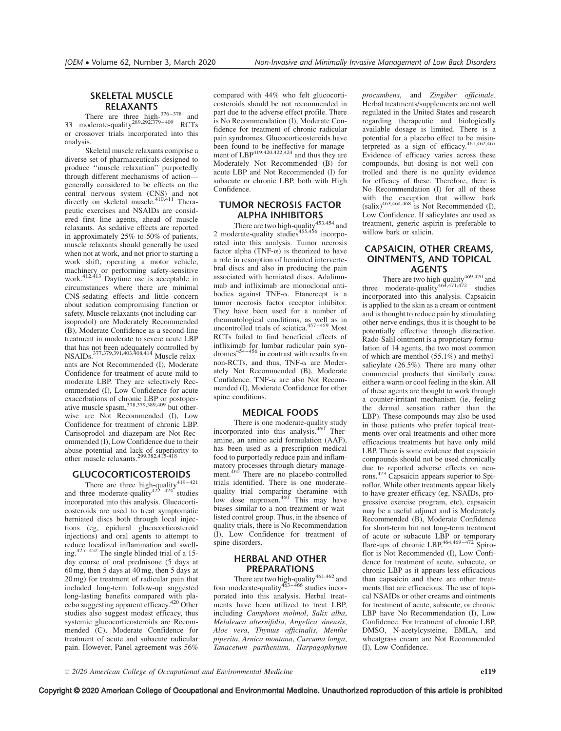## SKELETAL MUSCLE RELAXANTS

There are three high-[376–378] and 33 moderate-quality[289,292,379–409] RCTs or crossover trials incorporated into this analysis.

Skeletal muscle relaxants comprise a diverse set of pharmaceuticals designed to produce ''muscle relaxation'' purportedly through different mechanisms of action—generally considered to be effects on the central nervous system (CNS) and not directly on skeletal muscle.[410,411] Therapeutic exercises and NSAIDs are considered first line agents, ahead of muscle relaxants. As sedative effects are reported in approximately 25% to 50% of patients, muscle relaxants should generally be used when not at work, and not prior to starting a work shift, operating a motor vehicle, machinery or performing safety-sensitive work.[412,413] Daytime use is acceptable in circumstances where there are minimal CNS-sedating effects and little concern about sedation compromising function or safety. Muscle relaxants (not including carisoprodol) are Moderately Recommended (B), Moderate Confidence as a second-line treatment in moderate to severe acute LBP that has not been adequately controlled by NSAIDs.[377,379,391,403,408,414] Muscle relaxants are Not Recommended (I), Moderate Confidence for treatment of acute mild to moderate LBP. They are selectively Recommended (I), Low Confidence for acute exacerbations of chronic LBP or postoperative muscle spasm,[378,379,389,409] but otherwise are Not Recommended (I), Low Confidence for treatment of chronic LBP. Carisoprodol and diazepam are Not Recommended (I), Low Confidence due to their abuse potential and lack of superiority to other muscle relaxants.[299,382,415–418]

## GLUCOCORTICOSTEROIDS

There are three high-quality[419–421] and three moderate-quality[422–424] studies incorporated into this analysis. Glucocorticosteroids are used to treat symptomatic herniated discs both through local injections (eg, epidural glucocorticosteroid injections) and oral agents to attempt to reduce localized inflammation and swelling.[425–452] The single blinded trial of a 15-day course of oral prednisone (5 days at 60 mg, then 5 days at 40 mg, then 5 days at 20 mg) for treatment of radicular pain that included long-term follow-up suggested long-lasting benefits compared with placebo suggesting apparent efficacy.[420] Other studies also suggest modest efficacy, thus systemic glucocorticosteroids are Recommended (C), Moderate Confidence for treatment of acute and subacute radicular pain. However, Panel agreement was 56% compared with 44% who felt glucocorticosteroids should be not recommended in part due to the adverse effect profile. There is No Recommendation (I), Moderate Confidence for treatment of chronic radicular pain syndromes. Glucocorticosteroids have been found to be ineffective for management of LBP[419,420,422,424] and thus they are Moderately Not Recommended (B) for acute LBP and Not Recommended (I) for subacute or chronic LBP, both with High Confidence.

## TUMOR NECROSIS FACTOR ALPHA INHIBITORS

There are two high-quality[453,454] and 2 moderate-quality studies[455,456] incorporated into this analysis. Tumor necrosis factor alpha (TNF-$\alpha$) is theorized to have a role in resorption of herniated intervertebral discs and also in producing the pain associated with herniated discs. Adalimumab and infliximab are monoclonal antibodies against TNF-$\alpha$. Etanercept is a tumor necrosis factor receptor inhibitor. They have been used for a number of rheumatological conditions, as well as in uncontrolled trials of sciatica.[457–459] Most RCTs failed to find beneficial effects of infliximab for lumbar radicular pain syndromes[454–456] in contrast with results from non-RCTs, and thus, TNF-$\alpha$ are Moderately Not Recommended (B), Moderate Confidence. TNF-$\alpha$ are also Not Recommended (I), Moderate Confidence for other spine conditions.

## MEDICAL FOODS

There is one moderate-quality study incorporated into this analysis.[460] Theramine, an amino acid formulation (AAF), has been used as a prescription medical food to purportedly reduce pain and inflammatory processes through dietary management.[460] There are no placebo-controlled trials identified. There is one moderate-quality trial comparing theramine with low dose naproxen.[460] This may have biases similar to a non-treatment or wait-listed control group. Thus, in the absence of quality trials, there is No Recommendation (I), Low Confidence for treatment of spine disorders.

## HERBAL AND OTHER PREPARATIONS

There are two high-quality[461,462] and four moderate-quality[463–466] studies incorporated into this analysis. Herbal treatments have been utilized to treat LBP, including *Camphora molmol*, *Salix alba*, *Melaleuca alternifolia*, *Angelica sinensis*, *Aloe vera*, *Thymus officinalis*, *Menthe piperita*, *Arnica montana*, *Curcuma longa*, *Tanacetum parthenium, Harpagophytum procumbens*, and *Zingiber officinale*. Herbal treatments/supplements are not well regulated in the United States and research regarding therapeutic and biologically available dosage is limited. There is a potential for a placebo effect to be misinterpreted as a sign of efficacy.[461,462,467] Evidence of efficacy varies across these compounds, but dosing is not well controlled and there is no quality evidence for efficacy of these. Therefore, there is No Recommendation (I) for all of these with the exception that willow bark (salix)[463,464,468] is Not Recommended (I), Low Confidence. If salicylates are used as treatment, generic aspirin is preferable to willow bark or salicin.

## CAPSAICIN, OTHER CREAMS, OINTMENTS, AND TOPICAL AGENTS

There are two high-quality[469,470] and three moderate-quality[464,471,472] studies incorporated into this analysis. Capsaicin is applied to the skin as a cream or ointment and is thought to reduce pain by stimulating other nerve endings, thus it is thought to be potentially effective through distraction. Rado-Salil ointment is a proprietary formulation of 14 agents, the two most common of which are menthol (55.1%) and methyl-salicylate (26.5%). There are many other commercial products that similarly cause either a warm or cool feeling in the skin. All of these agents are thought to work through a counter-irritant mechanism (ie, feeling the dermal sensation rather than the LBP). These compounds may also be used in those patients who prefer topical treatments over oral treatments and other more efficacious treatments but have only mild LBP. There is some evidence that capsaicin compounds should not be used chronically due to reported adverse effects on neurons.[473] Capsaicin appears superior to Spiroflor. While other treatments appear likely to have greater efficacy (eg, NSAIDs, progressive exercise program, etc), capsaicin may be a useful adjunct and is Moderately Recommended (B), Moderate Confidence for short-term but not long-term treatment of acute or subacute LBP or temporary flare-ups of chronic LBP.[464,469–472] Spiroflor is Not Recommended (I), Low Confidence for treatment of acute, subacute, or chronic LBP as it appears less efficacious than capsaicin and there are other treatments that are efficacious. The use of topical NSAIDs or other creams and ointments for treatment of acute, subacute, or chronic LBP have No Recommendation (I), Low Confidence. For treatment of chronic LBP, DMSO, N-acetylcysteine, EMLA, and wheatgrass cream are Not Recommended (I), Low Confidence.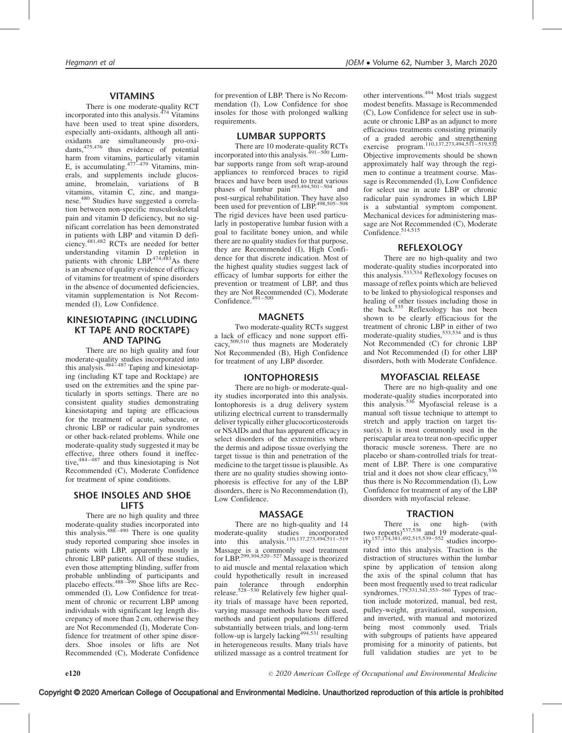## VITAMINS

There is one moderate-quality RCT incorporated into this analysis.[474] Vitamins have been used to treat spine disorders, especially anti-oxidants, although all anti-oxidants are simultaneously pro-oxidants,[475,476] thus evidence of potential harm from vitamins, particularly vitamin E, is accumulating.[477–479] Vitamins, minerals, and supplements include glucosamine, bromelain, variations of B vitamins, vitamin C, zinc, and manganese.[480] Studies have suggested a correlation between non-specific musculoskeletal pain and vitamin D deficiency, but no significant correlation has been demonstrated in patients with LBP and vitamin D deficiency.[481,482] RCTs are needed for better understanding vitamin D repletion in patients with chronic LBP.[474,483] As there is an absence of quality evidence of efficacy of vitamins for treatment of spine disorders in the absence of documented deficiencies, vitamin supplementation is Not Recommended (I), Low Confidence.

## KINESIOTAPING (INCLUDING KT TAPE AND ROCKTAPE) AND TAPING

There are no high quality and four moderate-quality studies incorporated into this analysis.[484–487] Taping and kinesiotaping (including KT tape and Rocktape) are used on the extremities and the spine particularly in sports settings. There are no consistent quality studies demonstrating kinesiotaping and taping are efficacious for the treatment of acute, subacute, or chronic LBP or radicular pain syndromes or other back-related problems. While one moderate-quality study suggested it may be effective, three others found it ineffective,[484–487] and thus kinesiotaping is Not Recommended (C), Moderate Confidence for treatment of spine conditions.

## SHOE INSOLES AND SHOE LIFTS

There are no high quality and three moderate-quality studies incorporated into this analysis.[488–490] There is one quality study reported comparing shoe insoles in patients with LBP, apparently mostly in chronic LBP patients. All of these studies, even those attempting blinding, suffer from probable unblinding of participants and placebo effects.[488–490] Shoe lifts are Recommended (I), Low Confidence for treatment of chronic or recurrent LBP among individuals with significant leg length discrepancy of more than 2 cm, otherwise they are Not Recommended (I), Moderate Confidence for treatment of other spine disorders. Shoe insoles or lifts are Not Recommended (C), Moderate Confidence for prevention of LBP. There is No Recommendation (I), Low Confidence for shoe insoles for those with prolonged walking requirements.

## LUMBAR SUPPORTS

There are 10 moderate-quality RCTs incorporated into this analysis.[491–500] Lumbar supports range from soft wrap-around appliances to reinforced braces to rigid braces and have been used to treat various phases of lumbar pain[493,494,501–504] and post-surgical rehabilitation. They have also been used for prevention of LBP.[498,505–508] The rigid devices have been used particularly in postoperative lumbar fusion with a goal to facilitate boney union, and while there are no quality studies for that purpose, they are Recommended (I), High Confidence for that discrete indication. Most of the highest quality studies suggest lack of efficacy of lumbar supports for either the prevention or treatment of LBP, and thus they are Not Recommended (C), Moderate Confidence.[491–500]

## MAGNETS

Two moderate-quality RCTs suggest a lack of efficacy and none support efficacy,[509,510] thus magnets are Moderately Not Recommended (B), High Confidence for treatment of any LBP disorder.

## IONTOPHORESIS

There are no high- or moderate-quality studies incorporated into this analysis. Iontophoresis is a drug delivery system utilizing electrical current to transdermally deliver typically either glucocorticosteroids or NSAIDs and that has apparent efficacy in select disorders of the extremities where the dermis and adipose tissue overlying the target tissue is thin and penetration of the medicine to the target tissue is plausible. As there are no quality studies showing iontophoresis is effective for any of the LBP disorders, there is No Recommendation (I), Low Confidence.

## MASSAGE

There are no high-quality and 14 moderate-quality studies incorporated into this analysis.[110,137,273,494,511–519] Massage is a commonly used treatment for LBP.[299,304,520–527] Massage is theorized to aid muscle and mental relaxation which could hypothetically result in increased pain tolerance through endorphin release.[528–530] Relatively few higher quality trials of massage have been reported, varying massage methods have been used, methods and patient populations differed substantially between trials, and long-term follow-up is largely lacking[494,531] resulting in heterogeneous results. Many trials have utilized massage as a control treatment for other interventions.[494] Most trials suggest modest benefits. Massage is Recommended (C), Low Confidence for select use in subacute or chronic LBP as an adjunct to more efficacious treatments consisting primarily of a graded aerobic and strengthening exercise program.[110,137,273,494,511–519,532] Objective improvements should be shown approximately half way through the regimen to continue a treatment course. Massage is Recommended (I), Low Confidence for select use in acute LBP or chronic radicular pain syndromes in which LBP is a substantial symptom component. Mechanical devices for administering massage are Not Recommended (C), Moderate Confidence.[514,515]

## REFLEXOLOGY

There are no high-quality and two moderate-quality studies incorporated into this analysis.[533,534] Reflexology focuses on massage of reflex points which are believed to be linked to physiological responses and healing of other tissues including those in the back.[535] Reflexology has not been shown to be clearly efficacious for the treatment of chronic LBP in either of two moderate-quality studies,[533,534] and is thus Not Recommended (C) for chronic LBP and Not Recommended (I) for other LBP disorders, both with Moderate Confidence.

## MYOFASCIAL RELEASE

There are no high-quality and one moderate-quality studies incorporated into this analysis.[536] Myofascial release is a manual soft tissue technique to attempt to stretch and apply traction on target tissue(s). It is most commonly used in the periscapular area to treat non-specific upper thoracic muscle soreness. There are no placebo or sham-controlled trials for treatment of LBP. There is one comparative trial and it does not show clear efficacy,[536] thus there is No Recommendation (I), Low Confidence for treatment of any of the LBP disorders with myofascial release.

## TRACTION

There is one high- (with two reports)[537,538] and 19 moderate-quality[157,174,381,492,515,539–552] studies incorporated into this analysis. Traction is the distraction of structures within the lumbar spine by application of tension along the axis of the spinal column that has been most frequently used to treat radicular syndromes.[179,531,541,553–560] Types of traction include motorized, manual, bed rest, pulley-weight, gravitational, suspension, and inverted, with manual and motorized being most commonly used. Trials with subgroups of patients have appeared promising for a minority of patients, but full validation studies are yet to be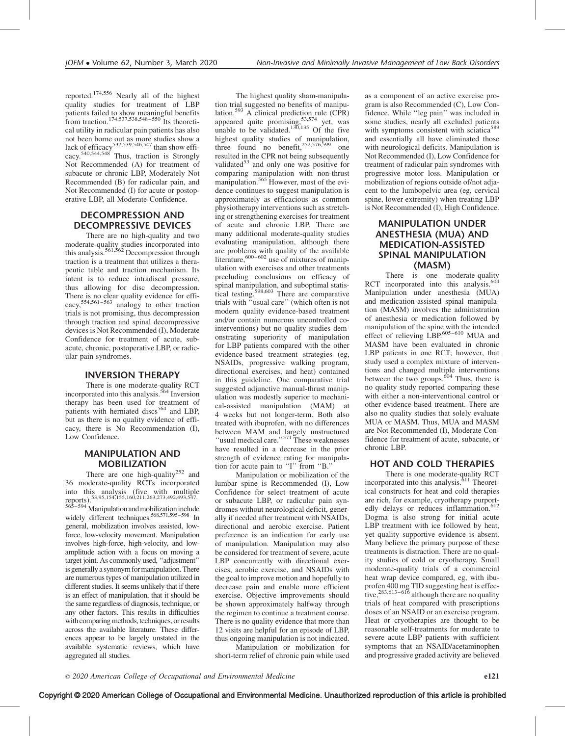reported.[174,556] Nearly all of the highest quality studies for treatment of LBP patients failed to show meaningful benefits from traction.[174,537,538,548–550] Its theoretical utility in radicular pain patients has also not been borne out as more studies show a lack of efficacy[537,539,546,547] than show efficacy.[540,544,548] Thus, traction is Strongly Not Recommended (A) for treatment of subacute or chronic LBP, Moderately Not Recommended (B) for radicular pain, and Not Recommended (I) for acute or postoperative LBP, all Moderate Confidence.

## DECOMPRESSION AND DECOMPRESSIVE DEVICES

There are no high-quality and two moderate-quality studies incorporated into this analysis.[561,562] Decompression through traction is a treatment that utilizes a therapeutic table and traction mechanism. Its intent is to reduce intradiscal pressure, thus allowing for disc decompression. There is no clear quality evidence for efficacy,[554,561–563] analogy to other traction trials is not promising, thus decompression through traction and spinal decompressive devices is Not Recommended (I), Moderate Confidence for treatment of acute, subacute, chronic, postoperative LBP, or radicular pain syndromes.

## INVERSION THERAPY

There is one moderate-quality RCT incorporated into this analysis.[564] Inversion therapy has been used for treatment of patients with herniated discs[564] and LBP, but as there is no quality evidence of efficacy, there is No Recommendation (I), Low Confidence.

## MANIPULATION AND MOBILIZATION

There are one high-quality[252] and 36 moderate-quality RCTs incorporated into this analysis (five with multiple reports).[53,95,154,155,160,211,263,273,492,493,547,565–594] Manipulation and mobilization include widely different techniques.[568,571,595–598] In general, mobilization involves assisted, low-force, low-velocity movement. Manipulation involves high-force, high-velocity, and low-amplitude action with a focus on moving a target joint. As commonly used, "adjustment" is generally a synonym for manipulation. There are numerous types of manipulation utilized in different studies. It seems unlikely that if there is an effect of manipulation, that it should be the same regardless of diagnosis, technique, or any other factors. This results in difficulties with comparing methods, techniques, or results across the available literature. These differences appear to be largely unstated in the available systematic reviews, which have aggregated all studies.

The highest quality sham-manipulation trial suggested no benefits of manipulation.[593] A clinical prediction rule (CPR) appeared quite promising,[53,574] yet, was unable to be validated.[130,135] Of the five highest quality studies of manipulation, three found no benefit,[252,576,599] one resulted in the CPR not being subsequently validated[53] and only one was positive for comparing manipulation with non-thrust manipulation.[565] However, most of the evidence continues to suggest manipulation is approximately as efficacious as common physiotherapy interventions such as stretching or strengthening exercises for treatment of acute and chronic LBP. There are many additional moderate-quality studies evaluating manipulation, although there are problems with quality of the available literature,[600–602] use of mixtures of manipulation with exercises and other treatments precluding conclusions on efficacy of spinal manipulation, and suboptimal statistical testing.[598,603] There are comparative trials with "usual care" (which often is not modern quality evidence-based treatment and/or contain numerous uncontrolled co-interventions) but no quality studies demonstrating superiority of manipulation for LBP patients compared with the other evidence-based treatment strategies (eg, NSAIDs, progressive walking program, directional exercises, and heat) contained in this guideline. One comparative trial suggested adjunctive manual-thrust manipulation was modestly superior to mechanical-assisted manipulation (MAM) at 4 weeks but not longer-term. Both also treated with ibuprofen, with no differences between MAM and largely unstructured "usual medical care."[571] These weaknesses have resulted in a decrease in the prior strength of evidence rating for manipulation for acute pain to "I" from "B."

Manipulation or mobilization of the lumbar spine is Recommended (I), Low Confidence for select treatment of acute or subacute LBP, or radicular pain syndromes without neurological deficit, generally if needed after treatment with NSAIDs, directional and aerobic exercise. Patient preference is an indication for early use of manipulation. Manipulation may also be considered for treatment of severe, acute LBP concurrently with directional exercises, aerobic exercise, and NSAIDs with the goal to improve motion and hopefully to decrease pain and enable more efficient exercise. Objective improvements should be shown approximately halfway through the regimen to continue a treatment course. There is no quality evidence that more than 12 visits are helpful for an episode of LBP, thus ongoing manipulation is not indicated.

Manipulation or mobilization for short-term relief of chronic pain while used as a component of an active exercise program is also Recommended (C), Low Confidence. While "leg pain" was included in some studies, nearly all excluded patients with symptoms consistent with sciatica[589] and essentially all have eliminated those with neurological deficits. Manipulation is Not Recommended (I), Low Confidence for treatment of radicular pain syndromes with progressive motor loss. Manipulation or mobilization of regions outside of/not adjacent to the lumbopelvic area (eg, cervical spine, lower extremity) when treating LBP is Not Recommended (I), High Confidence.

## MANIPULATION UNDER ANESTHESIA (MUA) AND MEDICATION-ASSISTED SPINAL MANIPULATION (MASM)

There is one moderate-quality RCT incorporated into this analysis.[604] Manipulation under anesthesia (MUA) and medication-assisted spinal manipulation (MASM) involves the administration of anesthesia or medication followed by manipulation of the spine with the intended effect of relieving LBP.[605–610] MUA and MASM have been evaluated in chronic LBP patients in one RCT; however, that study used a complex mixture of interventions and changed multiple interventions between the two groups.[604] Thus, there is no quality study reported comparing these with either a non-interventional control or other evidence-based treatment. There are also no quality studies that solely evaluate MUA or MASM. Thus, MUA and MASM are Not Recommended (I), Moderate Confidence for treatment of acute, subacute, or chronic LBP.

## HOT AND COLD THERAPIES

There is one moderate-quality RCT incorporated into this analysis.[611] Theoretical constructs for heat and cold therapies are rich, for example, cryotherapy purportedly delays or reduces inflammation.[612] Dogma is also strong for initial acute LBP treatment with ice followed by heat, yet quality supportive evidence is absent. Many believe the primary purpose of these treatments is distraction. There are no quality studies of cold or cryotherapy. Small moderate-quality trials of a commercial heat wrap device compared, eg, with ibuprofen 400 mg TID suggesting heat is effective,[283,613–616] although there are no quality trials of heat compared with prescriptions doses of an NSAID or an exercise program. Heat or cryotherapies are thought to be reasonable self-treatments for moderate to severe acute LBP patients with sufficient symptoms that an NSAID/acetaminophen and progressive graded activity are believed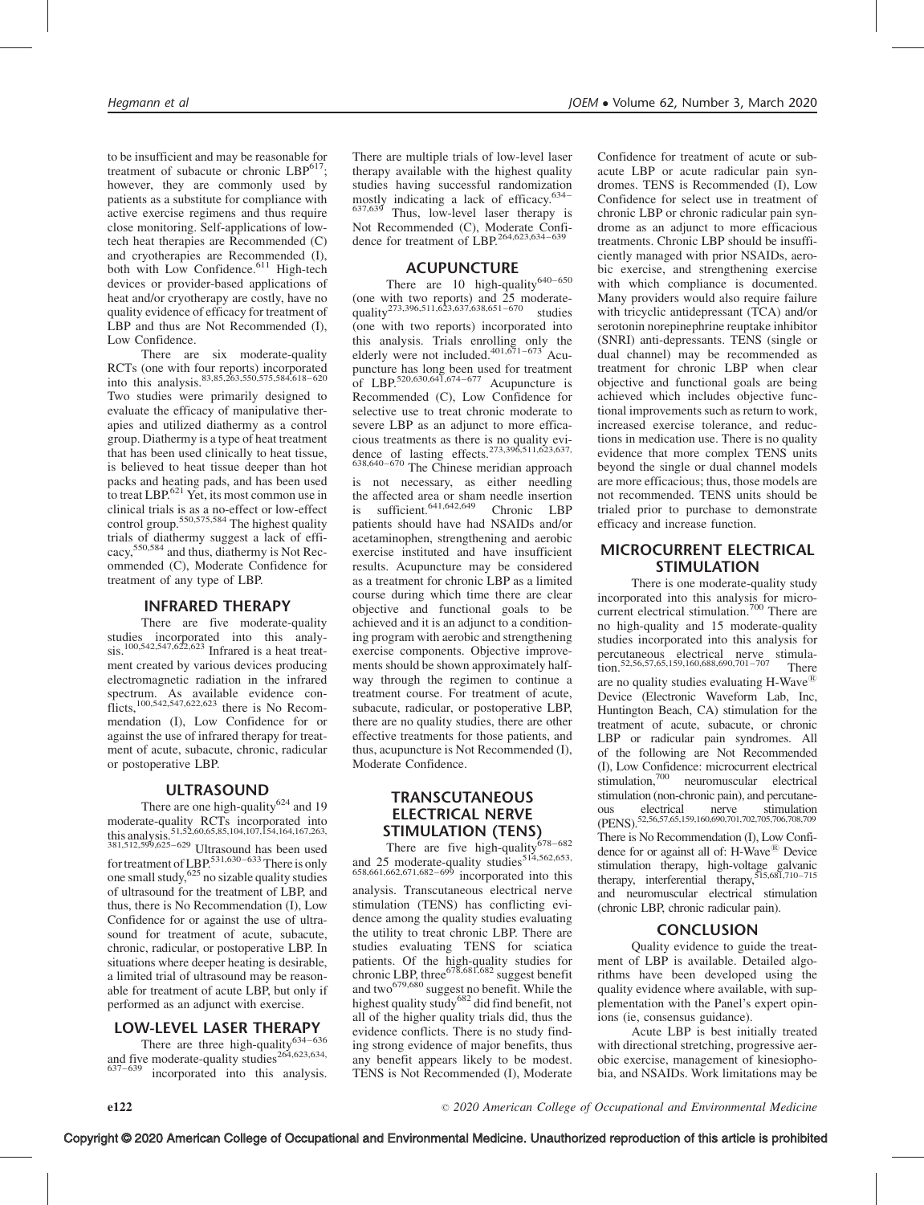to be insufficient and may be reasonable for treatment of subacute or chronic LBP[617]; however, they are commonly used by patients as a substitute for compliance with active exercise regimens and thus require close monitoring. Self-applications of low-tech heat therapies are Recommended (C) and cryotherapies are Recommended (I), both with Low Confidence.[611] High-tech devices or provider-based applications of heat and/or cryotherapy are costly, have no quality evidence of efficacy for treatment of LBP and thus are Not Recommended (I), Low Confidence.

There are six moderate-quality RCTs (one with four reports) incorporated into this analysis.[83,85,263,550,575,584,618–620] Two studies were primarily designed to evaluate the efficacy of manipulative therapies and utilized diathermy as a control group. Diathermy is a type of heat treatment that has been used clinically to heat tissue, is believed to heat tissue deeper than hot packs and heating pads, and has been used to treat LBP.[621] Yet, its most common use in clinical trials is as a no-effect or low-effect control group.[550,575,584] The highest quality trials of diathermy suggest a lack of efficacy,[550,584] and thus, diathermy is Not Recommended (C), Moderate Confidence for treatment of any type of LBP.

## INFRARED THERAPY

There are five moderate-quality studies incorporated into this analysis.[100,542,547,622,623] Infrared is a heat treatment created by various devices producing electromagnetic radiation in the infrared spectrum. As available evidence conflicts,[100,542,547,622,623] there is No Recommendation (I), Low Confidence for or against the use of infrared therapy for treatment of acute, subacute, chronic, radicular or postoperative LBP.

## ULTRASOUND

There are one high-quality[624] and 19 moderate-quality RCTs incorporated into this analysis.[51,52,60,65,85,104,107,154,164,167,263,381,512,599,625–629] Ultrasound has been used for treatment of LBP.[531,630–633] There is only one small study,[625] no sizable quality studies of ultrasound for the treatment of LBP, and thus, there is No Recommendation (I), Low Confidence for or against the use of ultrasound for treatment of acute, subacute, chronic, radicular, or postoperative LBP. In situations where deeper heating is desirable, a limited trial of ultrasound may be reasonable for treatment of acute LBP, but only if performed as an adjunct with exercise.

## LOW-LEVEL LASER THERAPY

There are three high-quality[634–636] and five moderate-quality studies[264,623,634,637–639] incorporated into this analysis. There are multiple trials of low-level laser therapy available with the highest quality studies having successful randomization mostly indicating a lack of efficacy.[634–637,639] Thus, low-level laser therapy is Not Recommended (C), Moderate Confidence for treatment of LBP.[264,623,634–639]

## ACUPUNCTURE

There are 10 high-quality[640–650] (one with two reports) and 25 moderate-quality[273,396,511,623,637,638,651–670] studies (one with two reports) incorporated into this analysis. Trials enrolling only the elderly were not included.[401,671–673] Acupuncture has long been used for treatment of LBP.[520,630,641,674–677] Acupuncture is Recommended (C), Low Confidence for selective use to treat chronic moderate to severe LBP as an adjunct to more efficacious treatments as there is no quality evidence of lasting effects.[273,396,511,623,637,638,640–670] The Chinese meridian approach is not necessary, as either needling the affected area or sham needle insertion is sufficient.[641,642,649] Chronic LBP patients should have had NSAIDs and/or acetaminophen, strengthening and aerobic exercise instituted and have insufficient results. Acupuncture may be considered as a treatment for chronic LBP as a limited course during which time there are clear objective and functional goals to be achieved and it is an adjunct to a conditioning program with aerobic and strengthening exercise components. Objective improvements should be shown approximately halfway through the regimen to continue a treatment course. For treatment of acute, subacute, radicular, or postoperative LBP, there are no quality studies, there are other effective treatments for those patients, and thus, acupuncture is Not Recommended (I), Moderate Confidence.

## TRANSCUTANEOUS ELECTRICAL NERVE STIMULATION (TENS)

There are five high-quality[678–682] and 25 moderate-quality studies[514,562,653,658,661,662,671,682–699] incorporated into this analysis. Transcutaneous electrical nerve stimulation (TENS) has conflicting evidence among the quality studies evaluating the utility to treat chronic LBP. There are studies evaluating TENS for sciatica patients. Of the high-quality studies for chronic LBP, three[678,681,682] suggest benefit and two[679,680] suggest no benefit. While the highest quality study[682] did find benefit, not all of the higher quality trials did, thus the evidence conflicts. There is no study finding strong evidence of major benefits, thus any benefit appears likely to be modest. TENS is Not Recommended (I), Moderate Confidence for treatment of acute or subacute LBP or acute radicular pain syndromes. TENS is Recommended (I), Low Confidence for select use in treatment of chronic LBP or chronic radicular pain syndrome as an adjunct to more efficacious treatments. Chronic LBP should be insufficiently managed with prior NSAIDs, aerobic exercise, and strengthening exercise with which compliance is documented. Many providers would also require failure with tricyclic antidepressant (TCA) and/or serotonin norepinephrine reuptake inhibitor (SNRI) anti-depressants. TENS (single or dual channel) may be recommended as treatment for chronic LBP when clear objective and functional goals are being achieved which includes objective functional improvements such as return to work, increased exercise tolerance, and reductions in medication use. There is no quality evidence that more complex TENS units beyond the single or dual channel models are more efficacious; thus, those models are not recommended. TENS units should be trialed prior to purchase to demonstrate efficacy and increase function.

## MICROCURRENT ELECTRICAL STIMULATION

There is one moderate-quality study incorporated into this analysis for microcurrent electrical stimulation.[700] There are no high-quality and 15 moderate-quality studies incorporated into this analysis for percutaneous electrical nerve stimulation.[52,56,57,65,159,160,688,690,701–707] There are no quality studies evaluating H-Wave® Device (Electronic Waveform Lab, Inc, Huntington Beach, CA) stimulation for the treatment of acute, subacute, or chronic LBP or radicular pain syndromes. All of the following are Not Recommended (I), Low Confidence: microcurrent electrical stimulation,[700] neuromuscular electrical stimulation (non-chronic pain), and percutaneous electrical nerve stimulation (PENS).[52,56,57,65,159,160,690,701,702,705,706,708,709] There is No Recommendation (I), Low Confidence for or against all of: H-Wave® Device stimulation therapy, high-voltage galvanic therapy, interferential therapy,[515,681,710–715] and neuromuscular electrical stimulation (chronic LBP, chronic radicular pain).

## CONCLUSION

Quality evidence to guide the treatment of LBP is available. Detailed algorithms have been developed using the quality evidence where available, with supplementation with the Panel's expert opinions (ie, consensus guidance).

Acute LBP is best initially treated with directional stretching, progressive aerobic exercise, management of kinesiophobia, and NSAIDs. Work limitations may be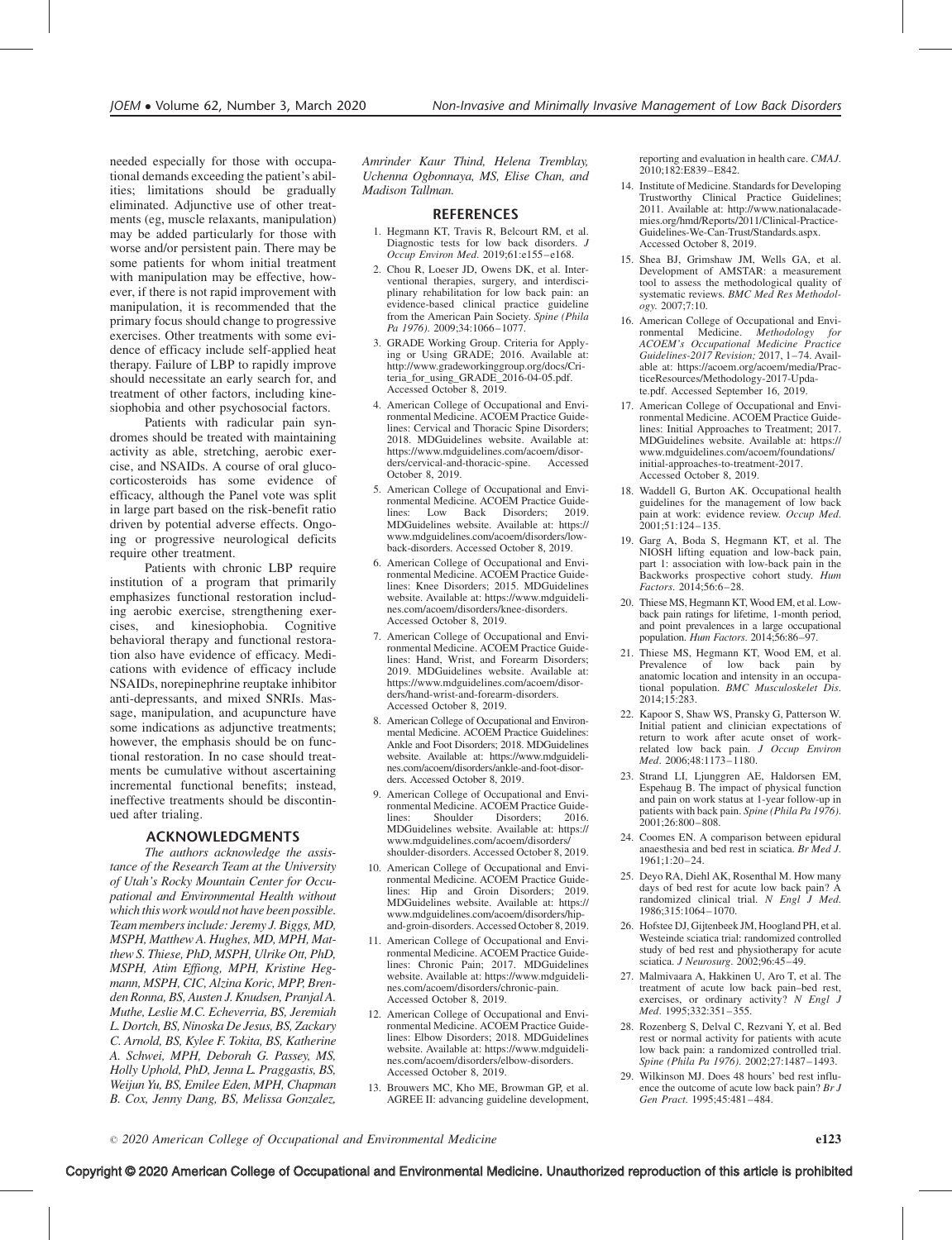needed especially for those with occupational demands exceeding the patient's abilities; limitations should be gradually eliminated. Adjunctive use of other treatments (eg, muscle relaxants, manipulation) may be added particularly for those with worse and/or persistent pain. There may be some patients for whom initial treatment with manipulation may be effective, however, if there is not rapid improvement with manipulation, it is recommended that the primary focus should change to progressive exercises. Other treatments with some evidence of efficacy include self-applied heat therapy. Failure of LBP to rapidly improve should necessitate an early search for, and treatment of other factors, including kinesiophobia and other psychosocial factors.

Patients with radicular pain syndromes should be treated with maintaining activity as able, stretching, aerobic exercise, and NSAIDs. A course of oral glucocorticosteroids has some evidence of efficacy, although the Panel vote was split in large part based on the risk-benefit ratio driven by potential adverse effects. Ongoing or progressive neurological deficits require other treatment.

Patients with chronic LBP require institution of a program that primarily emphasizes functional restoration including aerobic exercise, strengthening exercises, and kinesiophobia. Cognitive behavioral therapy and functional restoration also have evidence of efficacy. Medications with evidence of efficacy include NSAIDs, norepinephrine reuptake inhibitor anti-depressants, and mixed SNRIs. Massage, manipulation, and acupuncture have some indications as adjunctive treatments; however, the emphasis should be on functional restoration. In no case should treatments be cumulative without ascertaining incremental functional benefits; instead, ineffective treatments should be discontinued after trialing.

## ACKNOWLEDGMENTS

*The authors acknowledge the assistance of the Research Team at the University of Utah's Rocky Mountain Center for Occupational and Environmental Health without which this work would not have been possible. Team members include: Jeremy J. Biggs, MD, MSPH, Matthew A. Hughes, MD, MPH, Matthew S. Thiese, PhD, MSPH, Ulrike Ott, PhD, MSPH, Atim Effiong, MPH, Kristine Hegmann, MSPH, CIC, Alzina Koric, MPP, Brenden Ronna, BS, Austen J. Knudsen, Pranjal A. Muthe, Leslie M.C. Echeverria, BS, Jeremiah L. Dortch, BS, Ninoska De Jesus, BS, Zackary C. Arnold, BS, Kylee F. Tokita, BS, Katherine A. Schwei, MPH, Deborah G. Passey, MS, Holly Uphold, PhD, Jenna L. Praggastis, BS, Weijun Yu, BS, Emilee Eden, MPH, Chapman B. Cox, Jenny Dang, BS, Melissa Gonzalez, Amrinder Kaur Thind, Helena Tremblay, Uchenna Ogbonnaya, MS, Elise Chan, and Madison Tallman.*

## REFERENCES

1. Hegmann KT, Travis R, Belcourt RM, et al. Diagnostic tests for low back disorders. *J Occup Environ Med*. 2019;61:e155–e168.
2. Chou R, Loeser JD, Owens DK, et al. Interventional therapies, surgery, and interdisciplinary rehabilitation for low back pain: an evidence-based clinical practice guideline from the American Pain Society. *Spine (Phila Pa 1976)*. 2009;34:1066–1077.
3. GRADE Working Group. Criteria for Applying or Using GRADE; 2016. Available at: http://www.gradeworkinggroup.org/docs/Criteria_for_using_GRADE_2016-04-05.pdf. Accessed October 8, 2019.
4. American College of Occupational and Environmental Medicine. ACOEM Practice Guidelines: Cervical and Thoracic Spine Disorders; 2018. MDGuidelines website. Available at: https://www.mdguidelines.com/acoem/disorders/cervical-and-thoracic-spine. Accessed October 8, 2019.
5. American College of Occupational and Environmental Medicine. ACOEM Practice Guidelines: Low Back Disorders; 2019. MDGuidelines website. Available at: https://www.mdguidelines.com/acoem/disorders/low-back-disorders. Accessed October 8, 2019.
6. American College of Occupational and Environmental Medicine. ACOEM Practice Guidelines: Knee Disorders; 2015. MDGuidelines website. Available at: https://www.mdguidelines.com/acoem/disorders/knee-disorders. Accessed October 8, 2019.
7. American College of Occupational and Environmental Medicine. ACOEM Practice Guidelines: Hand, Wrist, and Forearm Disorders; 2019. MDGuidelines website. Available at: https://www.mdguidelines.com/acoem/disorders/hand-wrist-and-forearm-disorders. Accessed October 8, 2019.
8. American College of Occupational and Environmental Medicine. ACOEM Practice Guidelines: Ankle and Foot Disorders; 2018. MDGuidelines website. Available at: https://www.mdguidelines.com/acoem/disorders/ankle-and-foot-disorders. Accessed October 8, 2019.
9. American College of Occupational and Environmental Medicine. ACOEM Practice Guidelines: Shoulder Disorders; 2016. MDGuidelines website. Available at: https://www.mdguidelines.com/acoem/disorders/shoulder-disorders. Accessed October 8, 2019.
10. American College of Occupational and Environmental Medicine. ACOEM Practice Guidelines: Hip and Groin Disorders; 2019. MDGuidelines website. Available at: https://www.mdguidelines.com/acoem/disorders/hip-and-groin-disorders. Accessed October 8, 2019.
11. American College of Occupational and Environmental Medicine. ACOEM Practice Guidelines: Chronic Pain; 2017. MDGuidelines website. Available at: https://www.mdguidelines.com/acoem/disorders/chronic-pain. Accessed October 8, 2019.
12. American College of Occupational and Environmental Medicine. ACOEM Practice Guidelines: Elbow Disorders; 2018. MDGuidelines website. Available at: https://www.mdguidelines.com/acoem/disorders/elbow-disorders. Accessed October 8, 2019.
13. Brouwers MC, Kho ME, Browman GP, et al. AGREE II: advancing guideline development, reporting and evaluation in health care. *CMAJ*. 2010;182:E839–E842.
14. Institute of Medicine. Standards for Developing Trustworthy Clinical Practice Guidelines; 2011. Available at: http://www.nationalacademies.org/hmd/Reports/2011/Clinical-Practice-Guidelines-We-Can-Trust/Standards.aspx. Accessed October 8, 2019.
15. Shea BJ, Grimshaw JM, Wells GA, et al. Development of AMSTAR: a measurement tool to assess the methodological quality of systematic reviews. *BMC Med Res Methodology*. 2007;7:10.
16. American College of Occupational and Environmental Medicine. *Methodology for ACOEM's Occupational Medicine Practice Guidelines-2017 Revision;* 2017, 1–74. Available at: https://acoem.org/acoem/media/PracticeResources/Methodology-2017-Update.pdf. Accessed September 16, 2019.
17. American College of Occupational and Environmental Medicine. ACOEM Practice Guidelines: Initial Approaches to Treatment; 2017. MDGuidelines website. Available at: https://www.mdguidelines.com/acoem/foundations/initial-approaches-to-treatment-2017. Accessed October 8, 2019.
18. Waddell G, Burton AK. Occupational health guidelines for the management of low back pain at work: evidence review. *Occup Med*. 2001;51:124–135.
19. Garg A, Boda S, Hegmann KT, et al. The NIOSH lifting equation and low-back pain, part 1: association with low-back pain in the Backworks prospective cohort study. *Hum Factors*. 2014;56:6–28.
20. Thiese MS, Hegmann KT, Wood EM, et al. Low-back pain ratings for lifetime, 1-month period, and point prevalences in a large occupational population. *Hum Factors*. 2014;56:86–97.
21. Thiese MS, Hegmann KT, Wood EM, et al. Prevalence of low back pain by anatomic location and intensity in an occupational population. *BMC Musculoskelet Dis*. 2014;15:283.
22. Kapoor S, Shaw WS, Pransky G, Patterson W. Initial patient and clinician expectations of return to work after acute onset of work-related low back pain. *J Occup Environ Med*. 2006;48:1173–1180.
23. Strand LI, Ljunggren AE, Haldorsen EM, Espehaug B. The impact of physical function and pain on work status at 1-year follow-up in patients with back pain. *Spine (Phila Pa 1976)*. 2001;26:800–808.
24. Coomes EN. A comparison between epidural anaesthesia and bed rest in sciatica. *Br Med J*. 1961;1:20–24.
25. Deyo RA, Diehl AK, Rosenthal M. How many days of bed rest for acute low back pain? A randomized clinical trial. *N Engl J Med*. 1986;315:1064–1070.
26. Hofstee DJ, Gijtenbeek JM, Hoogland PH, et al. Westeinde sciatica trial: randomized controlled study of bed rest and physiotherapy for acute sciatica. *J Neurosurg*. 2002;96:45–49.
27. Malmivaara A, Hakkinen U, Aro T, et al. The treatment of acute low back pain–bed rest, exercises, or ordinary activity? *N Engl J Med*. 1995;332:351–355.
28. Rozenberg S, Delval C, Rezvani Y, et al. Bed rest or normal activity for patients with acute low back pain: a randomized controlled trial. *Spine (Phila Pa 1976)*. 2002;27:1487–1493.
29. Wilkinson MJ. Does 48 hours' bed rest influence the outcome of acute low back pain? *Br J Gen Pract*. 1995;45:481–484.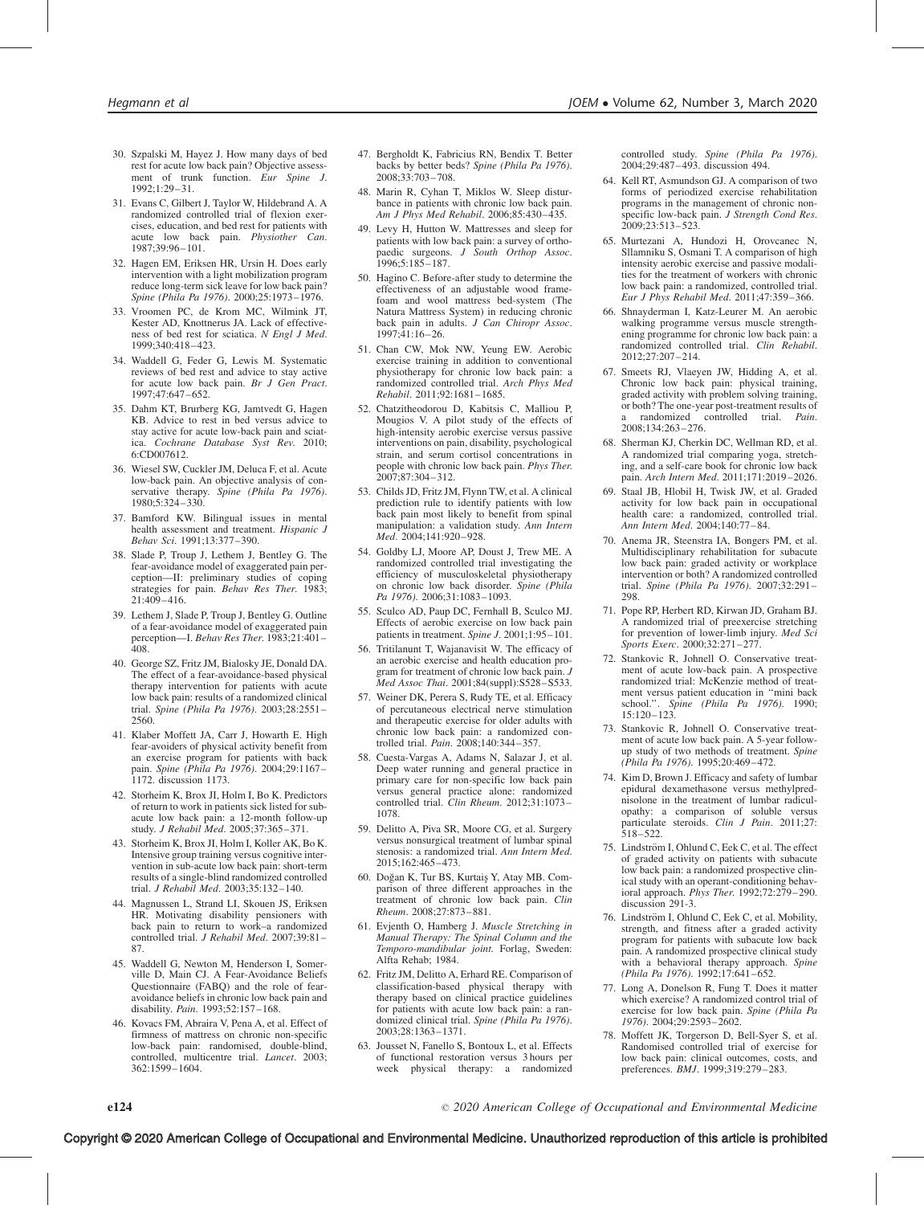30. Szpalski M, Hayez J. How many days of bed rest for acute low back pain? Objective assessment of trunk function. *Eur Spine J*. 1992;1:29–31.
31. Evans C, Gilbert J, Taylor W, Hildebrand A. A randomized controlled trial of flexion exercises, education, and bed rest for patients with acute low back pain. *Physiother Can*. 1987;39:96–101.
32. Hagen EM, Eriksen HR, Ursin H. Does early intervention with a light mobilization program reduce long-term sick leave for low back pain? *Spine (Phila Pa 1976)*. 2000;25:1973–1976.
33. Vroomen PC, de Krom MC, Wilmink JT, Kester AD, Knottnerus JA. Lack of effectiveness of bed rest for sciatica. *N Engl J Med*. 1999;340:418–423.
34. Waddell G, Feder G, Lewis M. Systematic reviews of bed rest and advice to stay active for acute low back pain. *Br J Gen Pract*. 1997;47:647–652.
35. Dahm KT, Brurberg KG, Jamtvedt G, Hagen KB. Advice to rest in bed versus advice to stay active for acute low-back pain and sciatica. *Cochrane Database Syst Rev*. 2010; 6:CD007612.
36. Wiesel SW, Cuckler JM, Deluca F, et al. Acute low-back pain. An objective analysis of conservative therapy. *Spine (Phila Pa 1976)*. 1980;5:324–330.
37. Bamford KW. Bilingual issues in mental health assessment and treatment. *Hispanic J Behav Sci*. 1991;13:377–390.
38. Slade P, Troup J, Lethem J, Bentley G. The fear-avoidance model of exaggerated pain perception—II: preliminary studies of coping strategies for pain. *Behav Res Ther*. 1983; 21:409–416.
39. Lethem J, Slade P, Troup J, Bentley G. Outline of a fear-avoidance model of exaggerated pain perception—I. *Behav Res Ther*. 1983;21:401–408.
40. George SZ, Fritz JM, Bialosky JE, Donald DA. The effect of a fear-avoidance-based physical therapy intervention for patients with acute low back pain: results of a randomized clinical trial. *Spine (Phila Pa 1976)*. 2003;28:2551–2560.
41. Klaber Moffett JA, Carr J, Howarth E. High fear-avoiders of physical activity benefit from an exercise program for patients with back pain. *Spine (Phila Pa 1976)*. 2004;29:1167–1172. discussion 1173.
42. Storheim K, Brox JI, Holm I, Bo K. Predictors of return to work in patients sick listed for subacute low back pain: a 12-month follow-up study. *J Rehabil Med*. 2005;37:365–371.
43. Storheim K, Brox JI, Holm I, Koller AK, Bo K. Intensive group training versus cognitive intervention in sub-acute low back pain: short-term results of a single-blind randomized controlled trial. *J Rehabil Med*. 2003;35:132–140.
44. Magnussen L, Strand LI, Skouen JS, Eriksen HR. Motivating disability pensioners with back pain to return to work–a randomized controlled trial. *J Rehabil Med*. 2007;39:81–87.
45. Waddell G, Newton M, Henderson I, Somerville D, Main CJ. A Fear-Avoidance Beliefs Questionnaire (FABQ) and the role of fear-avoidance beliefs in chronic low back pain and disability. *Pain*. 1993;52:157–168.
46. Kovacs FM, Abraira V, Pena A, et al. Effect of firmness of mattress on chronic non-specific low-back pain: randomised, double-blind, controlled, multicentre trial. *Lancet*. 2003; 362:1599–1604.
47. Bergholdt K, Fabricius RN, Bendix T. Better backs by better beds? *Spine (Phila Pa 1976)*. 2008;33:703–708.
48. Marin R, Cyhan T, Miklos W. Sleep disturbance in patients with chronic low back pain. *Am J Phys Med Rehabil*. 2006;85:430–435.
49. Levy H, Hutton W. Mattresses and sleep for patients with low back pain: a survey of orthopaedic surgeons. *J South Orthop Assoc*. 1996;5:185–187.
50. Hagino C. Before-after study to determine the effectiveness of an adjustable wood frame-foam and wool mattress bed-system (The Natura Mattress System) in reducing chronic back pain in adults. *J Can Chiropr Assoc*. 1997;41:16–26.
51. Chan CW, Mok NW, Yeung EW. Aerobic exercise training in addition to conventional physiotherapy for chronic low back pain: a randomized controlled trial. *Arch Phys Med Rehabil*. 2011;92:1681–1685.
52. Chatzitheodorou D, Kabitsis C, Malliou P, Mougios V. A pilot study of the effects of high-intensity aerobic exercise versus passive interventions on pain, disability, psychological strain, and serum cortisol concentrations in people with chronic low back pain. *Phys Ther*. 2007;87:304–312.
53. Childs JD, Fritz JM, Flynn TW, et al. A clinical prediction rule to identify patients with low back pain most likely to benefit from spinal manipulation: a validation study. *Ann Intern Med*. 2004;141:920–928.
54. Goldby LJ, Moore AP, Doust J, Trew ME. A randomized controlled trial investigating the efficiency of musculoskeletal physiotherapy on chronic low back disorder. *Spine (Phila Pa 1976)*. 2006;31:1083–1093.
55. Sculco AD, Paup DC, Fernhall B, Sculco MJ. Effects of aerobic exercise on low back pain patients in treatment. *Spine J*. 2001;1:95–101.
56. Tritilanunt T, Wajanavisit W. The efficacy of an aerobic exercise and health education program for treatment of chronic low back pain. *J Med Assoc Thai*. 2001;84(suppl):S528–S533.
57. Weiner DK, Perera S, Rudy TE, et al. Efficacy of percutaneous electrical nerve stimulation and therapeutic exercise for older adults with chronic low back pain: a randomized controlled trial. *Pain*. 2008;140:344–357.
58. Cuesta-Vargas A, Adams N, Salazar J, et al. Deep water running and general practice in primary care for non-specific low back pain versus general practice alone: randomized controlled trial. *Clin Rheum*. 2012;31:1073–1078.
59. Delitto A, Piva SR, Moore CG, et al. Surgery versus nonsurgical treatment of lumbar spinal stenosis: a randomized trial. *Ann Intern Med*. 2015;162:465–473.
60. Doğan K, Tur BS, Kurtaiş Y, Atay MB. Comparison of three different approaches in the treatment of chronic low back pain. *Clin Rheum*. 2008;27:873–881.
61. Evjenth O, Hamberg J. *Muscle Stretching in Manual Therapy: The Spinal Column and the Temporo-mandibular joint*. Forlag, Sweden: Alfta Rehab; 1984.
62. Fritz JM, Delitto A, Erhard RE. Comparison of classification-based physical therapy with therapy based on clinical practice guidelines for patients with acute low back pain: a randomized clinical trial. *Spine (Phila Pa 1976)*. 2003;28:1363–1371.
63. Jousset N, Fanello S, Bontoux L, et al. Effects of functional restoration versus 3 hours per week physical therapy: a randomized controlled study. *Spine (Phila Pa 1976)*. 2004;29:487–493. discussion 494.
64. Kell RT, Asmundson GJ. A comparison of two forms of periodized exercise rehabilitation programs in the management of chronic nonspecific low-back pain. *J Strength Cond Res*. 2009;23:513–523.
65. Murtezani A, Hundozi H, Orovcanec N, Sllamniku S, Osmani T. A comparison of high intensity aerobic exercise and passive modalities for the treatment of workers with chronic low back pain: a randomized, controlled trial. *Eur J Phys Rehabil Med*. 2011;47:359–366.
66. Shnayderman I, Katz-Leurer M. An aerobic walking programme versus muscle strengthening programme for chronic low back pain: a randomized controlled trial. *Clin Rehabil*. 2012;27:207–214.
67. Smeets RJ, Vlaeyen JW, Hidding A, et al. Chronic low back pain: physical training, graded activity with problem solving training, or both? The one-year post-treatment results of a randomized controlled trial. *Pain*. 2008;134:263–276.
68. Sherman KJ, Cherkin DC, Wellman RD, et al. A randomized trial comparing yoga, stretching, and a self-care book for chronic low back pain. *Arch Intern Med*. 2011;171:2019–2026.
69. Staal JB, Hlobil H, Twisk JW, et al. Graded activity for low back pain in occupational health care: a randomized, controlled trial. *Ann Intern Med*. 2004;140:77–84.
70. Anema JR, Steenstra IA, Bongers PM, et al. Multidisciplinary rehabilitation for subacute low back pain: graded activity or workplace intervention or both? A randomized controlled trial. *Spine (Phila Pa 1976)*. 2007;32:291–298.
71. Pope RP, Herbert RD, Kirwan JD, Graham BJ. A randomized trial of preexercise stretching for prevention of lower-limb injury. *Med Sci Sports Exerc*. 2000;32:271–277.
72. Stankovic R, Johnell O. Conservative treatment of acute low-back pain. A prospective randomized trial: McKenzie method of treatment versus patient education in "mini back school.". *Spine (Phila Pa 1976)*. 1990; 15:120–123.
73. Stankovic R, Johnell O. Conservative treatment of acute low back pain. A 5-year follow-up study of two methods of treatment. *Spine (Phila Pa 1976)*. 1995;20:469–472.
74. Kim D, Brown J. Efficacy and safety of lumbar epidural dexamethasone versus methylprednisolone in the treatment of lumbar radiculopathy: a comparison of soluble versus particulate steroids. *Clin J Pain*. 2011;27: 518–522.
75. Lindström I, Ohlund C, Eek C, et al. The effect of graded activity on patients with subacute low back pain: a randomized prospective clinical study with an operant-conditioning behavioral approach. *Phys Ther*. 1992;72:279–290. discussion 291-3.
76. Lindström I, Ohlund C, Eek C, et al. Mobility, strength, and fitness after a graded activity program for patients with subacute low back pain. A randomized prospective clinical study with a behavioral therapy approach. *Spine (Phila Pa 1976)*. 1992;17:641–652.
77. Long A, Donelson R, Fung T. Does it matter which exercise? A randomized control trial of exercise for low back pain. *Spine (Phila Pa 1976)*. 2004;29:2593–2602.
78. Moffett JK, Torgerson D, Bell-Syer S, et al. Randomised controlled trial of exercise for low back pain: clinical outcomes, costs, and preferences. *BMJ*. 1999;319:279–283.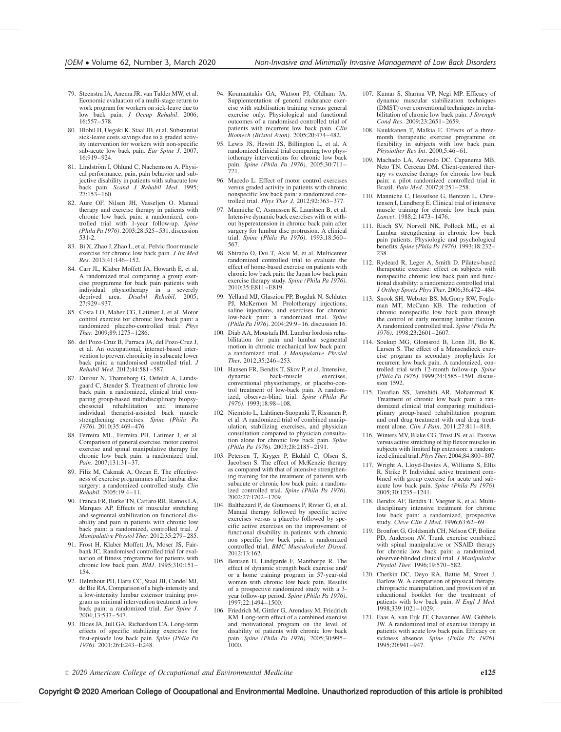79. Steenstra IA, Anema JR, van Tulder MW, et al. Economic evaluation of a multi-stage return to work program for workers on sick-leave due to low back pain. *J Occup Rehabil*. 2006; 16:557–578.
80. Hlobil H, Uegaki K, Staal JB, et al. Substantial sick-leave costs savings due to a graded activity intervention for workers with non-specific sub-acute low back pain. *Eur Spine J*. 2007; 16:919–924.
81. Lindström I, Ohlund C, Nachemson A. Physical performance, pain, pain behavior and subjective disability in patients with subacute low back pain. *Scand J Rehabil Med*. 1995; 27:153–160.
82. Aure OF, Nilsen JH, Vasseljen O. Manual therapy and exercise therapy in patients with chronic low back pain: a randomized, controlled trial with 1-year follow-up. *Spine (Phila Pa 1976)*. 2003;28:525–531. discussion 531-2.
83. Bi X, Zhao J, Zhao L, et al. Pelvic floor muscle exercise for chronic low back pain. *J Int Med Res*. 2013;41:146–152.
84. Carr JL, Klaber Moffett JA, Howarth E, et al. A randomized trial comparing a group exercise programme for back pain patients with individual physiotherapy in a severely deprived area. *Disabil Rehabil*. 2005; 27:929–937.
85. Costa LO, Maher CG, Latimer J, et al. Motor control exercise for chronic low back pain: a randomized placebo-controlled trial. *Phys Ther*. 2009;89:1275–1286.
86. del Pozo-Cruz B, Parraca JA, del Pozo-Cruz J, et al. An occupational, internet-based intervention to prevent chronicity in subacute lower back pain: a randomised controlled trial. *J Rehabil Med*. 2012;44:581–587.
87. Dufour N, Thamsborg G, Oefeldt A, Lundsgaard C, Stender S. Treatment of chronic low back pain: a randomized, clinical trial comparing group-based multidisciplinary biopsychosocial rehabilitation and intensive individual therapist-assisted back muscle strengthening exercises. *Spine (Phila Pa 1976)*. 2010;35:469–476.
88. Ferreira ML, Ferreira PH, Latimer J, et al. Comparison of general exercise, motor control exercise and spinal manipulative therapy for chronic low back pain: a randomized trial. *Pain*. 2007;131:31–37.
89. Filiz M, Cakmak A, Ozcan E. The effectiveness of exercise programmes after lumbar disc surgery: a randomized controlled study. *Clin Rehabil*. 2005;19:4–11.
90. Franca FR, Burke TN, Caffaro RR, Ramos LA, Marques AP. Effects of muscular stretching and segmental stabilization on functional disability and pain in patients with chronic low back pain: a randomized, controlled trial. *J Manipulative Physiol Ther*. 2012;35:279–285.
91. Frost H, Klaber Moffett JA, Moser JS, Fairbank JC. Randomised controlled trial for evaluation of fitness programme for patients with chronic low back pain. *BMJ*. 1995;310:151–154.
92. Helmhout PH, Harts CC, Staal JB, Candel MJ, de Bie RA. Comparison of a high-intensity and a low-intensity lumbar extensor training program as minimal intervention treatment in low back pain: a randomized trial. *Eur Spine J*. 2004;13:537–547.
93. Hides JA, Jull GA, Richardson CA. Long-term effects of specific stabilizing exercises for first-episode low back pain. *Spine (Phila Pa 1976)*. 2001;26:E243–E248.
94. Koumantakis GA, Watson PJ, Oldham JA. Supplementation of general endurance exercise with stabilisation training versus general exercise only. Physiological and functional outcomes of a randomised controlled trial of patients with recurrent low back pain. *Clin Biomech (Bristol Avon)*. 2005;20:474–482.
95. Lewis JS, Hewitt JS, Billington L, et al. A randomized clinical trial comparing two physiotherapy interventions for chronic low back pain. *Spine (Phila Pa 1976)*. 2005;30:711–721.
96. Macedo L. Effect of motor control exercises versus graded activity in patients with chronic nonspecific low back pain: a randomized controlled trial. *Phys Ther J*. 2012;92:363–377.
97. Manniche C, Asmussen K, Lauritsen B, et al. Intensive dynamic back exercises with or without hyperextension in chronic back pain after surgery for lumbar disc protrusion. A clinical trial. *Spine (Phila Pa 1976)*. 1993;18:560–567.
98. Shirado O, Doi T, Akai M, et al. Multicenter randomized controlled trial to evaluate the effect of home-based exercise on patients with chronic low back pain: the Japan low back pain exercise therapy study. *Spine (Phila Pa 1976)*. 2010;35:E811–E819.
99. Yelland MJ, Glasziou PP, Bogduk N, Schluter PJ, McKernon M. Prolotherapy injections, saline injections, and exercises for chronic low-back pain: a randomized trial. *Spine (Phila Pa 1976)*. 2004;29:9–16. discussion 16.
100. Diab AA, Moustafa IM. Lumbar lordosis rehabilitation for pain and lumbar segmental motion in chronic mechanical low back pain: a randomized trial. *J Manipulative Physiol Ther*. 2012;35:246–253.
101. Hansen FR, Bendix T, Skov P, et al. Intensive, dynamic back-muscle exercises, conventional physiotherapy, or placebo-control treatment of low-back pain. A randomized, observer-blind trial. *Spine (Phila Pa 1976)*. 1993;18:98–108.
102. Niemisto L, Lahtinen-Suopanki T, Rissanen P, et al. A randomized trial of combined manipulation, stabilizing exercises, and physician consultation compared to physician consultation alone for chronic low back pain. *Spine (Phila Pa 1976)*. 2003;28:2185–2191.
103. Petersen T, Kryger P, Ekdahl C, Olsen S, Jacobsen S. The effect of McKenzie therapy as compared with that of intensive strengthening training for the treatment of patients with subacute or chronic low back pain: a randomized controlled trial. *Spine (Phila Pa 1976)*. 2002;27:1702–1709.
104. Balthazard P, de Goumoens P, Rivier G, et al. Manual therapy followed by specific active exercises versus a placebo followed by specific active exercises on the improvement of functional disability in patients with chronic non specific low back pain: a randomized controlled trial. *BMC Musculoskelet Disord*. 2012;13:162.
105. Bentsen H, Lindgarde F, Manthorpe R. The effect of dynamic strength back exercise and/or a home training program in 57-year-old women with chronic low back pain. Results of a prospective randomized study with a 3-year follow-up period. *Spine (Phila Pa 1976)*. 1997;22:1494–1500.
106. Friedrich M, Gittler G, Arendasy M, Friedrich KM. Long-term effect of a combined exercise and motivational program on the level of disability of patients with chronic low back pain. *Spine (Phila Pa 1976)*. 2005;30:995–1000.
107. Kumar S, Sharma VP, Negi MP. Efficacy of dynamic muscular stabilization techniques (DMST) over conventional techniques in rehabilitation of chronic low back pain. *J Strength Cond Res*. 2009;23:2651–2659.
108. Kuukkanen T, Malkia E. Effects of a three-month therapeutic exercise programme on flexibility in subjects with low back pain. *Physiother Res Int*. 2000;5:46–61.
109. Machado LA, Azevedo DC, Capanema MB, Neto TN, Cerceau DM. Client-centered therapy vs exercise therapy for chronic low back pain: a pilot randomized controlled trial in Brazil. *Pain Med*. 2007;8:251–258.
110. Manniche C, Hesselsoe G, Bentzen L, Christensen I, Lundberg E. Clinical trial of intensive muscle training for chronic low back pain. *Lancet*. 1988;2:1473–1476.
111. Risch SV, Norvell NK, Pollock ML, et al. Lumbar strengthening in chronic low back pain patients. Physiologic and psychological benefits. *Spine (Phila Pa 1976)*. 1993;18:232–238.
112. Rydeard R, Leger A, Smith D. Pilates-based therapeutic exercise: effect on subjects with nonspecific chronic low back pain and functional disability: a randomized controlled trial. *J Orthop Sports Phys Ther*. 2006;36:472–484.
113. Snook SH, Webster BS, McGorry RW, Fogleman MT, McCann KB. The reduction of chronic nonspecific low back pain through the control of early morning lumbar flexion. A randomized controlled trial. *Spine (Phila Pa 1976)*. 1998;23:2601–2607.
114. Soukup MG, Glomsrod B, Lonn JH, Bo K, Larsen S. The effect of a Mensendieck exercise program as secondary prophylaxis for recurrent low back pain. A randomized, controlled trial with 12-month follow-up. *Spine (Phila Pa 1976)*. 1999;24:1585–1591. discussion 1592.
115. Tavafian SS, Jamshidi AR, Mohammad K. Treatment of chronic low back pain: a randomized clinical trial comparing multidisciplinary group-based rehabilitation program and oral drug treatment with oral drug treatment alone. *Clin J Pain*. 2011;27:811–818.
116. Winters MV, Blake CG, Trost JS, et al. Passive versus active stretching of hip flexor muscles in subjects with limited hip extension: a randomized clinical trial. *Phys Ther*. 2004;84:800–807.
117. Wright A, Lloyd-Davies A, Williams S, Ellis R, Strike P. Individual active treatment combined with group exercise for acute and subacute low back pain. *Spine (Phila Pa 1976)*. 2005;30:1235–1241.
118. Bendix AF, Bendix T, Vaegter K, et al. Multidisciplinary intensive treatment for chronic low back pain: a randomized, prospective study. *Cleve Clin J Med*. 1996;63:62–69.
119. Bronfort G, Goldsmith CH, Nelson CF, Boline PD, Anderson AV. Trunk exercise combined with spinal manipulative or NSAID therapy for chronic low back pain: a randomized, observer-blinded clinical trial. *J Manipulative Physiol Ther*. 1996;19:570–582.
120. Cherkin DC, Deyo RA, Battie M, Street J, Barlow W. A comparison of physical therapy, chiropractic manipulation, and provision of an educational booklet for the treatment of patients with low back pain. *N Engl J Med*. 1998;339:1021–1029.
121. Faas A, van Eijk JT, Chavannes AW, Gubbels JW. A randomized trial of exercise therapy in patients with acute low back pain. Efficacy on sickness absence. *Spine (Phila Pa 1976)*. 1995;20:941–947.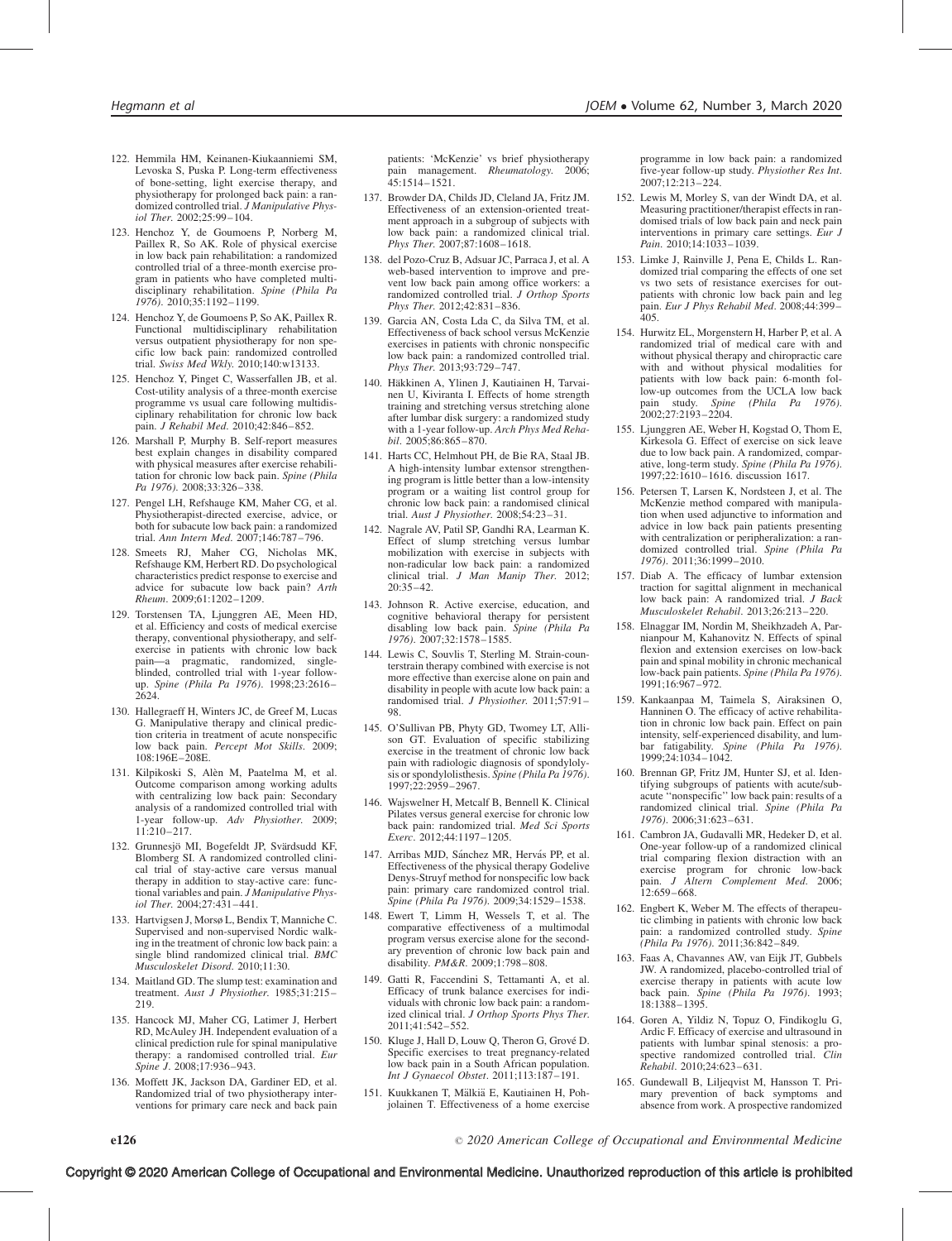122. Hemmila HM, Keinanen-Kiukaanniemi SM, Levoska S, Puska P. Long-term effectiveness of bone-setting, light exercise therapy, and physiotherapy for prolonged back pain: a randomized controlled trial. *J Manipulative Physiol Ther*. 2002;25:99–104.

123. Henchoz Y, de Goumoens P, Norberg M, Paillex R, So AK. Role of physical exercise in low back pain rehabilitation: a randomized controlled trial of a three-month exercise program in patients who have completed multidisciplinary rehabilitation. *Spine (Phila Pa 1976)*. 2010;35:1192–1199.

124. Henchoz Y, de Goumoens P, So AK, Paillex R. Functional multidisciplinary rehabilitation versus outpatient physiotherapy for non specific low back pain: randomized controlled trial. *Swiss Med Wkly*. 2010;140:w13133.

125. Henchoz Y, Pinget C, Wasserfallen JB, et al. Cost-utility analysis of a three-month exercise programme vs usual care following multidisciplinary rehabilitation for chronic low back pain. *J Rehabil Med*. 2010;42:846–852.

126. Marshall P, Murphy B. Self-report measures best explain changes in disability compared with physical measures after exercise rehabilitation for chronic low back pain. *Spine (Phila Pa 1976)*. 2008;33:326–338.

127. Pengel LH, Refshauge KM, Maher CG, et al. Physiotherapist-directed exercise, advice, or both for subacute low back pain: a randomized trial. *Ann Intern Med*. 2007;146:787–796.

128. Smeets RJ, Maher CG, Nicholas MK, Refshauge KM, Herbert RD. Do psychological characteristics predict response to exercise and advice for subacute low back pain? *Arth Rheum*. 2009;61:1202–1209.

129. Torstensen TA, Ljunggren AE, Meen HD, et al. Efficiency and costs of medical exercise therapy, conventional physiotherapy, and self-exercise in patients with chronic low back pain—a pragmatic, randomized, single-blinded, controlled trial with 1-year follow-up. *Spine (Phila Pa 1976)*. 1998;23:2616–2624.

130. Hallegraeff H, Winters JC, de Greef M, Lucas G. Manipulative therapy and clinical prediction criteria in treatment of acute nonspecific low back pain. *Percept Mot Skills*. 2009; 108:196E–208E.

131. Kilpikoski S, Alèn M, Paatelma M, et al. Outcome comparison among working adults with centralizing low back pain: Secondary analysis of a randomized controlled trial with 1-year follow-up. *Adv Physiother*. 2009; 11:210–217.

132. Grunnesjö MI, Bogefeldt JP, Svärdsudd KF, Blomberg SI. A randomized controlled clinical trial of stay-active care versus manual therapy in addition to stay-active care: functional variables and pain. *J Manipulative Physiol Ther*. 2004;27:431–441.

133. Hartvigsen J, Morsø L, Bendix T, Manniche C. Supervised and non-supervised Nordic walking in the treatment of chronic low back pain: a single blind randomized clinical trial. *BMC Musculoskelet Disord*. 2010;11:30.

134. Maitland GD. The slump test: examination and treatment. *Aust J Physiother*. 1985;31:215–219.

135. Hancock MJ, Maher CG, Latimer J, Herbert RD, McAuley JH. Independent evaluation of a clinical prediction rule for spinal manipulative therapy: a randomised controlled trial. *Eur Spine J*. 2008;17:936–943.

136. Moffett JK, Jackson DA, Gardiner ED, et al. Randomized trial of two physiotherapy interventions for primary care neck and back pain patients: 'McKenzie' vs brief physiotherapy pain management. *Rheumatology*. 2006; 45:1514–1521.

137. Browder DA, Childs JD, Cleland JA, Fritz JM. Effectiveness of an extension-oriented treatment approach in a subgroup of subjects with low back pain: a randomized clinical trial. *Phys Ther*. 2007;87:1608–1618.

138. del Pozo-Cruz B, Adsuar JC, Parraca J, et al. A web-based intervention to improve and prevent low back pain among office workers: a randomized controlled trial. *J Orthop Sports Phys Ther*. 2012;42:831–836.

139. Garcia AN, Costa Lda C, da Silva TM, et al. Effectiveness of back school versus McKenzie exercises in patients with chronic nonspecific low back pain: a randomized controlled trial. *Phys Ther*. 2013;93:729–747.

140. Häkkinen A, Ylinen J, Kautiainen H, Tarvainen U, Kiviranta I. Effects of home strength training and stretching versus stretching alone after lumbar disk surgery: a randomized study with a 1-year follow-up. *Arch Phys Med Rehabil*. 2005;86:865–870.

141. Harts CC, Helmhout PH, de Bie RA, Staal JB. A high-intensity lumbar extensor strengthening program is little better than a low-intensity program or a waiting list control group for chronic low back pain: a randomised clinical trial. *Aust J Physiother*. 2008;54:23–31.

142. Nagrale AV, Patil SP, Gandhi RA, Learman K. Effect of slump stretching versus lumbar mobilization with exercise in subjects with non-radicular low back pain: a randomized clinical trial. *J Man Manip Ther*. 2012; 20:35–42.

143. Johnson R. Active exercise, education, and cognitive behavioral therapy for persistent disabling low back pain. *Spine (Phila Pa 1976)*. 2007;32:1578–1585.

144. Lewis C, Souvlis T, Sterling M. Strain-counterstrain therapy combined with exercise is not more effective than exercise alone on pain and disability in people with acute low back pain: a randomised trial. *J Physiother*. 2011;57:91–98.

145. O'Sullivan PB, Phyty GD, Twomey LT, Allison GT. Evaluation of specific stabilizing exercise in the treatment of chronic low back pain with radiologic diagnosis of spondylolysis or spondylolisthesis. *Spine (Phila Pa 1976)*. 1997;22:2959–2967.

146. Wajswelner H, Metcalf B, Bennell K. Clinical Pilates versus general exercise for chronic low back pain: randomized trial. *Med Sci Sports Exerc*. 2012;44:1197–1205.

147. Arribas MJD, Sánchez MR, Hervás PP, et al. Effectiveness of the physical therapy Godelive Denys-Struyf method for nonspecific low back pain: primary care randomized control trial. *Spine (Phila Pa 1976)*. 2009;34:1529–1538.

148. Ewert T, Limm H, Wessels T, et al. The comparative effectiveness of a multimodal program versus exercise alone for the secondary prevention of chronic low back pain and disability. *PM&R*. 2009;1:798–808.

149. Gatti R, Faccendini S, Tettamanti A, et al. Efficacy of trunk balance exercises for individuals with chronic low back pain: a randomized clinical trial. *J Orthop Sports Phys Ther*. 2011;41:542–552.

150. Kluge J, Hall D, Louw Q, Theron G, Grové D. Specific exercises to treat pregnancy-related low back pain in a South African population. *Int J Gynaecol Obstet*. 2011;113:187–191.

151. Kuukkanen T, Mälkiä E, Kautiainen H, Pohjolainen T. Effectiveness of a home exercise programme in low back pain: a randomized five-year follow-up study. *Physiother Res Int*. 2007;12:213–224.

152. Lewis M, Morley S, van der Windt DA, et al. Measuring practitioner/therapist effects in randomised trials of low back pain and neck pain interventions in primary care settings. *Eur J Pain*. 2010;14:1033–1039.

153. Limke J, Rainville J, Pena E, Childs L. Randomized trial comparing the effects of one set vs two sets of resistance exercises for outpatients with chronic low back pain and leg pain. *Eur J Phys Rehabil Med*. 2008;44:399–405.

154. Hurwitz EL, Morgenstern H, Harber P, et al. A randomized trial of medical care with and without physical therapy and chiropractic care with and without physical modalities for patients with low back pain: 6-month follow-up outcomes from the UCLA low back pain study. *Spine (Phila Pa 1976)*. 2002;27:2193–2204.

155. Ljunggren AE, Weber H, Kogstad O, Thom E, Kirkesola G. Effect of exercise on sick leave due to low back pain. A randomized, comparative, long-term study. *Spine (Phila Pa 1976)*. 1997;22:1610–1616. discussion 1617.

156. Petersen T, Larsen K, Nordsteen J, et al. The McKenzie method compared with manipulation when used adjunctive to information and advice in low back pain patients presenting with centralization or peripheralization: a randomized controlled trial. *Spine (Phila Pa 1976)*. 2011;36:1999–2010.

157. Diab A. The efficacy of lumbar extension traction for sagittal alignment in mechanical low back pain: A randomized trial. *J Back Musculoskelet Rehabil*. 2013;26:213–220.

158. Elnaggar IM, Nordin M, Sheikhzadeh A, Parnianpour M, Kahanovitz N. Effects of spinal flexion and extension exercises on low-back pain and spinal mobility in chronic mechanical low-back pain patients. *Spine (Phila Pa 1976)*. 1991;16:967–972.

159. Kankaanpaa M, Taimela S, Airaksinen O, Hanninen O. The efficacy of active rehabilitation in chronic low back pain. Effect on pain intensity, self-experienced disability, and lumbar fatigability. *Spine (Phila Pa 1976)*. 1999;24:1034–1042.

160. Brennan GP, Fritz JM, Hunter SJ, et al. Identifying subgroups of patients with acute/subacute "nonspecific" low back pain: results of a randomized clinical trial. *Spine (Phila Pa 1976)*. 2006;31:623–631.

161. Cambron JA, Gudavalli MR, Hedeker D, et al. One-year follow-up of a randomized clinical trial comparing flexion distraction with an exercise program for chronic low-back pain. *J Altern Complement Med*. 2006; 12:659–668.

162. Engbert K, Weber M. The effects of therapeutic climbing in patients with chronic low back pain: a randomized controlled study. *Spine (Phila Pa 1976)*. 2011;36:842–849.

163. Faas A, Chavannes AW, van Eijk JT, Gubbels JW. A randomized, placebo-controlled trial of exercise therapy in patients with acute low back pain. *Spine (Phila Pa 1976)*. 1993; 18:1388–1395.

164. Goren A, Yildiz N, Topuz O, Findikoglu G, Ardic F. Efficacy of exercise and ultrasound in patients with lumbar spinal stenosis: a prospective randomized controlled trial. *Clin Rehabil*. 2010;24:623–631.

165. Gundewall B, Liljeqvist M, Hansson T. Primary prevention of back symptoms and absence from work. A prospective randomized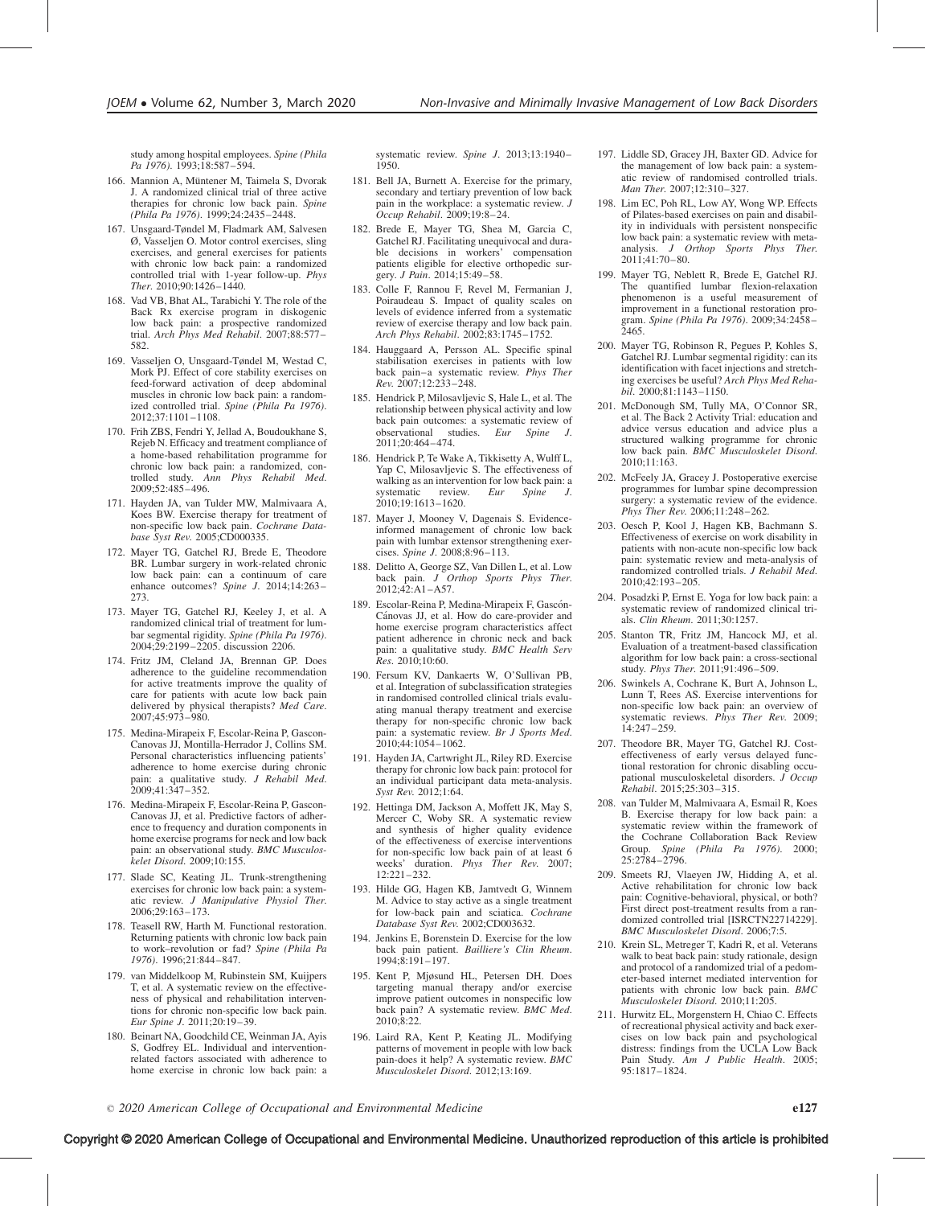study among hospital employees. *Spine (Phila Pa 1976)*. 1993;18:587–594.

166. Mannion A, Müntener M, Taimela S, Dvorak J. A randomized clinical trial of three active therapies for chronic low back pain. *Spine (Phila Pa 1976)*. 1999;24:2435–2448.
167. Unsgaard-Tøndel M, Fladmark AM, Salvesen Ø, Vasseljen O. Motor control exercises, sling exercises, and general exercises for patients with chronic low back pain: a randomized controlled trial with 1-year follow-up. *Phys Ther*. 2010;90:1426–1440.
168. Vad VB, Bhat AL, Tarabichi Y. The role of the Back Rx exercise program in diskogenic low back pain: a prospective randomized trial. *Arch Phys Med Rehabil*. 2007;88:577–582.
169. Vasseljen O, Unsgaard-Tøndel M, Westad C, Mork PJ. Effect of core stability exercises on feed-forward activation of deep abdominal muscles in chronic low back pain: a randomized controlled trial. *Spine (Phila Pa 1976)*. 2012;37:1101–1108.
170. Frih ZBS, Fendri Y, Jellad A, Boudoukhane S, Rejeb N. Efficacy and treatment compliance of a home-based rehabilitation programme for chronic low back pain: a randomized, controlled study. *Ann Phys Rehabil Med*. 2009;52:485–496.
171. Hayden JA, van Tulder MW, Malmivaara A, Koes BW. Exercise therapy for treatment of non-specific low back pain. *Cochrane Database Syst Rev*. 2005;CD000335.
172. Mayer TG, Gatchel RJ, Brede E, Theodore BR. Lumbar surgery in work-related chronic low back pain: can a continuum of care enhance outcomes? *Spine J*. 2014;14:263–273.
173. Mayer TG, Gatchel RJ, Keeley J, et al. A randomized clinical trial of treatment for lumbar segmental rigidity. *Spine (Phila Pa 1976)*. 2004;29:2199–2205. discussion 2206.
174. Fritz JM, Cleland JA, Brennan GP. Does adherence to the guideline recommendation for active treatments improve the quality of care for patients with acute low back pain delivered by physical therapists? *Med Care*. 2007;45:973–980.
175. Medina-Mirapeix F, Escolar-Reina P, Gascon-Canovas JJ, Montilla-Herrador J, Collins SM. Personal characteristics influencing patients' adherence to home exercise during chronic pain: a qualitative study. *J Rehabil Med*. 2009;41:347–352.
176. Medina-Mirapeix F, Escolar-Reina P, Gascon-Canovas JJ, et al. Predictive factors of adherence to frequency and duration components in home exercise programs for neck and low back pain: an observational study. *BMC Musculoskelet Disord*. 2009;10:155.
177. Slade SC, Keating JL. Trunk-strengthening exercises for chronic low back pain: a systematic review. *J Manipulative Physiol Ther*. 2006;29:163–173.
178. Teasell RW, Harth M. Functional restoration. Returning patients with chronic low back pain to work–revolution or fad? *Spine (Phila Pa 1976)*. 1996;21:844–847.
179. van Middelkoop M, Rubinstein SM, Kuijpers T, et al. A systematic review on the effectiveness of physical and rehabilitation interventions for chronic non-specific low back pain. *Eur Spine J*. 2011;20:19–39.
180. Beinart NA, Goodchild CE, Weinman JA, Ayis S, Godfrey EL. Individual and intervention-related factors associated with adherence to home exercise in chronic low back pain: a systematic review. *Spine J*. 2013;13:1940–1950.
181. Bell JA, Burnett A. Exercise for the primary, secondary and tertiary prevention of low back pain in the workplace: a systematic review. *J Occup Rehabil*. 2009;19:8–24.
182. Brede E, Mayer TG, Shea M, Garcia C, Gatchel RJ. Facilitating unequivocal and durable decisions in workers' compensation patients eligible for elective orthopedic surgery. *J Pain*. 2014;15:49–58.
183. Colle F, Rannou F, Revel M, Fermanian J, Poiraudeau S. Impact of quality scales on levels of evidence inferred from a systematic review of exercise therapy and low back pain. *Arch Phys Rehabil*. 2002;83:1745–1752.
184. Hauggaard A, Persson AL. Specific spinal stabilisation exercises in patients with low back pain–a systematic review. *Phys Ther Rev*. 2007;12:233–248.
185. Hendrick P, Milosavljevic S, Hale L, et al. The relationship between physical activity and low back pain outcomes: a systematic review of observational studies. *Eur Spine J*. 2011;20:464–474.
186. Hendrick P, Te Wake A, Tikkisetty A, Wulff L, Yap C, Milosavljevic S. The effectiveness of walking as an intervention for low back pain: a systematic review. *Eur Spine J*. 2010;19:1613–1620.
187. Mayer J, Mooney V, Dagenais S. Evidence-informed management of chronic low back pain with lumbar extensor strengthening exercises. *Spine J*. 2008;8:96–113.
188. Delitto A, George SZ, Van Dillen L, et al. Low back pain. *J Orthop Sports Phys Ther*. 2012;42:A1–A57.
189. Escolar-Reina P, Medina-Mirapeix F, Gascón-Cánovas JJ, et al. How do care-provider and home exercise program characteristics affect patient adherence in chronic neck and back pain: a qualitative study. *BMC Health Serv Res*. 2010;10:60.
190. Fersum KV, Dankaerts W, O'Sullivan PB, et al. Integration of subclassification strategies in randomised controlled clinical trials evaluating manual therapy treatment and exercise therapy for non-specific chronic low back pain: a systematic review. *Br J Sports Med*. 2010;44:1054–1062.
191. Hayden JA, Cartwright JL, Riley RD. Exercise therapy for chronic low back pain: protocol for an individual participant data meta-analysis. *Syst Rev*. 2012;1:64.
192. Hettinga DM, Jackson A, Moffett JK, May S, Mercer C, Woby SR. A systematic review and synthesis of higher quality evidence of the effectiveness of exercise interventions for non-specific low back pain of at least 6 weeks' duration. *Phys Ther Rev*. 2007;12:221–232.
193. Hilde GG, Hagen KB, Jamtvedt G, Winnem M. Advice to stay active as a single treatment for low-back pain and sciatica. *Cochrane Database Syst Rev*. 2002;CD003632.
194. Jenkins E, Borenstein D. Exercise for the low back pain patient. *Bailliere's Clin Rheum*. 1994;8:191–197.
195. Kent P, Mjøsund HL, Petersen DH. Does targeting manual therapy and/or exercise improve patient outcomes in nonspecific low back pain? A systematic review. *BMC Med*. 2010;8:22.
196. Laird RA, Kent P, Keating JL. Modifying patterns of movement in people with low back pain-does it help? A systematic review. *BMC Musculoskelet Disord*. 2012;13:169.
197. Liddle SD, Gracey JH, Baxter GD. Advice for the management of low back pain: a systematic review of randomised controlled trials. *Man Ther*. 2007;12:310–327.
198. Lim EC, Poh RL, Low AY, Wong WP. Effects of Pilates-based exercises on pain and disability in individuals with persistent nonspecific low back pain: a systematic review with meta-analysis. *J Orthop Sports Phys Ther*. 2011;41:70–80.
199. Mayer TG, Neblett R, Brede E, Gatchel RJ. The quantified lumbar flexion-relaxation phenomenon is a useful measurement of improvement in a functional restoration program. *Spine (Phila Pa 1976)*. 2009;34:2458–2465.
200. Mayer TG, Robinson R, Pegues P, Kohles S, Gatchel RJ. Lumbar segmental rigidity: can its identification with facet injections and stretching exercises be useful? *Arch Phys Med Rehabil*. 2000;81:1143–1150.
201. McDonough SM, Tully MA, O'Connor SR, et al. The Back 2 Activity Trial: education and advice versus education and advice plus a structured walking programme for chronic low back pain. *BMC Musculoskelet Disord*. 2010;11:163.
202. McFeely JA, Gracey J. Postoperative exercise programmes for lumbar spine decompression surgery: a systematic review of the evidence. *Phys Ther Rev*. 2006;11:248–262.
203. Oesch P, Kool J, Hagen KB, Bachmann S. Effectiveness of exercise on work disability in patients with non-acute non-specific low back pain: systematic review and meta-analysis of randomized controlled trials. *J Rehabil Med*. 2010;42:193–205.
204. Posadzki P, Ernst E. Yoga for low back pain: a systematic review of randomized clinical trials. *Clin Rheum*. 2011;30:1257.
205. Stanton TR, Fritz JM, Hancock MJ, et al. Evaluation of a treatment-based classification algorithm for low back pain: a cross-sectional study. *Phys Ther*. 2011;91:496–509.
206. Swinkels A, Cochrane K, Burt A, Johnson L, Lunn T, Rees AS. Exercise interventions for non-specific low back pain: an overview of systematic reviews. *Phys Ther Rev*. 2009;14:247–259.
207. Theodore BR, Mayer TG, Gatchel RJ. Cost-effectiveness of early versus delayed functional restoration for chronic disabling occupational musculoskeletal disorders. *J Occup Rehabil*. 2015;25:303–315.
208. van Tulder M, Malmivaara A, Esmail R, Koes B. Exercise therapy for low back pain: a systematic review within the framework of the Cochrane Collaboration Back Review Group. *Spine (Phila Pa 1976)*. 2000;25:2784–2796.
209. Smeets RJ, Vlaeyen JW, Hidding A, et al. Active rehabilitation for chronic low back pain: Cognitive-behavioral, physical, or both? First direct post-treatment results from a randomized controlled trial [ISRCTN22714229]. *BMC Musculoskelet Disord*. 2006;7:5.
210. Krein SL, Metreger T, Kadri R, et al. Veterans walk to beat back pain: study rationale, design and protocol of a randomized trial of a pedometer-based internet mediated intervention for patients with chronic low back pain. *BMC Musculoskelet Disord*. 2010;11:205.
211. Hurwitz EL, Morgenstern H, Chiao C. Effects of recreational physical activity and back exercises on low back pain and psychological distress: findings from the UCLA Low Back Pain Study. *Am J Public Health*. 2005;95:1817–1824.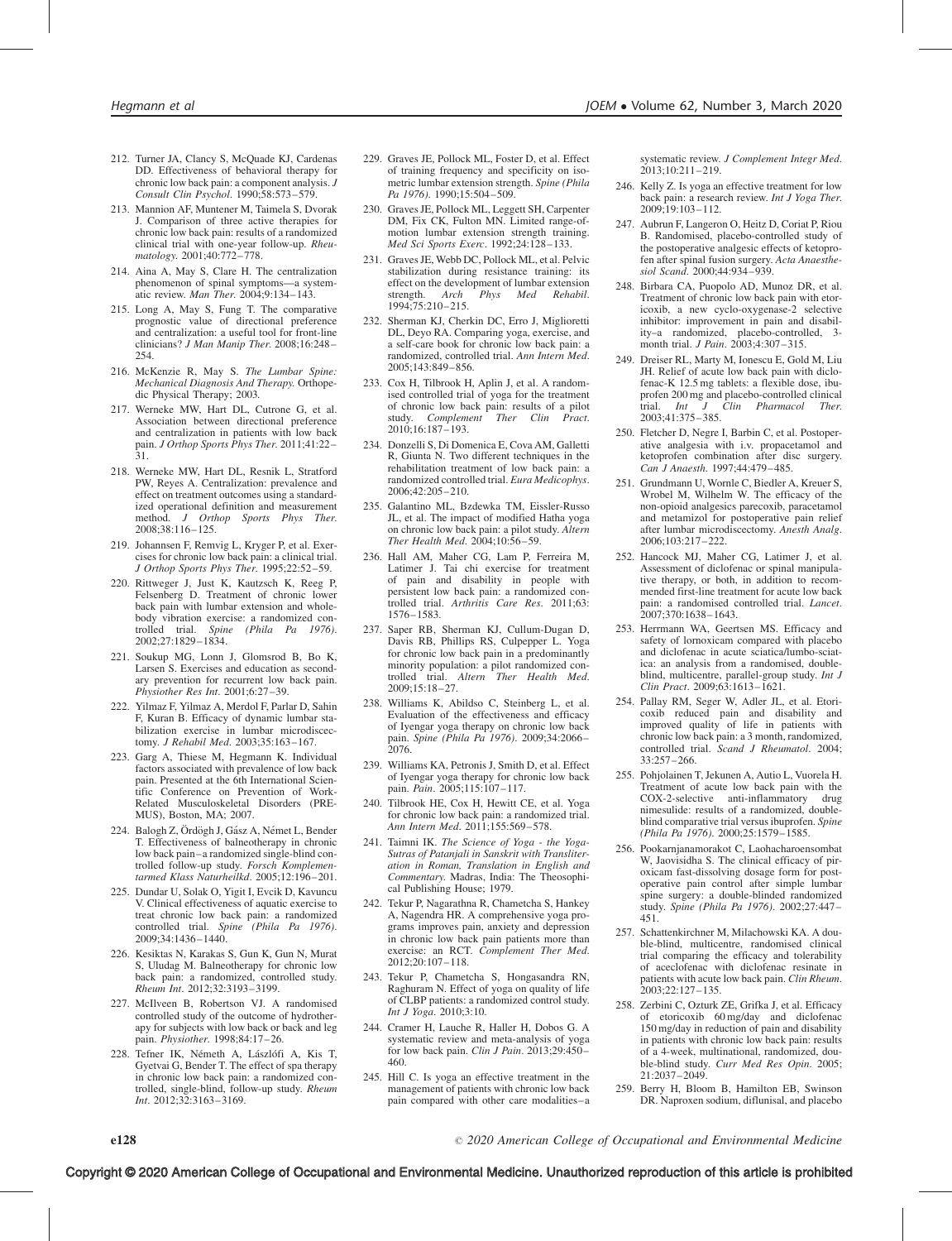212. Turner JA, Clancy S, McQuade KJ, Cardenas DD. Effectiveness of behavioral therapy for chronic low back pain: a component analysis. *J Consult Clin Psychol*. 1990;58:573–579.
213. Mannion AF, Muntener M, Taimela S, Dvorak J. Comparison of three active therapies for chronic low back pain: results of a randomized clinical trial with one-year follow-up. *Rheumatology*. 2001;40:772–778.
214. Aina A, May S, Clare H. The centralization phenomenon of spinal symptoms—a systematic review. *Man Ther*. 2004;9:134–143.
215. Long A, May S, Fung T. The comparative prognostic value of directional preference and centralization: a useful tool for front-line clinicians? *J Man Manip Ther*. 2008;16:248–254.
216. McKenzie R, May S. *The Lumbar Spine: Mechanical Diagnosis And Therapy*. Orthopedic Physical Therapy; 2003.
217. Werneke MW, Hart DL, Cutrone G, et al. Association between directional preference and centralization in patients with low back pain. *J Orthop Sports Phys Ther*. 2011;41:22–31.
218. Werneke MW, Hart DL, Resnik L, Stratford PW, Reyes A. Centralization: prevalence and effect on treatment outcomes using a standardized operational definition and measurement method. *J Orthop Sports Phys Ther*. 2008;38:116–125.
219. Johannsen F, Remvig L, Kryger P, et al. Exercises for chronic low back pain: a clinical trial. *J Orthop Sports Phys Ther*. 1995;22:52–59.
220. Rittweger J, Just K, Kautzsch K, Reeg P, Felsenberg D. Treatment of chronic lower back pain with lumbar extension and whole-body vibration exercise: a randomized controlled trial. *Spine (Phila Pa 1976)*. 2002;27:1829–1834.
221. Soukup MG, Lonn J, Glomsrod B, Bo K, Larsen S. Exercises and education as secondary prevention for recurrent low back pain. *Physiother Res Int*. 2001;6:27–39.
222. Yilmaz F, Yilmaz A, Merdol F, Parlar D, Sahin F, Kuran B. Efficacy of dynamic lumbar stabilization exercise in lumbar microdiscectomy. *J Rehabil Med*. 2003;35:163–167.
223. Garg A, Thiese M, Hegmann K. Individual factors associated with prevalence of low back pain. Presented at the 6th International Scientific Conference on Prevention of Work-Related Musculoskeletal Disorders (PREMUS), Boston, MA; 2007.
224. Balogh Z, Ördögh J, Gász A, Német L, Bender T. Effectiveness of balneotherapy in chronic low back pain–a randomized single-blind controlled follow-up study. *Forsch Komplementarmed Klass Naturheilkd*. 2005;12:196–201.
225. Dundar U, Solak O, Yigit I, Evcik D, Kavuncu V. Clinical effectiveness of aquatic exercise to treat chronic low back pain: a randomized controlled trial. *Spine (Phila Pa 1976)*. 2009;34:1436–1440.
226. Kesiktas N, Karakas S, Gun K, Gun N, Murat S, Uludag M. Balneotherapy for chronic low back pain: a randomized, controlled study. *Rheum Int*. 2012;32:3193–3199.
227. McIlveen B, Robertson VJ. A randomised controlled study of the outcome of hydrotherapy for subjects with low back or back and leg pain. *Physiother*. 1998;84:17–26.
228. Tefner IK, Németh A, Lászlófi A, Kis T, Gyetvai G, Bender T. The effect of spa therapy in chronic low back pain: a randomized controlled, single-blind, follow-up study. *Rheum Int*. 2012;32:3163–3169.
229. Graves JE, Pollock ML, Foster D, et al. Effect of training frequency and specificity on isometric lumbar extension strength. *Spine (Phila Pa 1976)*. 1990;15:504–509.
230. Graves JE, Pollock ML, Leggett SH, Carpenter DM, Fix CK, Fulton MN. Limited range-of-motion lumbar extension strength training. *Med Sci Sports Exerc*. 1992;24:128–133.
231. Graves JE, Webb DC, Pollock ML, et al. Pelvic stabilization during resistance training: its effect on the development of lumbar extension strength. *Arch Phys Med Rehabil*. 1994;75:210–215.
232. Sherman KJ, Cherkin DC, Erro J, Miglioretti DL, Deyo RA. Comparing yoga, exercise, and a self-care book for chronic low back pain: a randomized, controlled trial. *Ann Intern Med*. 2005;143:849–856.
233. Cox H, Tilbrook H, Aplin J, et al. A randomised controlled trial of yoga for the treatment of chronic low back pain: results of a pilot study. *Complement Ther Clin Pract*. 2010;16:187–193.
234. Donzelli S, Di Domenica E, Cova AM, Galletti R, Giunta N. Two different techniques in the rehabilitation treatment of low back pain: a randomized controlled trial. *Eura Medicophys*. 2006;42:205–210.
235. Galantino ML, Bzdewka TM, Eissler-Russo JL, et al. The impact of modified Hatha yoga on chronic low back pain: a pilot study. *Altern Ther Health Med*. 2004;10:56–59.
236. Hall AM, Maher CG, Lam P, Ferreira M, Latimer J. Tai chi exercise for treatment of pain and disability in people with persistent low back pain: a randomized controlled trial. *Arthritis Care Res*. 2011;63:1576–1583.
237. Saper RB, Sherman KJ, Cullum-Dugan D, Davis RB, Phillips RS, Culpepper L. Yoga for chronic low back pain in a predominantly minority population: a pilot randomized controlled trial. *Altern Ther Health Med*. 2009;15:18–27.
238. Williams K, Abildso C, Steinberg L, et al. Evaluation of the effectiveness and efficacy of Iyengar yoga therapy on chronic low back pain. *Spine (Phila Pa 1976)*. 2009;34:2066–2076.
239. Williams KA, Petronis J, Smith D, et al. Effect of Iyengar yoga therapy for chronic low back pain. *Pain*. 2005;115:107–117.
240. Tilbrook HE, Cox H, Hewitt CE, et al. Yoga for chronic low back pain: a randomized trial. *Ann Intern Med*. 2011;155:569–578.
241. Taimni IK. *The Science of Yoga - the Yoga-Sutras of Patanjali in Sanskrit with Transliteration in Roman, Translation in English and Commentary*. Madras, India: The Theosophical Publishing House; 1979.
242. Tekur P, Nagarathna R, Chametcha S, Hankey A, Nagendra HR. A comprehensive yoga programs improves pain, anxiety and depression in chronic low back pain patients more than exercise: an RCT. *Complement Ther Med*. 2012;20:107–118.
243. Tekur P, Chametcha S, Hongasandra RN, Raghuram N. Effect of yoga on quality of life of CLBP patients: a randomized control study. *Int J Yoga*. 2010;3:10.
244. Cramer H, Lauche R, Haller H, Dobos G. A systematic review and meta-analysis of yoga for low back pain. *Clin J Pain*. 2013;29:450–460.
245. Hill C. Is yoga an effective treatment in the management of patients with chronic low back pain compared with other care modalities–a systematic review. *J Complement Integr Med*. 2013;10:211–219.
246. Kelly Z. Is yoga an effective treatment for low back pain: a research review. *Int J Yoga Ther*. 2009;19:103–112.
247. Aubrun F, Langeron O, Heitz D, Coriat P, Riou B. Randomised, placebo-controlled study of the postoperative analgesic effects of ketoprofen after spinal fusion surgery. *Acta Anaesthesiol Scand*. 2000;44:934–939.
248. Birbara CA, Puopolo AD, Munoz DR, et al. Treatment of chronic low back pain with etoricoxib, a new cyclo-oxygenase-2 selective inhibitor: improvement in pain and disability–a randomized, placebo-controlled, 3-month trial. *J Pain*. 2003;4:307–315.
249. Dreiser RL, Marty M, Ionescu E, Gold M, Liu JH. Relief of acute low back pain with diclofenac-K 12.5 mg tablets: a flexible dose, ibuprofen 200 mg and placebo-controlled clinical trial. *Int J Clin Pharmacol Ther*. 2003;41:375–385.
250. Fletcher D, Negre I, Barbin C, et al. Postoperative analgesia with i.v. propacetamol and ketoprofen combination after disc surgery. *Can J Anaesth*. 1997;44:479–485.
251. Grundmann U, Wornle C, Biedler A, Kreuer S, Wrobel M, Wilhelm W. The efficacy of the non-opioid analgesics parecoxib, paracetamol and metamizol for postoperative pain relief after lumbar microdiscectomy. *Anesth Analg*. 2006;103:217–222.
252. Hancock MJ, Maher CG, Latimer J, et al. Assessment of diclofenac or spinal manipulative therapy, or both, in addition to recommended first-line treatment for acute low back pain: a randomised controlled trial. *Lancet*. 2007;370:1638–1643.
253. Herrmann WA, Geertsen MS. Efficacy and safety of lornoxicam compared with placebo and diclofenac in acute sciatica/lumbo-sciatica: an analysis from a randomised, double-blind, multicentre, parallel-group study. *Int J Clin Pract*. 2009;63:1613–1621.
254. Pallay RM, Seger W, Adler JL, et al. Etoricoxib reduced pain and disability and improved quality of life in patients with chronic low back pain: a 3 month, randomized, controlled trial. *Scand J Rheumatol*. 2004;33:257–266.
255. Pohjolainen T, Jekunen A, Autio L, Vuorela H. Treatment of acute low back pain with the COX-2-selective anti-inflammatory drug nimesulide: results of a randomized, double-blind comparative trial versus ibuprofen. *Spine (Phila Pa 1976)*. 2000;25:1579–1585.
256. Pookarnjanamorakot C, Laohacharoensombat W, Jaovisidha S. The clinical efficacy of piroxicam fast-dissolving dosage form for postoperative pain control after simple lumbar spine surgery: a double-blinded randomized study. *Spine (Phila Pa 1976)*. 2002;27:447–451.
257. Schattenkirchner M, Milachowski KA. A double-blind, multicentre, randomised clinical trial comparing the efficacy and tolerability of aceclofenac with diclofenac resinate in patients with acute low back pain. *Clin Rheum*. 2003;22:127–135.
258. Zerbini C, Ozturk ZE, Grifka J, et al. Efficacy of etoricoxib 60 mg/day and diclofenac 150 mg/day in reduction of pain and disability in patients with chronic low back pain: results of a 4-week, multinational, randomized, double-blind study. *Curr Med Res Opin*. 2005;21:2037–2049.
259. Berry H, Bloom B, Hamilton EB, Swinson DR. Naproxen sodium, diflunisal, and placebo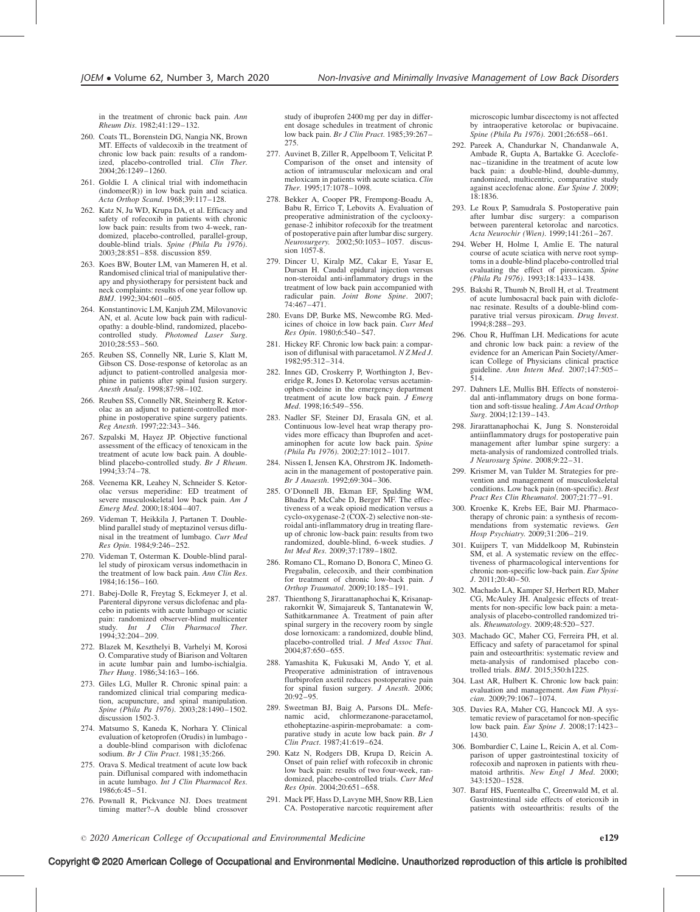in the treatment of chronic back pain. *Ann Rheum Dis*. 1982;41:129–132.

260. Coats TL, Borenstein DG, Nangia NK, Brown MT. Effects of valdecoxib in the treatment of chronic low back pain: results of a randomized, placebo-controlled trial. *Clin Ther*. 2004;26:1249–1260.
261. Goldie I. A clinical trial with indomethacin (indomee(R)) in low back pain and sciatica. *Acta Orthop Scand*. 1968;39:117–128.
262. Katz N, Ju WD, Krupa DA, et al. Efficacy and safety of rofecoxib in patients with chronic low back pain: results from two 4-week, randomized, placebo-controlled, parallel-group, double-blind trials. *Spine (Phila Pa 1976)*. 2003;28:851–858. discussion 859.
263. Koes BW, Bouter LM, van Mameren H, et al. Randomised clinical trial of manipulative therapy and physiotherapy for persistent back and neck complaints: results of one year follow up. *BMJ*. 1992;304:601–605.
264. Konstantinovic LM, Kanjuh ZM, Milovanovic AN, et al. Acute low back pain with radiculopathy: a double-blind, randomized, placebo-controlled study. *Photomed Laser Surg*. 2010;28:553–560.
265. Reuben SS, Connelly NR, Lurie S, Klatt M, Gibson CS. Dose-response of ketorolac as an adjunct to patient-controlled analgesia morphine in patients after spinal fusion surgery. *Anesth Analg*. 1998;87:98–102.
266. Reuben SS, Connelly NR, Steinberg R. Ketorolac as an adjunct to patient-controlled morphine in postoperative spine surgery patients. *Reg Anesth*. 1997;22:343–346.
267. Szpalski M, Hayez JP. Objective functional assessment of the efficacy of tenoxicam in the treatment of acute low back pain. A double-blind placebo-controlled study. *Br J Rheum*. 1994;33:74–78.
268. Veenema KR, Leahey N, Schneider S. Ketorolac versus meperidine: ED treatment of severe musculoskeletal low back pain. *Am J Emerg Med*. 2000;18:404–407.
269. Videman T, Heikkila J, Partanen T. Double-blind parallel study of meptazinol versus diflunisal in the treatment of lumbago. *Curr Med Res Opin*. 1984;9:246–252.
270. Videman T, Osterman K. Double-blind parallel study of piroxicam versus indomethacin in the treatment of low back pain. *Ann Clin Res*. 1984;16:156–160.
271. Babej-Dolle R, Freytag S, Eckmeyer J, et al. Parenteral dipyrone versus diclofenac and placebo in patients with acute lumbago or sciatic pain: randomized observer-blind multicenter study. *Int J Clin Pharmacol Ther*. 1994;32:204–209.
272. Blazek M, Keszthelyi B, Varhelyi M, Korosi O. Comparative study of Biarison and Voltaren in acute lumbar pain and lumbo-ischialgia. *Ther Hung*. 1986;34:163–166.
273. Giles LG, Muller R. Chronic spinal pain: a randomized clinical trial comparing medication, acupuncture, and spinal manipulation. *Spine (Phila Pa 1976)*. 2003;28:1490–1502. discussion 1502-3.
274. Matsumo S, Kaneda K, Norhara Y. Clinical evaluation of ketoprofen (Orudis) in lumbago - a double-blind comparison with diclofenac sodium. *Br J Clin Pract*. 1981;35:266.
275. Orava S. Medical treatment of acute low back pain. Diflunisal compared with indomethacin in acute lumbago. *Int J Clin Pharmacol Res*. 1986;6:45–51.
276. Pownall R, Pickvance NJ. Does treatment timing matter?–A double blind crossover study of ibuprofen 2400 mg per day in different dosage schedules in treatment of chronic low back pain. *Br J Clin Pract*. 1985;39:267–275.
277. Auvinet B, Ziller R, Appelboom T, Velicitat P. Comparison of the onset and intensity of action of intramuscular meloxicam and oral meloxicam in patients with acute sciatica. *Clin Ther*. 1995;17:1078–1098.
278. Bekker A, Cooper PR, Frempong-Boadu A, Babu R, Errico T, Lebovits A. Evaluation of preoperative administration of the cyclooxygenase-2 inhibitor rofecoxib for the treatment of postoperative pain after lumbar disc surgery. *Neurosurgery*. 2002;50:1053–1057. discussion 1057-8.
279. Dincer U, Kiralp MZ, Cakar E, Yasar E, Dursan H. Caudal epidural injection versus non-steroidal anti-inflammatory drugs in the treatment of low back pain accompanied with radicular pain. *Joint Bone Spine*. 2007; 74:467–471.
280. Evans DP, Burke MS, Newcombe RG. Medicines of choice in low back pain. *Curr Med Res Opin*. 1980;6:540–547.
281. Hickey RF. Chronic low back pain: a comparison of diflunisal with paracetamol. *N Z Med J*. 1982;95:312–314.
282. Innes GD, Croskerry P, Worthington J, Beveridge R, Jones D. Ketorolac versus acetaminophen-codeine in the emergency department treatment of acute low back pain. *J Emerg Med*. 1998;16:549–556.
283. Nadler SF, Steiner DJ, Erasala GN, et al. Continuous low-level heat wrap therapy provides more efficacy than Ibuprofen and acetaminophen for acute low back pain. *Spine (Phila Pa 1976)*. 2002;27:1012–1017.
284. Nissen I, Jensen KA, Ohrstrom JK. Indomethacin in the management of postoperative pain. *Br J Anaesth*. 1992;69:304–306.
285. O'Donnell JB, Ekman EF, Spalding WM, Bhadra P, McCabe D, Berger MF. The effectiveness of a weak opioid medication versus a cyclo-oxygenase-2 (COX-2) selective non-steroidal anti-inflammatory drug in treating flare-up of chronic low-back pain: results from two randomized, double-blind, 6-week studies. *J Int Med Res*. 2009;37:1789–1802.
286. Romano CL, Romano D, Bonora C, Mineo G. Pregabalin, celecoxib, and their combination for treatment of chronic low-back pain. *J Orthop Traumatol*. 2009;10:185–191.
287. Thienthong S, Jirarattanaphochai K, Krisanaprakornkit W, Simajareuk S, Tantanatewin W, Sathitkarnmanee A. Treatment of pain after spinal surgery in the recovery room by single dose lornoxicam: a randomized, double blind, placebo-controlled trial. *J Med Assoc Thai*. 2004;87:650–655.
288. Yamashita K, Fukusaki M, Ando Y, et al. Preoperative administration of intravenous flurbiprofen axetil reduces postoperative pain for spinal fusion surgery. *J Anesth*. 2006; 20:92–95.
289. Sweetman BJ, Baig A, Parsons DL. Mefenamic acid, chlormezanone-paracetamol, ethoheptazine-aspirin-meprobamate: a comparative study in acute low back pain. *Br J Clin Pract*. 1987;41:619–624.
290. Katz N, Rodgers DB, Krupa D, Reicin A. Onset of pain relief with rofecoxib in chronic low back pain: results of two four-week, randomized, placebo-controlled trials. *Curr Med Res Opin*. 2004;20:651–658.
291. Mack PF, Hass D, Lavyne MH, Snow RB, Lien CA. Postoperative narcotic requirement after microscopic lumbar discectomy is not affected by intraoperative ketorolac or bupivacaine. *Spine (Phila Pa 1976)*. 2001;26:658–661.
292. Pareek A, Chandurkar N, Chandanwale A, Ambade R, Gupta A, Bartakke G. Aceclofenac–tizanidine in the treatment of acute low back pain: a double-blind, double-dummy, randomized, multicentric, comparative study against aceclofenac alone. *Eur Spine J*. 2009; 18:1836.
293. Le Roux P, Samudrala S. Postoperative pain after lumbar disc surgery: a comparison between parenteral ketorolac and narcotics. *Acta Neurochir (Wien)*. 1999;141:261–267.
294. Weber H, Holme I, Amlie E. The natural course of acute sciatica with nerve root symptoms in a double-blind placebo-controlled trial evaluating the effect of piroxicam. *Spine (Phila Pa 1976)*. 1993;18:1433–1438.
295. Bakshi R, Thumb N, Broll H, et al. Treatment of acute lumbosacral back pain with diclofenac resinate. Results of a double-blind comparative trial versus piroxicam. *Drug Invest*. 1994;8:288–293.
296. Chou R, Huffman LH. Medications for acute and chronic low back pain: a review of the evidence for an American Pain Society/American College of Physicians clinical practice guideline. *Ann Intern Med*. 2007;147:505–514.
297. Dahners LE, Mullis BH. Effects of nonsteroidal anti-inflammatory drugs on bone formation and soft-tissue healing. *J Am Acad Orthop Surg*. 2004;12:139–143.
298. Jirarattanaphochai K, Jung S. Nonsteroidal antiinflammatory drugs for postoperative pain management after lumbar spine surgery: a meta-analysis of randomized controlled trials. *J Neurosurg Spine*. 2008;9:22–31.
299. Krismer M, van Tulder M. Strategies for prevention and management of musculoskeletal conditions. Low back pain (non-specific). *Best Pract Res Clin Rheumatol*. 2007;21:77–91.
300. Kroenke K, Krebs EE, Bair MJ. Pharmacotherapy of chronic pain: a synthesis of recommendations from systematic reviews. *Gen Hosp Psychiatry*. 2009;31:206–219.
301. Kuijpers T, van Middelkoop M, Rubinstein SM, et al. A systematic review on the effectiveness of pharmacological interventions for chronic non-specific low-back pain. *Eur Spine J*. 2011;20:40–50.
302. Machado LA, Kamper SJ, Herbert RD, Maher CG, McAuley JH. Analgesic effects of treatments for non-specific low back pain: a meta-analysis of placebo-controlled randomized trials. *Rheumatology*. 2009;48:520–527.
303. Machado GC, Maher CG, Ferreira PH, et al. Efficacy and safety of paracetamol for spinal pain and osteoarthritis: systematic review and meta-analysis of randomised placebo controlled trials. *BMJ*. 2015;350:h1225.
304. Last AR, Hulbert K. Chronic low back pain: evaluation and management. *Am Fam Physician*. 2009;79:1067–1074.
305. Davies RA, Maher CG, Hancock MJ. A systematic review of paracetamol for non-specific low back pain. *Eur Spine J*. 2008;17:1423–1430.
306. Bombardier C, Laine L, Reicin A, et al. Comparison of upper gastrointestinal toxicity of rofecoxib and naproxen in patients with rheumatoid arthritis. *New Engl J Med*. 2000; 343:1520–1528.
307. Baraf HS, Fuentealba C, Greenwald M, et al. Gastrointestinal side effects of etoricoxib in patients with osteoarthritis: results of the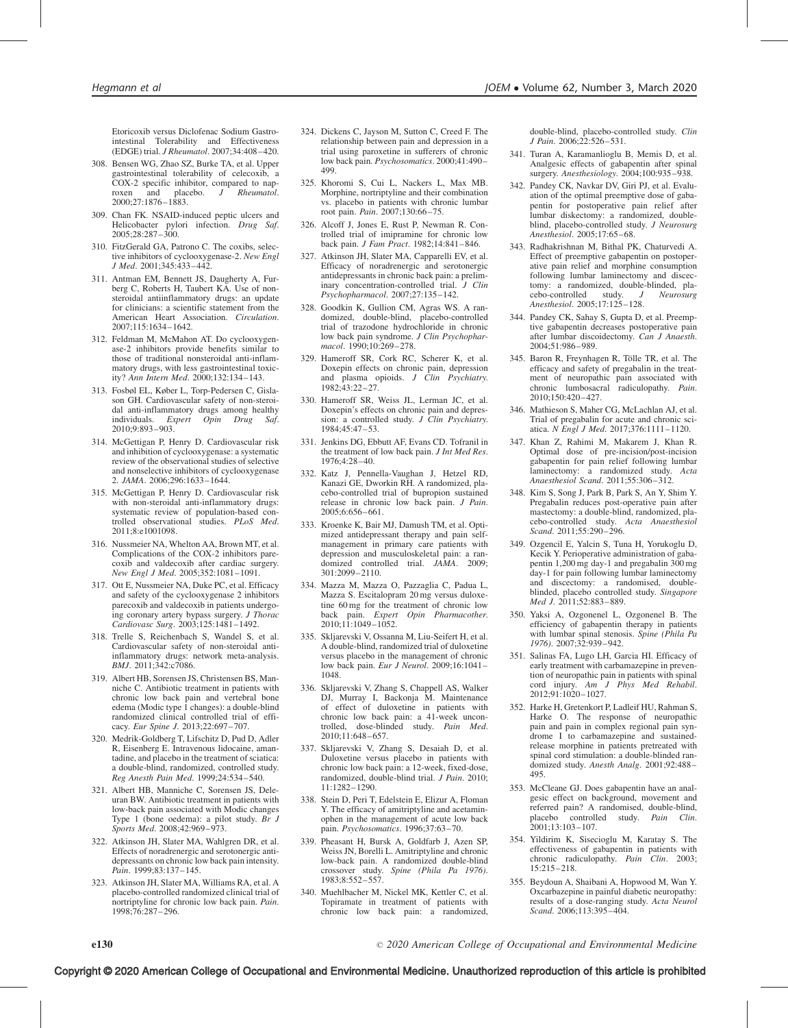Etoricoxib versus Diclofenac Sodium Gastrointestinal Tolerability and Effectiveness (EDGE) trial. *J Rheumatol*. 2007;34:408–420.

308. Bensen WG, Zhao SZ, Burke TA, et al. Upper gastrointestinal tolerability of celecoxib, a COX-2 specific inhibitor, compared to naproxen and placebo. *J Rheumatol*. 2000;27:1876–1883.

309. Chan FK. NSAID-induced peptic ulcers and Helicobacter pylori infection. *Drug Saf*. 2005;28:287–300.

310. FitzGerald GA, Patrono C. The coxibs, selective inhibitors of cyclooxygenase-2. *New Engl J Med*. 2001;345:433–442.

311. Antman EM, Bennett JS, Daugherty A, Furberg C, Roberts H, Taubert KA. Use of nonsteroidal antiinflammatory drugs: an update for clinicians: a scientific statement from the American Heart Association. *Circulation*. 2007;115:1634–1642.

312. Feldman M, McMahon AT. Do cyclooxygenase-2 inhibitors provide benefits similar to those of traditional nonsteroidal anti-inflammatory drugs, with less gastrointestinal toxicity? *Ann Intern Med*. 2000;132:134–143.

313. Fosbøl EL, Køber L, Torp-Pedersen C, Gislason GH. Cardiovascular safety of non-steroidal anti-inflammatory drugs among healthy individuals. *Expert Opin Drug Saf*. 2010;9:893–903.

314. McGettigan P, Henry D. Cardiovascular risk and inhibition of cyclooxygenase: a systematic review of the observational studies of selective and nonselective inhibitors of cyclooxygenase 2. *JAMA*. 2006;296:1633–1644.

315. McGettigan P, Henry D. Cardiovascular risk with non-steroidal anti-inflammatory drugs: systematic review of population-based controlled observational studies. *PLoS Med*. 2011;8:e1001098.

316. Nussmeier NA, Whelton AA, Brown MT, et al. Complications of the COX-2 inhibitors parecoxib and valdecoxib after cardiac surgery. *New Engl J Med*. 2005;352:1081–1091.

317. Ott E, Nussmeier NA, Duke PC, et al. Efficacy and safety of the cyclooxygenase 2 inhibitors parecoxib and valdecoxib in patients undergoing coronary artery bypass surgery. *J Thorac Cardiovasc Surg*. 2003;125:1481–1492.

318. Trelle S, Reichenbach S, Wandel S, et al. Cardiovascular safety of non-steroidal anti-inflammatory drugs: network meta-analysis. *BMJ*. 2011;342:c7086.

319. Albert HB, Sorensen JS, Christensen BS, Manniche C. Antibiotic treatment in patients with chronic low back pain and vertebral bone edema (Modic type 1 changes): a double-blind randomized clinical controlled trial of efficacy. *Eur Spine J*. 2013;22:697–707.

320. Medrik-Goldberg T, Lifschitz D, Pud D, Adler R, Eisenberg E. Intravenous lidocaine, amantadine, and placebo in the treatment of sciatica: a double-blind, randomized, controlled study. *Reg Anesth Pain Med*. 1999;24:534–540.

321. Albert HB, Manniche C, Sorensen JS, Deleuran BW. Antibiotic treatment in patients with low-back pain associated with Modic changes Type 1 (bone oedema): a pilot study. *Br J Sports Med*. 2008;42:969–973.

322. Atkinson JH, Slater MA, Wahlgren DR, et al. Effects of noradrenergic and serotonergic antidepressants on chronic low back pain intensity. *Pain*. 1999;83:137–145.

323. Atkinson JH, Slater MA, Williams RA, et al. A placebo-controlled randomized clinical trial of nortriptyline for chronic low back pain. *Pain*. 1998;76:287–296.

324. Dickens C, Jayson M, Sutton C, Creed F. The relationship between pain and depression in a trial using paroxetine in sufferers of chronic low back pain. *Psychosomatics*. 2000;41:490–499.

325. Khoromi S, Cui L, Nackers L, Max MB. Morphine, nortriptyline and their combination vs. placebo in patients with chronic lumbar root pain. *Pain*. 2007;130:66–75.

326. Alcoff J, Jones E, Rust P, Newman R. Controlled trial of imipramine for chronic low back pain. *J Fam Pract*. 1982;14:841–846.

327. Atkinson JH, Slater MA, Capparelli EV, et al. Efficacy of noradrenergic and serotonergic antidepressants in chronic back pain: a preliminary concentration-controlled trial. *J Clin Psychopharmacol*. 2007;27:135–142.

328. Goodkin K, Gullion CM, Agras WS. A randomized, double-blind, placebo-controlled trial of trazodone hydrochloride in chronic low back pain syndrome. *J Clin Psychopharmacol*. 1990;10:269–278.

329. Hameroff SR, Cork RC, Scherer K, et al. Doxepin effects on chronic pain, depression and plasma opioids. *J Clin Psychiatry*. 1982;43:22–27.

330. Hameroff SR, Weiss JL, Lerman JC, et al. Doxepin's effects on chronic pain and depression: a controlled study. *J Clin Psychiatry*. 1984;45:47–53.

331. Jenkins DG, Ebbutt AF, Evans CD. Tofranil in the treatment of low back pain. *J Int Med Res*. 1976;4:28–40.

332. Katz J, Pennella-Vaughan J, Hetzel RD, Kanazi GE, Dworkin RH. A randomized, placebo-controlled trial of bupropion sustained release in chronic low back pain. *J Pain*. 2005;6:656–661.

333. Kroenke K, Bair MJ, Damush TM, et al. Optimized antidepressant therapy and pain self-management in primary care patients with depression and musculoskeletal pain: a randomized controlled trial. *JAMA*. 2009; 301:2099–2110.

334. Mazza M, Mazza O, Pazzaglia C, Padua L, Mazza S. Escitalopram 20 mg versus duloxetine 60 mg for the treatment of chronic low back pain. *Expert Opin Pharmacother*. 2010;11:1049–1052.

335. Skljarevski V, Ossanna M, Liu-Seifert H, et al. A double-blind, randomized trial of duloxetine versus placebo in the management of chronic low back pain. *Eur J Neurol*. 2009;16:1041–1048.

336. Skljarevski V, Zhang S, Chappell AS, Walker DJ, Murray I, Backonja M. Maintenance of effect of duloxetine in patients with chronic low back pain: a 41-week uncontrolled, dose-blinded study. *Pain Med*. 2010;11:648–657.

337. Skljarevski V, Zhang S, Desaiah D, et al. Duloxetine versus placebo in patients with chronic low back pain: a 12-week, fixed-dose, randomized, double-blind trial. *J Pain*. 2010; 11:1282–1290.

338. Stein D, Peri T, Edelstein E, Elizur A, Floman Y. The efficacy of amitriptyline and acetaminophen in the management of acute low back pain. *Psychosomatics*. 1996;37:63–70.

339. Pheasant H, Bursk A, Goldfarb J, Azen SP, Weiss JN, Borelli L. Amitriptyline and chronic low-back pain. A randomized double-blind crossover study. *Spine (Phila Pa 1976)*. 1983;8:552–557.

340. Muehlbacher M, Nickel MK, Kettler C, et al. Topiramate in treatment of patients with chronic low back pain: a randomized, double-blind, placebo-controlled study. *Clin J Pain*. 2006;22:526–531.

341. Turan A, Karamanlioglu B, Memis D, et al. Analgesic effects of gabapentin after spinal surgery. *Anesthesiology*. 2004;100:935–938.

342. Pandey CK, Navkar DV, Giri PJ, et al. Evaluation of the optimal preemptive dose of gabapentin for postoperative pain relief after lumbar diskectomy: a randomized, double-blind, placebo-controlled study. *J Neurosurg Anesthesiol*. 2005;17:65–68.

343. Radhakrishnan M, Bithal PK, Chaturvedi A. Effect of preemptive gabapentin on postoperative pain relief and morphine consumption following lumbar laminectomy and discectomy: a randomized, double-blinded, placebo-controlled study. *J Neurosurg Anesthesiol*. 2005;17:125–128.

344. Pandey CK, Sahay S, Gupta D, et al. Preemptive gabapentin decreases postoperative pain after lumbar discoidectomy. *Can J Anaesth*. 2004;51:986–989.

345. Baron R, Freynhagen R, Tölle TR, et al. The efficacy and safety of pregabalin in the treatment of neuropathic pain associated with chronic lumbosacral radiculopathy. *Pain*. 2010;150:420–427.

346. Mathieson S, Maher CG, McLachlan AJ, et al. Trial of pregabalin for acute and chronic sciatica. *N Engl J Med*. 2017;376:1111–1120.

347. Khan Z, Rahimi M, Makarem J, Khan R. Optimal dose of pre-incision/post-incision gabapentin for pain relief following lumbar laminectomy: a randomized study. *Acta Anaesthesiol Scand*. 2011;55:306–312.

348. Kim S, Song J, Park B, Park S, An Y, Shim Y. Pregabalin reduces post-operative pain after mastectomy: a double-blind, randomized, placebo-controlled study. *Acta Anaesthesiol Scand*. 2011;55:290–296.

349. Ozgencil E, Yalcin S, Tuna H, Yorukoglu D, Kecik Y. Perioperative administration of gabapentin 1,200 mg day-1 and pregabalin 300 mg day-1 for pain following lumbar laminectomy and discectomy: a randomised, double-blinded, placebo controlled study. *Singapore Med J*. 2011;52:883–889.

350. Yaksi A, Ozgonenel L, Ozgonenel B. The efficiency of gabapentin therapy in patients with lumbar spinal stenosis. *Spine (Phila Pa 1976)*. 2007;32:939–942.

351. Salinas FA, Lugo LH, Garcia HI. Efficacy of early treatment with carbamazepine in prevention of neuropathic pain in patients with spinal cord injury. *Am J Phys Med Rehabil*. 2012;91:1020–1027.

352. Harke H, Gretenkort P, Ladleif HU, Rahman S, Harke O. The response of neuropathic pain and pain in complex regional pain syndrome I to carbamazepine and sustained-release morphine in patients pretreated with spinal cord stimulation: a double-blinded randomized study. *Anesth Analg*. 2001;92:488–495.

353. McCleane GJ. Does gabapentin have an analgesic effect on background, movement and referred pain? A randomised, double-blind, placebo controlled study. *Pain Clin*. 2001;13:103–107.

354. Yildirim K, Sisecioglu M, Karatay S. The effectiveness of gabapentin in patients with chronic radiculopathy. *Pain Clin*. 2003; 15:215–218.

355. Beydoun A, Shaibani A, Hopwood M, Wan Y. Oxcarbazepine in painful diabetic neuropathy: results of a dose-ranging study. *Acta Neurol Scand*. 2006;113:395–404.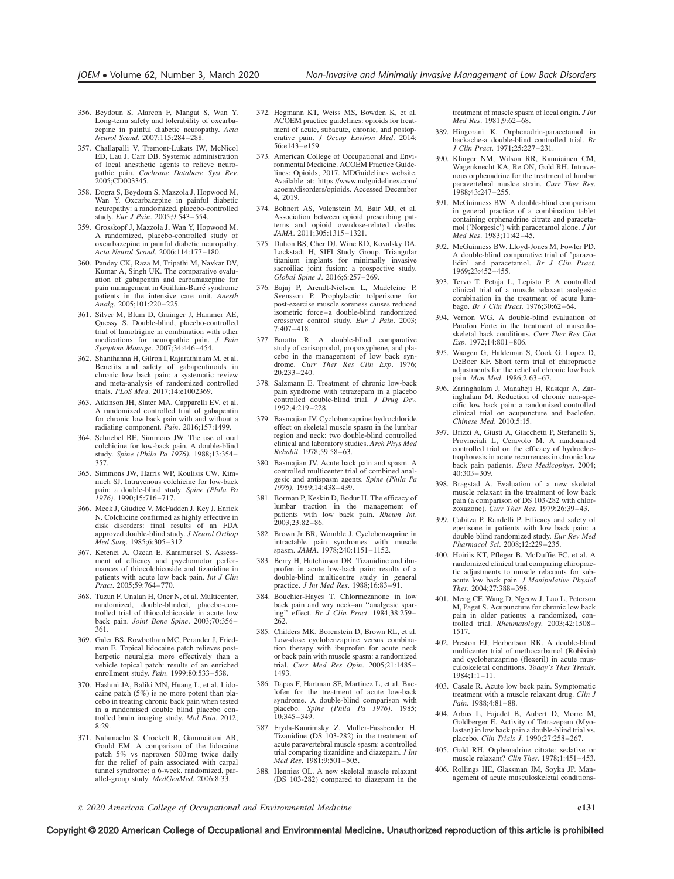356. Beydoun S, Alarcon F, Mangat S, Wan Y. Long-term safety and tolerability of oxcarbazepine in painful diabetic neuropathy. *Acta Neurol Scand*. 2007;115:284–288.

357. Challapalli V, Tremont-Lukats IW, McNicol ED, Lau J, Carr DB. Systemic administration of local anesthetic agents to relieve neuropathic pain. *Cochrane Database Syst Rev*. 2005;CD003345.

358. Dogra S, Beydoun S, Mazzola J, Hopwood M, Wan Y. Oxcarbazepine in painful diabetic neuropathy: a randomized, placebo-controlled study. *Eur J Pain*. 2005;9:543–554.

359. Grosskopf J, Mazzola J, Wan Y, Hopwood M. A randomized, placebo-controlled study of oxcarbazepine in painful diabetic neuropathy. *Acta Neurol Scand*. 2006;114:177–180.

360. Pandey CK, Raza M, Tripathi M, Navkar DV, Kumar A, Singh UK. The comparative evaluation of gabapentin and carbamazepine for pain management in Guillain-Barré syndrome patients in the intensive care unit. *Anesth Analg*. 2005;101:220–225.

361. Silver M, Blum D, Grainger J, Hammer AE, Quessy S. Double-blind, placebo-controlled trial of lamotrigine in combination with other medications for neuropathic pain. *J Pain Symptom Manage*. 2007;34:446–454.

362. Shanthanna H, Gilron I, Rajarathinam M, et al. Benefits and safety of gabapentinoids in chronic low back pain: a systematic review and meta-analysis of randomized controlled trials. *PLoS Med*. 2017;14:e1002369.

363. Atkinson JH, Slater MA, Capparelli EV, et al. A randomized controlled trial of gabapentin for chronic low back pain with and without a radiating component. *Pain*. 2016;157:1499.

364. Schnebel BE, Simmons JW. The use of oral colchicine for low-back pain. A double-blind study. *Spine (Phila Pa 1976)*. 1988;13:354–357.

365. Simmons JW, Harris WP, Koulisis CW, Kimmich SJ. Intravenous colchicine for low-back pain: a double-blind study. *Spine (Phila Pa 1976)*. 1990;15:716–717.

366. Meek J, Giudice V, McFadden J, Key J, Enrick N. Colchicine confirmed as highly effective in disk disorders: final results of an FDA approved double-blind study. *J Neurol Orthop Med Surg*. 1985;6:305–312.

367. Ketenci A, Ozcan E, Karamursel S. Assessment of efficacy and psychomotor performances of thiocolchicoside and tizanidine in patients with acute low back pain. *Int J Clin Pract*. 2005;59:764–770.

368. Tuzun F, Unalan H, Oner N, et al. Multicenter, randomized, double-blinded, placebo-controlled trial of thiocolchicoside in acute low back pain. *Joint Bone Spine*. 2003;70:356–361.

369. Galer BS, Rowbotham MC, Perander J, Friedman E. Topical lidocaine patch relieves postherpetic neuralgia more effectively than a vehicle topical patch: results of an enriched enrollment study. *Pain*. 1999;80:533–538.

370. Hashmi JA, Baliki MN, Huang L, et al. Lidocaine patch (5%) is no more potent than placebo in treating chronic back pain when tested in a randomised double blind placebo controlled brain imaging study. *Mol Pain*. 2012;8:29.

371. Nalamachu S, Crockett R, Gammaitoni AR, Gould EM. A comparison of the lidocaine patch 5% vs naproxen 500 mg twice daily for the relief of pain associated with carpal tunnel syndrome: a 6-week, randomized, parallel-group study. *MedGenMed*. 2006;8:33.

372. Hegmann KT, Weiss MS, Bowden K, et al. ACOEM practice guidelines: opioids for treatment of acute, subacute, chronic, and postoperative pain. *J Occup Environ Med*. 2014;56:e143–e159.

373. American College of Occupational and Environmental Medicine. ACOEM Practice Guidelines: Opioids; 2017. MDGuidelines website. Available at: https://www.mdguidelines.com/acoem/disorders/opioids. Accessed December 4, 2019.

374. Bohnert AS, Valenstein M, Bair MJ, et al. Association between opioid prescribing patterns and opioid overdose-related deaths. *JAMA*. 2011;305:1315–1321.

375. Duhon BS, Cher DJ, Wine KD, Kovalsky DA, Lockstadt H, SIFI Study Group. Triangular titanium implants for minimally invasive sacroiliac joint fusion: a prospective study. *Global Spine J*. 2016;6:257–269.

376. Bajaj P, Arendt-Nielsen L, Madeleine P, Svensson P. Prophylactic tolperisone for post-exercise muscle soreness causes reduced isometric force–a double-blind randomized crossover control study. *Eur J Pain*. 2003;7:407–418.

377. Baratta R. A double-blind comparative study of carisoprodol, propoxyphene, and placebo in the management of low back syndrome. *Curr Ther Res Clin Exp*. 1976;20:233–240.

378. Salzmann E. Treatment of chronic low-back pain syndrome with tetrazepam in a placebo controlled double-blind trial. *J Drug Dev*. 1992;4:219–228.

379. Basmajian JV. Cyclobenzaprine hydrochloride effect on skeletal muscle spasm in the lumbar region and neck: two double-blind controlled clinical and laboratory studies. *Arch Phys Med Rehabil*. 1978;59:58–63.

380. Basmajian JV. Acute back pain and spasm. A controlled multicenter trial of combined analgesic and antispasm agents. *Spine (Phila Pa 1976)*. 1989;14:438–439.

381. Borman P, Keskin D, Bodur H. The efficacy of lumbar traction in the management of patients with low back pain. *Rheum Int*. 2003;23:82–86.

382. Brown Jr BR, Womble J. Cyclobenzaprine in intractable pain syndromes with muscle spasm. *JAMA*. 1978;240:1151–1152.

383. Berry H, Hutchinson DR. Tizanidine and ibuprofen in acute low-back pain: results of a double-blind multicentre study in general practice. *J Int Med Res*. 1988;16:83–91.

384. Bouchier-Hayes T. Chlormezanone in low back pain and wry neck–an ''analgesic sparing'' effect. *Br J Clin Pract*. 1984;38:259–262.

385. Childers MK, Borenstein D, Brown RL, et al. Low-dose cyclobenzaprine versus combination therapy with ibuprofen for acute neck or back pain with muscle spasm: a randomized trial. *Curr Med Res Opin*. 2005;21:1485–1493.

386. Dapas F, Hartman SF, Martinez L, et al. Baclofen for the treatment of acute low-back syndrome. A double-blind comparison with placebo. *Spine (Phila Pa 1976)*. 1985;10:345–349.

387. Fryda-Kaurimsky Z, Muller-Fassbender H. Tizanidine (DS 103-282) in the treatment of acute paravertebral muscle spasm: a controlled trial comparing tizanidine and diazepam. *J Int Med Res*. 1981;9:501–505.

388. Hennies OL. A new skeletal muscle relaxant (DS 103-282) compared to diazepam in the treatment of muscle spasm of local origin. *J Int Med Res*. 1981;9:62–68.

389. Hingorani K. Orphenadrin-paracetamol in backache-a double-blind controlled trial. *Br J Clin Pract*. 1971;25:227–231.

390. Klinger NM, Wilson RR, Kanniainen CM, Wagenknecht KA, Re ON, Gold RH. Intravenous orphenadrine for the treatment of lumbar paravertebral muslce strain. *Curr Ther Res*. 1988;43:247–255.

391. McGuinness BW. A double-blind comparison in general practice of a combination tablet containing orphenadrine citrate and paracetamol ('Norgesic') with paracetamol alone. *J Int Med Res*. 1983;11:42–45.

392. McGuinness BW, Lloyd-Jones M, Fowler PD. A double-blind comparative trial of 'parazolidin' and paracetamol. *Br J Clin Pract*. 1969;23:452–455.

393. Tervo T, Petaja L, Lepisto P. A controlled clinical trial of a muscle relaxant analgesic combination in the treatment of acute lumbago. *Br J Clin Pract*. 1976;30:62–64.

394. Vernon WG. A double-blind evaluation of Parafon Forte in the treatment of musculoskeletal back conditions. *Curr Ther Res Clin Exp*. 1972;14:801–806.

395. Waagen G, Haldeman S, Cook G, Lopez D, DeBoer KF. Short term trial of chiropractic adjustments for the relief of chronic low back pain. *Man Med*. 1986;2:63–67.

396. Zaringhalam J, Manaheji H, Rastqar A, Zaringhalam M. Reduction of chronic non-specific low back pain: a randomised controlled clinical trial on acupuncture and baclofen. *Chinese Med*. 2010;5:15.

397. Brizzi A, Giusti A, Giacchetti P, Stefanelli S, Provinciali L, Ceravolo M. A randomised controlled trial on the efficacy of hydroelectrophoresis in acute recurrences in chronic low back pain patients. *Eura Medicophys*. 2004;40:303–309.

398. Bragstad A. Evaluation of a new skeletal muscle relaxant in the treatment of low back pain (a comparison of DS 103-282 with chlorzoxazone). *Curr Ther Res*. 1979;26:39–43.

399. Cabitza P, Randelli P. Efficacy and safety of eperisone in patients with low back pain: a double blind randomized study. *Eur Rev Med Pharmacol Sci*. 2008;12:229–235.

400. Hoiriis KT, Pfleger B, McDuffie FC, et al. A randomized clinical trial comparing chiropractic adjustments to muscle relaxants for subacute low back pain. *J Manipulative Physiol Ther*. 2004;27:388–398.

401. Meng CF, Wang D, Ngeow J, Lao L, Peterson M, Paget S. Acupuncture for chronic low back pain in older patients: a randomized, controlled trial. *Rheumatology*. 2003;42:1508–1517.

402. Preston EJ, Herbertson RK. A double-blind multicenter trial of methocarbamol (Robixin) and cyclobenzaprine (flexeril) in acute musculoskeletal conditions. *Today's Ther Trends*. 1984;1:1–11.

403. Casale R. Acute low back pain. Symptomatic treatment with a muscle relaxant drug. *Clin J Pain*. 1988;4:81–88.

404. Arbus L, Fajadet B, Aubert D, Morre M, Goldberger E. Activity of Tetrazepam (Myolastan) in low back pain a double-blind trial vs. placebo. *Clin Trials J*. 1990;27:258–267.

405. Gold RH. Orphenadrine citrate: sedative or muscle relaxant? *Clin Ther*. 1978;1:451–453.

406. Rollings HE, Glassman JM, Soyka JP. Management of acute musculoskeletal conditions-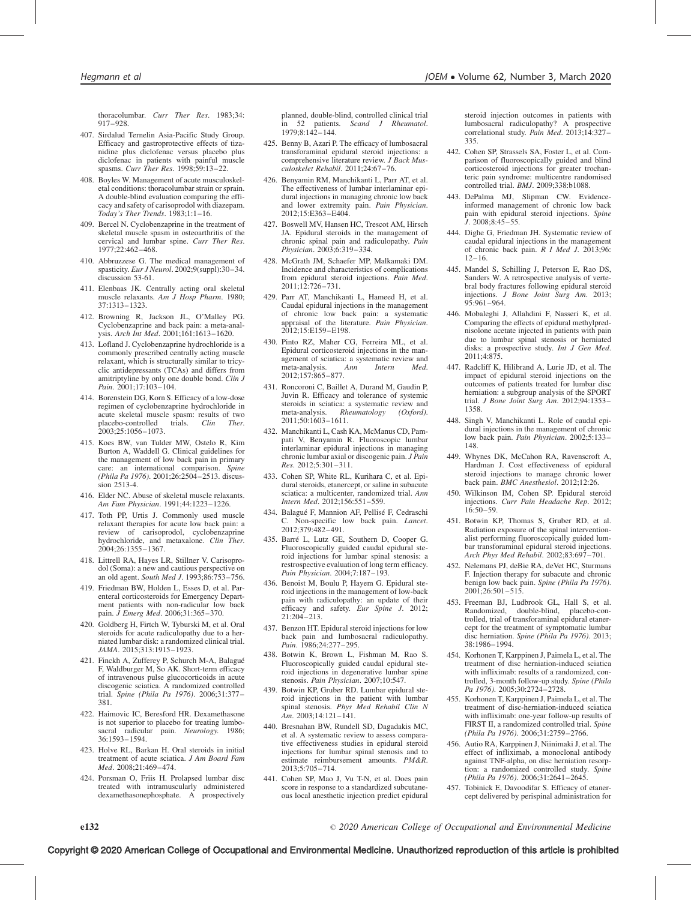thoracolumbar. *Curr Ther Res*. 1983;34: 917–928.

407. Sirdalud Ternelin Asia-Pacific Study Group. Efficacy and gastroprotective effects of tizanidine plus diclofenac versus placebo plus diclofenac in patients with painful muscle spasms. *Curr Ther Res*. 1998;59:13–22.
408. Boyles W. Management of acute musculoskeletal conditions: thoracolumbar strain or sprain. A double-blind evaluation comparing the efficacy and safety of carisoprodol with diazepam. *Today's Ther Trends*. 1983;1:1–16.
409. Bercel N. Cyclobenzaprine in the treatment of skeletal muscle spasm in osteoarthritis of the cervical and lumbar spine. *Curr Ther Res*. 1977;22:462–468.
410. Abbruzzese G. The medical management of spasticity. *Eur J Neurol*. 2002;9(suppl):30–34. discussion 53-61.
411. Elenbaas JK. Centrally acting oral skeletal muscle relaxants. *Am J Hosp Pharm*. 1980; 37:1313–1323.
412. Browning R, Jackson JL, O'Malley PG. Cyclobenzaprine and back pain: a meta-analysis. *Arch Int Med*. 2001;161:1613–1620.
413. Lofland J. Cyclobenzaprine hydrochloride is a commonly prescribed centrally acting muscle relaxant, which is structurally similar to tricyclic antidepressants (TCAs) and differs from amitriptyline by only one double bond. *Clin J Pain*. 2001;17:103–104.
414. Borenstein DG, Korn S. Efficacy of a low-dose regimen of cyclobenzaprine hydrochloride in acute skeletal muscle spasm: results of two placebo-controlled trials. *Clin Ther*. 2003;25:1056–1073.
415. Koes BW, van Tulder MW, Ostelo R, Kim Burton A, Waddell G. Clinical guidelines for the management of low back pain in primary care: an international comparison. *Spine (Phila Pa 1976)*. 2001;26:2504–2513. discussion 2513-4.
416. Elder NC. Abuse of skeletal muscle relaxants. *Am Fam Physician*. 1991;44:1223–1226.
417. Toth PP, Urtis J. Commonly used muscle relaxant therapies for acute low back pain: a review of carisoprodol, cyclobenzaprine hydrochloride, and metaxalone. *Clin Ther*. 2004;26:1355–1367.
418. Littrell RA, Hayes LR, Stillner V. Carisoprodol (Soma): a new and cautious perspective on an old agent. *South Med J*. 1993;86:753–756.
419. Friedman BW, Holden L, Esses D, et al. Parenteral corticosteroids for Emergency Department patients with non-radicular low back pain. *J Emerg Med*. 2006;31:365–370.
420. Goldberg H, Firtch W, Tyburski M, et al. Oral steroids for acute radiculopathy due to a herniated lumbar disk: a randomized clinical trial. *JAMA*. 2015;313:1915–1923.
421. Finckh A, Zufferey P, Schurch M-A, Balagué F, Waldburger M, So AK. Short-term efficacy of intravenous pulse glucocorticoids in acute discogenic sciatica. A randomized controlled trial. *Spine (Phila Pa 1976)*. 2006;31:377–381.
422. Haimovic IC, Beresford HR. Dexamethasone is not superior to placebo for treating lumbosacral radicular pain. *Neurology*. 1986; 36:1593–1594.
423. Holve RL, Barkan H. Oral steroids in initial treatment of acute sciatica. *J Am Board Fam Med*. 2008;21:469–474.
424. Porsman O, Friis H. Prolapsed lumbar disc treated with intramuscularly administered dexamethasonephosphate. A prospectively planned, double-blind, controlled clinical trial in 52 patients. *Scand J Rheumatol*. 1979;8:142–144.
425. Benny B, Azari P. The efficacy of lumbosacral transforaminal epidural steroid injections: a comprehensive literature review. *J Back Musculoskelet Rehabil*. 2011;24:67–76.
426. Benyamin RM, Manchikanti L, Parr AT, et al. The effectiveness of lumbar interlaminar epidural injections in managing chronic low back and lower extremity pain. *Pain Physician*. 2012;15:E363–E404.
427. Boswell MV, Hansen HC, Trescot AM, Hirsch JA. Epidural steroids in the management of chronic spinal pain and radiculopathy. *Pain Physician*. 2003;6:319–334.
428. McGrath JM, Schaefer MP, Malkamaki DM. Incidence and characteristics of complications from epidural steroid injections. *Pain Med*. 2011;12:726–731.
429. Parr AT, Manchikanti L, Hameed H, et al. Caudal epidural injections in the management of chronic low back pain: a systematic appraisal of the literature. *Pain Physician*. 2012;15:E159–E198.
430. Pinto RZ, Maher CG, Ferreira ML, et al. Epidural corticosteroid injections in the management of sciatica: a systematic review and meta-analysis. *Ann Intern Med*. 2012;157:865–877.
431. Roncoroni C, Baillet A, Durand M, Gaudin P, Juvin R. Efficacy and tolerance of systemic steroids in sciatica: a systematic review and meta-analysis. *Rheumatology (Oxford)*. 2011;50:1603–1611.
432. Manchikanti L, Cash KA, McManus CD, Pampati V, Benyamin R. Fluoroscopic lumbar interlaminar epidural injections in managing chronic lumbar axial or discogenic pain. *J Pain Res*. 2012;5:301–311.
433. Cohen SP, White RL, Kurihara C, et al. Epidural steroids, etanercept, or saline in subacute sciatica: a multicenter, randomized trial. *Ann Intern Med*. 2012;156:551–559.
434. Balagué F, Mannion AF, Pellisé F, Cedraschi C. Non-specific low back pain. *Lancet*. 2012;379:482–491.
435. Barré L, Lutz GE, Southern D, Cooper G. Fluoroscopically guided caudal epidural steroid injections for lumbar spinal stenosis: a restrospective evaluation of long term efficacy. *Pain Physician*. 2004;7:187–193.
436. Benoist M, Boulu P, Hayem G. Epidural steroid injections in the management of low-back pain with radiculopathy: an update of their efficacy and safety. *Eur Spine J*. 2012; 21:204–213.
437. Benzon HT. Epidural steroid injections for low back pain and lumbosacral radiculopathy. *Pain*. 1986;24:277–295.
438. Botwin K, Brown L, Fishman M, Rao S. Fluoroscopically guided caudal epidural steroid injections in degenerative lumbar spine stenosis. *Pain Physician*. 2007;10:547.
439. Botwin KP, Gruber RD. Lumbar epidural steroid injections in the patient with lumbar spinal stenosis. *Phys Med Rehabil Clin N Am*. 2003;14:121–141.
440. Bresnahan BW, Rundell SD, Dagadakis MC, et al. A systematic review to assess comparative effectiveness studies in epidural steroid injections for lumbar spinal stenosis and to estimate reimbursement amounts. *PM&R*. 2013;5:705–714.
441. Cohen SP, Mao J, Vu T-N, et al. Does pain score in response to a standardized subcutaneous local anesthetic injection predict epidural steroid injection outcomes in patients with lumbosacral radiculopathy? A prospective correlational study. *Pain Med*. 2013;14:327–335.
442. Cohen SP, Strassels SA, Foster L, et al. Comparison of fluoroscopically guided and blind corticosteroid injections for greater trochanteric pain syndrome: multicentre randomised controlled trial. *BMJ*. 2009;338:b1088.
443. DePalma MJ, Slipman CW. Evidence-informed management of chronic low back pain with epidural steroid injections. *Spine J*. 2008;8:45–55.
444. Dighe G, Friedman JH. Systematic review of caudal epidural injections in the management of chronic back pain. *R I Med J*. 2013;96: 12–16.
445. Mandel S, Schilling J, Peterson E, Rao DS, Sanders W. A retrospective analysis of vertebral body fractures following epidural steroid injections. *J Bone Joint Surg Am*. 2013; 95:961–964.
446. Mobaleghi J, Allahdini F, Nasseri K, et al. Comparing the effects of epidural methylprednisolone acetate injected in patients with pain due to lumbar spinal stenosis or herniated disks: a prospective study. *Int J Gen Med*. 2011;4:875.
447. Radcliff K, Hilibrand A, Lurie JD, et al. The impact of epidural steroid injections on the outcomes of patients treated for lumbar disc herniation: a subgroup analysis of the SPORT trial. *J Bone Joint Surg Am*. 2012;94:1353–1358.
448. Singh V, Manchikanti L. Role of caudal epidural injections in the management of chronic low back pain. *Pain Physician*. 2002;5:133–148.
449. Whynes DK, McCahon RA, Ravenscroft A, Hardman J. Cost effectiveness of epidural steroid injections to manage chronic lower back pain. *BMC Anesthesiol*. 2012;12:26.
450. Wilkinson IM, Cohen SP. Epidural steroid injections. *Curr Pain Headache Rep*. 2012; 16:50–59.
451. Botwin KP, Thomas S, Gruber RD, et al. Radiation exposure of the spinal interventionalist performing fluoroscopically guided lumbar transforaminal epidural steroid injections. *Arch Phys Med Rehabil*. 2002;83:697–701.
452. Nelemans PJ, deBie RA, deVet HC, Sturmans F. Injection therapy for subacute and chronic benign low back pain. *Spine (Phila Pa 1976)*. 2001;26:501–515.
453. Freeman BJ, Ludbrook GL, Hall S, et al. Randomized, double-blind, placebo-controlled, trial of transforaminal epidural etanercept for the treatment of symptomatic lumbar disc herniation. *Spine (Phila Pa 1976)*. 2013; 38:1986–1994.
454. Korhonen T, Karppinen J, Paimela L, et al. The treatment of disc herniation-induced sciatica with infliximab: results of a randomized, controlled, 3-month follow-up study. *Spine (Phila Pa 1976)*. 2005;30:2724–2728.
455. Korhonen T, Karppinen J, Paimela L, et al. The treatment of disc-herniation-induced sciatica with infliximab: one-year follow-up results of FIRST II, a randomized controlled trial. *Spine (Phila Pa 1976)*. 2006;31:2759–2766.
456. Autio RA, Karppinen J, Niinimaki J, et al. The effect of infliximab, a monoclonal antibody against TNF-alpha, on disc herniation resorption: a randomized controlled study. *Spine (Phila Pa 1976)*. 2006;31:2641–2645.
457. Tobinick E, Davoodifar S. Efficacy of etanercept delivered by perispinal administration for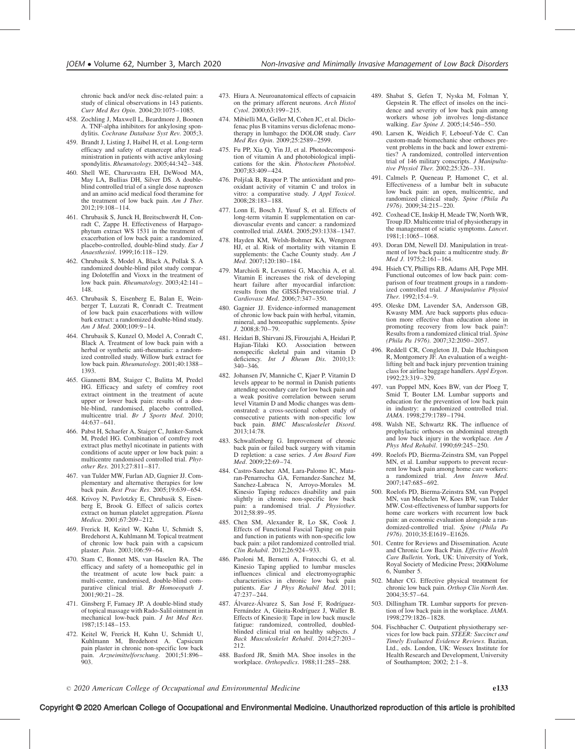chronic back and/or neck disc-related pain: a study of clinical observations in 143 patients. *Curr Med Res Opin*. 2004;20:1075–1085.

458. Zochling J, Maxwell L, Beardmore J, Boonen A. TNF-alpha inhibitors for ankylosing spondylitis. *Cochrane Database Syst Rev*. 2005;3.
459. Brandt J, Listing J, Haibel H, et al. Long-term efficacy and safety of etanercept after readministration in patients with active ankylosing spondylitis. *Rheumatology*. 2005;44:342–348.
460. Shell WE, Charuvastra EH, DeWood MA, May LA, Bullias DH, Silver DS. A double-blind controlled trial of a single dose naproxen and an amino acid medical food theramine for the treatment of low back pain. *Am J Ther*. 2012;19:108–114.
461. Chrubasik S, Junck H, Breitschwerdt H, Conradt C, Zappe H. Effectiveness of Harpagophytum extract WS 1531 in the treatment of exacerbation of low back pain: a randomized, placebo-controlled, double-blind study. *Eur J Anaesthesiol*. 1999;16:118–129.
462. Chrubasik S, Model A, Black A, Pollak S. A randomized double-blind pilot study comparing Doloteffin and Vioxx in the treatment of low back pain. *Rheumatology*. 2003;42:141–148.
463. Chrubasik S, Eisenberg E, Balan E, Weinberger T, Luzzati R, Conradt C. Treatment of low back pain exacerbations with willow bark extract: a randomized double-blind study. *Am J Med*. 2000;109:9–14.
464. Chrubasik S, Kunzel O, Model A, Conradt C, Black A. Treatment of low back pain with a herbal or synthetic anti-rheumatic: a randomized controlled study. Willow bark extract for low back pain. *Rheumatology*. 2001;40:1388–1393.
465. Giannetti BM, Staiger C, Bulitta M, Predel HG. Efficacy and safety of comfrey root extract ointment in the treatment of acute upper or lower back pain: results of a double-blind, randomised, placebo controlled, multicentre trial. *Br J Sports Med*. 2010;44:637–641.
466. Pabst H, Schaefer A, Staiger C, Junker-Samek M, Predel HG. Combination of comfrey root extract plus methyl nicotinate in patients with conditions of acute upper or low back pain: a multicentre randomised controlled trial. *Phytother Res*. 2013;27:811–817.
467. van Tulder MW, Furlan AD, Gagnier JJ. Complementary and alternative therapies for low back pain. *Best Prac Res*. 2005;19:639–654.
468. Krivoy N, Pavlotzky E, Chrubasik S, Eisenberg E, Brook G. Effect of salicis cortex extract on human platelet aggregation. *Planta Medica*. 2001;67:209–212.
469. Frerick H, Keitel W, Kuhn U, Schmidt S, Bredehorst A, Kuhlmann M. Topical treatment of chronic low back pain with a capsicum plaster. *Pain*. 2003;106:59–64.
470. Stam C, Bonnet MS, van Haselen RA. The efficacy and safety of a homeopathic gel in the treatment of acute low back pain: a multi-centre, randomised, double-blind comparative clinical trial. *Br Homoeopath J*. 2001;90:21–28.
471. Ginsberg F, Famaey JP. A double-blind study of topical massage with Rado-Salil ointment in mechanical low-back pain. *J Int Med Res*. 1987;15:148–153.
472. Keitel W, Frerick H, Kuhn U, Schmidt U, Kuhlmann M, Bredehorst A. Capsicum pain plaster in chronic non-specific low back pain. *Arzneimittelforschung*. 2001;51:896–903.
473. Hiura A. Neuroanatomical effects of capsaicin on the primary afferent neurons. *Arch Histol Cytol*. 2000;63:199–215.
474. Mibielli MA, Geller M, Cohen JC, et al. Diclofenac plus B vitamins versus diclofenac monotherapy in lumbago: the DOLOR study. *Curr Med Res Opin*. 2009;25:2589–2599.
475. Fu PP, Xia Q, Yin JJ, et al. Photodecomposition of vitamin A and photobiological implications for the skin. *Photochem Photobiol*. 2007;83:409–424.
476. Poljšak B, Raspor P. The antioxidant and pro-oxidant activity of vitamin C and trolox in vitro: a comparative study. *J Appl Toxicol*. 2008;28:183–188.
477. Lonn E, Bosch J, Yusuf S, et al. Effects of long-term vitamin E supplementation on cardiovascular events and cancer: a randomized controlled trial. *JAMA*. 2005;293:1338–1347.
478. Hayden KM, Welsh-Bohmer KA, Wengreen HJ, et al. Risk of mortality with vitamin E supplements: the Cache County study. *Am J Med*. 2007;120:180–184.
479. Marchioli R, Levantesi G, Macchia A, et al. Vitamin E increases the risk of developing heart failure after myocardial infarction: results from the GISSI-Prevenzione trial. *J Cardiovasc Med*. 2006;7:347–350.
480. Gagnier JJ. Evidence-informed management of chronic low back pain with herbal, vitamin, mineral, and homeopathic supplements. *Spine J*. 2008;8:70–79.
481. Heidari B, Shirvani JS, Firouzjahi A, Heidari P, Hajian-Tilaki KO. Association between nonspecific skeletal pain and vitamin D deficiency. *Int J Rheum Dis*. 2010;13:340–346.
482. Johansen JV, Manniche C, Kjaer P. Vitamin D levels appear to be normal in Danish patients attending secondary care for low back pain and a weak positive correlation between serum level Vitamin D and Modic changes was demonstrated: a cross-sectional cohort study of consecutive patients with non-specific low back pain. *BMC Musculoskelet Disord*. 2013;14:78.
483. Schwalfenberg G. Improvement of chronic back pain or failed back surgery with vitamin D repletion: a case series. *J Am Board Fam Med*. 2009;22:69–74.
484. Castro-Sanchez AM, Lara-Palomo IC, Mataran-Penarrocha GA, Fernandez-Sanchez M, Sanchez-Labraca N, Arroyo-Morales M. Kinesio Taping reduces disability and pain slightly in chronic non-specific low back pain: a randomised trial. *J Physiother*. 2012;58:89–95.
485. Chen SM, Alexander R, Lo SK, Cook J. Effects of Functional Fascial Taping on pain and function in patients with non-specific low back pain: a pilot randomized controlled trial. *Clin Rehabil*. 2012;26:924–933.
486. Paoloni M, Bernetti A, Fratocchi G, et al. Kinesio Taping applied to lumbar muscles influences clinical and electromyographic characteristics in chronic low back pain patients. *Eur J Phys Rehabil Med*. 2011;47:237–244.
487. Álvarez-Álvarez S, San José F, Rodríguez-Fernández A, Güeita-Rodríguez J, Waller B. Effects of Kinesio® Tape in low back muscle fatigue: randomized, controlled, doubled-blinded clinical trial on healthy subjects. *J Back Musculoskelet Rehabil*. 2014;27:203–212.
488. Basford JR, Smith MA. Shoe insoles in the workplace. *Orthopedics*. 1988;11:285–288.
489. Shabat S, Gefen T, Nyska M, Folman Y, Gepstein R. The effect of insoles on the incidence and severity of low back pain among workers whose job involves long-distance walking. *Eur Spine J*. 2005;14:546–550.
490. Larsen K, Weidich F, Leboeuf-Yde C. Can custom-made biomechanic shoe orthoses prevent problems in the back and lower extremities? A randomized, controlled intervention trial of 146 military conscripts. *J Manipulative Physiol Ther*. 2002;25:326–331.
491. Calmels P, Queneau P, Hamonet C, et al. Effectiveness of a lumbar belt in subacute low back pain: an open, multicentric, and randomized clinical study. *Spine (Phila Pa 1976)*. 2009;34:215–220.
492. Coxhead CE, Inskip H, Meade TW, North WR, Troup JD. Multicentre trial of physiotherapy in the management of sciatic symptoms. *Lancet*. 1981;1:1065–1068.
493. Doran DM, Newell DJ. Manipulation in treatment of low back pain: a multicentre study. *Br Med J*. 1975;2:161–164.
494. Hsieh CY, Phillips RB, Adams AH, Pope MH. Functional outcomes of low back pain: comparison of four treatment groups in a randomized controlled trial. *J Manipulative Physiol Ther*. 1992;15:4–9.
495. Oleske DM, Lavender SA, Andersson GB, Kwasny MM. Are back supports plus education more effective than education alone in promoting recovery from low back pain?: Results from a randomized clinical trial. *Spine (Phila Pa 1976)*. 2007;32:2050–2057.
496. Reddell CR, Congleton JJ, Dale Huchingson R, Montgomery JF. An evaluation of a weightlifting belt and back injury prevention training class for airline baggage handlers. *Appl Ergon*. 1992;23:319–329.
497. van Poppel MN, Koes BW, van der Ploeg T, Smid T, Bouter LM. Lumbar supports and education for the prevention of low back pain in industry: a randomized controlled trial. *JAMA*. 1998;279:1789–1794.
498. Walsh NE, Schwartz RK. The influence of prophylactic orthoses on abdominal strength and low back injury in the workplace. *Am J Phys Med Rehabil*. 1990;69:245–250.
499. Roelofs PD, Bierma-Zeinstra SM, van Poppel MN, et al. Lumbar supports to prevent recurrent low back pain among home care workers: a randomized trial. *Ann Intern Med*. 2007;147:685–692.
500. Roelofs PD, Bierma-Zeinstra SM, van Poppel MN, van Mechelen W, Koes BW, van Tulder MW. Cost-effectiveness of lumbar supports for home care workers with recurrent low back pain: an economic evaluation alongside a randomized-controlled trial. *Spine (Phila Pa 1976)*. 2010;35:E1619–E1626.
501. Centre for Reviews and Dissemination. Acute and Chronic Low Back Pain. *Effective Health Care Bulletin.* York, UK: University of York, Royal Society of Medicine Press; 2000Volume 6, Number 5.
502. Maher CG. Effective physical treatment for chronic low back pain. *Orthop Clin North Am*. 2004;35:57–64.
503. Dillingham TR. Lumbar supports for prevention of low back pain in the workplace. *JAMA*. 1998;279:1826–1828.
504. Fischbacher C. Outpatient physiotherapy services for low back pain. *STEER: Succinct and Timely Evaluated Evidence Reviews*. Bazian, Ltd., eds. London, UK: Wessex Institute for Health Research and Development, University of Southampton; 2002; 2:1–8.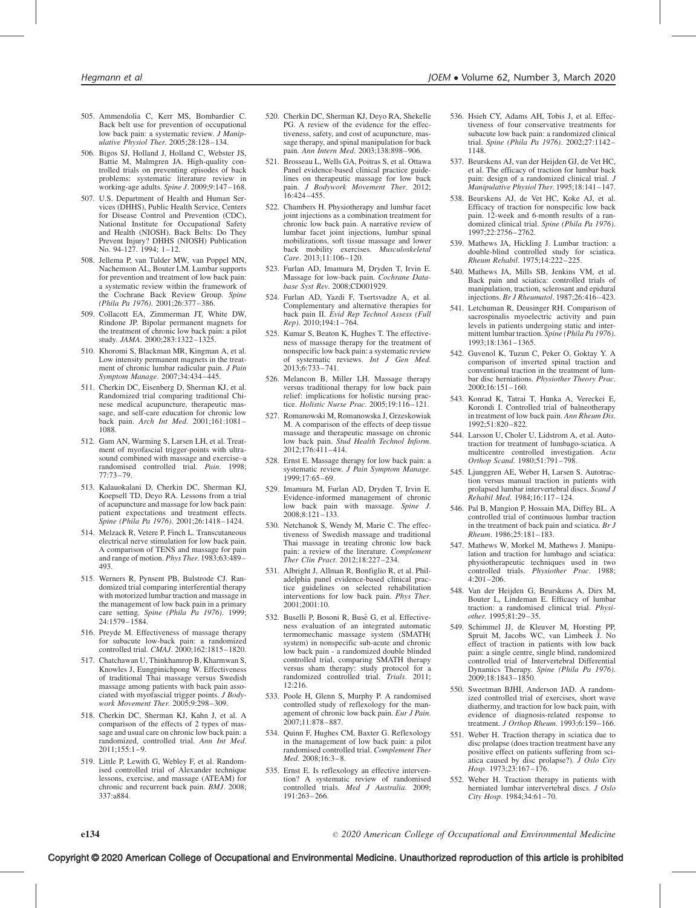505. Ammendolia C, Kerr MS, Bombardier C. Back belt use for prevention of occupational low back pain: a systematic review. *J Manipulative Physiol Ther*. 2005;28:128–134.

506. Bigos SJ, Holland J, Holland C, Webster JS, Battie M, Malmgren JA. High-quality controlled trials on preventing episodes of back problems: systematic literature review in working-age adults. *Spine J*. 2009;9:147–168.

507. U.S. Department of Health and Human Services (DHHS), Public Health Service, Centers for Disease Control and Prevention (CDC), National Institute for Occupational Safety and Health (NIOSH). Back Belts: Do They Prevent Injury? DHHS (NIOSH) Publication No. 94-127. 1994; 1–12.

508. Jellema P, van Tulder MW, van Poppel MN, Nachemson AL, Bouter LM. Lumbar supports for prevention and treatment of low back pain: a systematic review within the framework of the Cochrane Back Review Group. *Spine (Phila Pa 1976)*. 2001;26:377–386.

509. Collacott EA, Zimmerman JT, White DW, Rindone JP. Bipolar permanent magnets for the treatment of chronic low back pain: a pilot study. *JAMA*. 2000;283:1322–1325.

510. Khoromi S, Blackman MR, Kingman A, et al. Low intensity permanent magnets in the treatment of chronic lumbar radicular pain. *J Pain Symptom Manage*. 2007;34:434–445.

511. Cherkin DC, Eisenberg D, Sherman KJ, et al. Randomized trial comparing traditional Chinese medical acupuncture, therapeutic massage, and self-care education for chronic low back pain. *Arch Int Med*. 2001;161:1081–1088.

512. Gam AN, Warming S, Larsen LH, et al. Treatment of myofascial trigger-points with ultrasound combined with massage and exercise–a randomised controlled trial. *Pain*. 1998; 77:73–79.

513. Kalauokalani D, Cherkin DC, Sherman KJ, Koepsell TD, Deyo RA. Lessons from a trial of acupuncture and massage for low back pain: patient expectations and treatment effects. *Spine (Phila Pa 1976)*. 2001;26:1418–1424.

514. Melzack R, Vetere P, Finch L. Transcutaneous electrical nerve stimulation for low back pain. A comparison of TENS and massage for pain and range of motion. *Phys Ther*. 1983;63:489–493.

515. Werners R, Pynsent PB, Bulstrode CJ. Randomized trial comparing interferential therapy with motorized lumbar traction and massage in the management of low back pain in a primary care setting. *Spine (Phila Pa 1976)*. 1999; 24:1579–1584.

516. Preyde M. Effectiveness of massage therapy for subacute low-back pain: a randomized controlled trial. *CMAJ*. 2000;162:1815–1820.

517. Chatchawan U, Thinkhamrop B, Kharmwan S, Knowles J, Eungpinichpong W. Effectiveness of traditional Thai massage versus Swedish massage among patients with back pain associated with myofascial trigger points. *J Bodywork Movement Ther*. 2005;9:298–309.

518. Cherkin DC, Sherman KJ, Kahn J, et al. A comparison of the effects of 2 types of massage and usual care on chronic low back pain: a randomized, controlled trial. *Ann Int Med*. 2011;155:1–9.

519. Little P, Lewith G, Webley F, et al. Randomised controlled trial of Alexander technique lessons, exercise, and massage (ATEAM) for chronic and recurrent back pain. *BMJ*. 2008; 337:a884.

520. Cherkin DC, Sherman KJ, Deyo RA, Shekelle PG. A review of the evidence for the effectiveness, safety, and cost of acupuncture, massage therapy, and spinal manipulation for back pain. *Ann Intern Med*. 2003;138:898–906.

521. Brosseau L, Wells GA, Poitras S, et al. Ottawa Panel evidence-based clinical practice guidelines on therapeutic massage for low back pain. *J Bodywork Movement Ther*. 2012; 16:424–455.

522. Chambers H. Physiotherapy and lumbar facet joint injections as a combination treatment for chronic low back pain. A narrative review of lumbar facet joint injections, lumbar spinal mobilizations, soft tissue massage and lower back mobility exercises. *Musculoskeletal Care*. 2013;11:106–120.

523. Furlan AD, Imamura M, Dryden T, Irvin E. Massage for low-back pain. *Cochrane Database Syst Rev*. 2008;CD001929.

524. Furlan AD, Yazdi F, Tsertsvadze A, et al. Complementary and alternative therapies for back pain II. *Evid Rep Technol Assess (Full Rep)*. 2010;194:1–764.

525. Kumar S, Beaton K, Hughes T. The effectiveness of massage therapy for the treatment of nonspecific low back pain: a systematic review of systematic reviews. *Int J Gen Med*. 2013;6:733–741.

526. Melancon B, Miller LH. Massage therapy versus traditional therapy for low back pain relief: implications for holistic nursing practice. *Holistic Nurse Prac*. 2005;19:116–121.

527. Romanowski M, Romanowska J, Grzeskowiak M. A comparison of the effects of deep tissue massage and therapeutic massage on chronic low back pain. *Stud Health Technol Inform*. 2012;176:411–414.

528. Ernst E. Massage therapy for low back pain: a systematic review. *J Pain Symptom Manage*. 1999;17:65–69.

529. Imamura M, Furlan AD, Dryden T, Irvin E. Evidence-informed management of chronic low back pain with massage. *Spine J*. 2008;8:121–133.

530. Netchanok S, Wendy M, Marie C. The effectiveness of Swedish massage and traditional Thai massage in treating chronic low back pain: a review of the literature. *Complement Ther Clin Pract*. 2012;18:227–234.

531. Albright J, Allman R, Bonfiglio R, et al. Philadelphia panel evidence-based clinical practice guidelines on selected rehabilitation interventions for low back pain. *Phys Ther*. 2001;2001:10.

532. Buselli P, Bosoni R, Busè G, et al. Effectiveness evaluation of an integrated automatic termomechanic massage system (SMATH( system) in nonspecific sub-acute and chronic low back pain - a randomized double blinded controlled trial, comparing SMATH therapy versus sham therapy: study protocol for a randomized controlled trial. *Trials*. 2011; 12:216.

533. Poole H, Glenn S, Murphy P. A randomised controlled study of reflexology for the management of chronic low back pain. *Eur J Pain*. 2007;11:878–887.

534. Quinn F, Hughes CM, Baxter G. Reflexology in the management of low back pain: a pilot randomised controlled trial. *Complement Ther Med*. 2008;16:3–8.

535. Ernst E. Is reflexology an effective intervention? A systematic review of randomised controlled trials. *Med J Australia*. 2009; 191:263–266.

536. Hsieh CY, Adams AH, Tobis J, et al. Effectiveness of four conservative treatments for subacute low back pain: a randomized clinical trial. *Spine (Phila Pa 1976)*. 2002;27:1142–1148.

537. Beurskens AJ, van der Heijden GJ, de Vet HC, et al. The efficacy of traction for lumbar back pain: design of a randomized clinical trial. *J Manipulative Physiol Ther*. 1995;18:141–147.

538. Beurskens AJ, de Vet HC, Koke AJ, et al. Efficacy of traction for nonspecific low back pain. 12-week and 6-month results of a randomized clinical trial. *Spine (Phila Pa 1976)*. 1997;22:2756–2762.

539. Mathews JA, Hickling J. Lumbar traction: a double-blind controlled study for sciatica. *Rheum Rehabil*. 1975;14:222–225.

540. Mathews JA, Mills SB, Jenkins VM, et al. Back pain and sciatica: controlled trials of manipulation, traction, sclerosant and epidural injections. *Br J Rheumatol*. 1987;26:416–423.

541. Letchuman R, Deusinger RH. Comparison of sacrospinalis myoelectric activity and pain levels in patients undergoing static and intermittent lumbar traction. *Spine (Phila Pa 1976)*. 1993;18:1361–1365.

542. Guvenol K, Tuzun C, Peker O, Goktay Y. A comparison of inverted spinal traction and conventional traction in the treatment of lumbar disc herniations. *Physiother Theory Prac*. 2000;16:151–160.

543. Konrad K, Tatrai T, Hunka A, Vereckei E, Korondi I. Controlled trial of balneotherapy in treatment of low back pain. *Ann Rheum Dis*. 1992;51:820–822.

544. Larsson U, Choler U, Lidstrom A, et al. Autotraction for treatment of lumbago-sciatica. A multicentre controlled investigation. *Acta Orthop Scand*. 1980;51:791–798.

545. Ljunggren AE, Weber H, Larsen S. Autotraction versus manual traction in patients with prolapsed lumbar intervertebral discs. *Scand J Rehabil Med*. 1984;16:117–124.

546. Pal B, Mangion P, Hossain MA, Diffey BL. A controlled trial of continuous lumbar traction in the treatment of back pain and sciatica. *Br J Rheum*. 1986;25:181–183.

547. Mathews W, Morkel M, Mathews J. Manipulation and traction for lumbago and sciatica: physiotherapeutic techniques used in two controlled trials. *Physiother Prac*. 1988; 4:201–206.

548. Van der Heijden G, Beurskens A, Dirx M, Bouter L, Lindeman E. Efficacy of lumbar traction: a randomised clinical trial. *Physiother*. 1995;81:29–35.

549. Schimmel JJ, de Kleuver M, Horsting PP, Spruit M, Jacobs WC, van Limbeek J. No effect of traction in patients with low back pain: a single centre, single blind, randomized controlled trial of Intervertebral Differential Dynamics Therapy. *Spine (Phila Pa 1976)*. 2009;18:1843–1850.

550. Sweetman BJHI, Anderson JAD. A randomized controlled trial of exercises, short wave diathermy, and traction for low back pain, with evidence of diagnosis-related response to treatment. *J Orthop Rheum*. 1993;6:159–166.

551. Weber H. Traction therapy in sciatica due to disc prolapse (does traction treatment have any positive effect on patients suffering from sciatica caused by disc prolapse?). *J Oslo City Hosp*. 1973;23:167–176.

552. Weber H. Traction therapy in patients with herniated lumbar intervertebral discs. *J Oslo City Hosp*. 1984;34:61–70.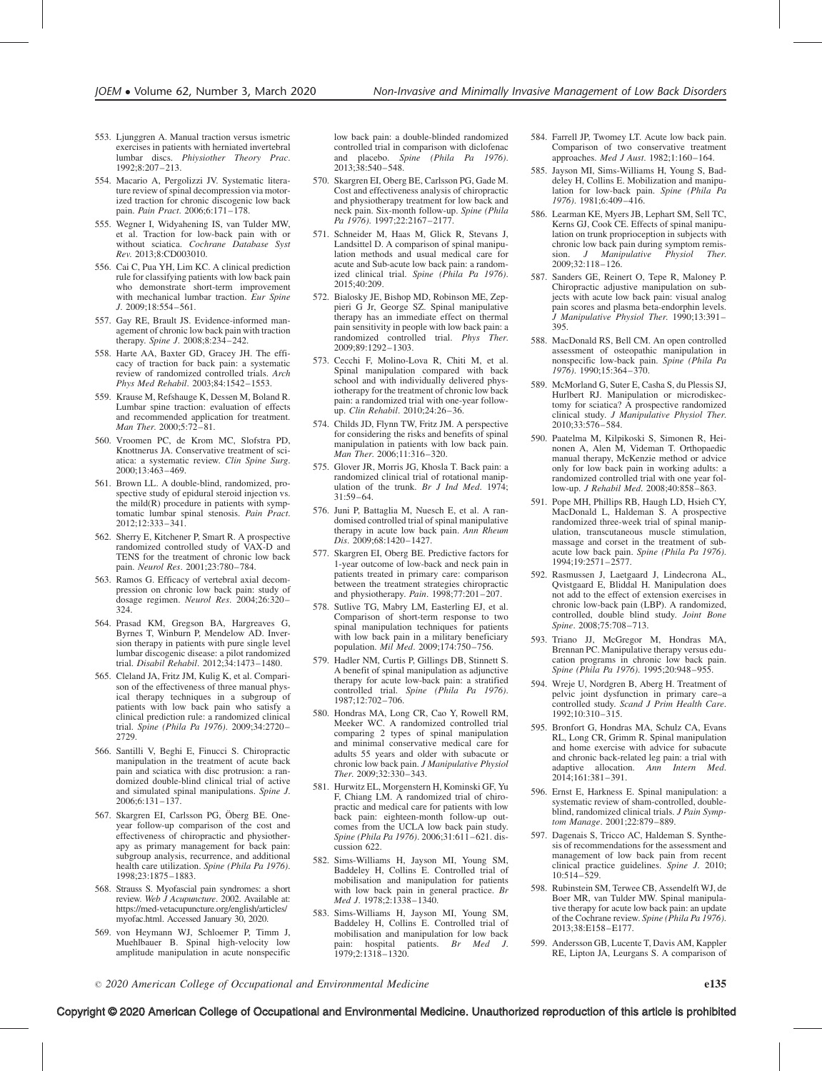553. Ljunggren A. Manual traction versus ismetric exercises in patients with herniated invertebral lumbar discs. *Phiysiother Theory Prac*. 1992;8:207–213.

554. Macario A, Pergolizzi JV. Systematic literature review of spinal decompression via motorized traction for chronic discogenic low back pain. *Pain Pract*. 2006;6:171–178.

555. Wegner I, Widyahening IS, van Tulder MW, et al. Traction for low-back pain with or without sciatica. *Cochrane Database Syst Rev*. 2013;8:CD003010.

556. Cai C, Pua YH, Lim KC. A clinical prediction rule for classifying patients with low back pain who demonstrate short-term improvement with mechanical lumbar traction. *Eur Spine J*. 2009;18:554–561.

557. Gay RE, Brault JS. Evidence-informed management of chronic low back pain with traction therapy. *Spine J*. 2008;8:234–242.

558. Harte AA, Baxter GD, Gracey JH. The efficacy of traction for back pain: a systematic review of randomized controlled trials. *Arch Phys Med Rehabil*. 2003;84:1542–1553.

559. Krause M, Refshauge K, Dessen M, Boland R. Lumbar spine traction: evaluation of effects and recommended application for treatment. *Man Ther*. 2000;5:72–81.

560. Vroomen PC, de Krom MC, Slofstra PD, Knottnerus JA. Conservative treatment of sciatica: a systematic review. *Clin Spine Surg*. 2000;13:463–469.

561. Brown LL. A double-blind, randomized, prospective study of epidural steroid injection vs. the mild(R) procedure in patients with symptomatic lumbar spinal stenosis. *Pain Pract*. 2012;12:333–341.

562. Sherry E, Kitchener P, Smart R. A prospective randomized controlled study of VAX-D and TENS for the treatment of chronic low back pain. *Neurol Res*. 2001;23:780–784.

563. Ramos G. Efficacy of vertebral axial decompression on chronic low back pain: study of dosage regimen. *Neurol Res*. 2004;26:320–324.

564. Prasad KM, Gregson BA, Hargreaves G, Byrnes T, Winburn P, Mendelow AD. Inversion therapy in patients with pure single level lumbar discogenic disease: a pilot randomized trial. *Disabil Rehabil*. 2012;34:1473–1480.

565. Cleland JA, Fritz JM, Kulig K, et al. Comparison of the effectiveness of three manual physical therapy techniques in a subgroup of patients with low back pain who satisfy a clinical prediction rule: a randomized clinical trial. *Spine (Phila Pa 1976)*. 2009;34:2720–2729.

566. Santilli V, Beghi E, Finucci S. Chiropractic manipulation in the treatment of acute back pain and sciatica with disc protrusion: a randomized double-blind clinical trial of active and simulated spinal manipulations. *Spine J*. 2006;6:131–137.

567. Skargren EI, Carlsson PG, Öberg BE. One-year follow-up comparison of the cost and effectiveness of chiropractic and physiotherapy as primary management for back pain: subgroup analysis, recurrence, and additional health care utilization. *Spine (Phila Pa 1976)*. 1998;23:1875–1883.

568. Strauss S. Myofascial pain syndromes: a short review. *Web J Acupuncture*. 2002. Available at: https://med-vetacupuncture.org/english/articles/myofac.html. Accessed January 30, 2020.

569. von Heymann WJ, Schloemer P, Timm J, Muehlbauer B. Spinal high-velocity low amplitude manipulation in acute nonspecific low back pain: a double-blinded randomized controlled trial in comparison with diclofenac and placebo. *Spine (Phila Pa 1976)*. 2013;38:540–548.

570. Skargren EI, Oberg BE, Carlsson PG, Gade M. Cost and effectiveness analysis of chiropractic and physiotherapy treatment for low back and neck pain. Six-month follow-up. *Spine (Phila Pa 1976)*. 1997;22:2167–2177.

571. Schneider M, Haas M, Glick R, Stevans J, Landsittel D. A comparison of spinal manipulation methods and usual medical care for acute and Sub-acute low back pain: a randomized clinical trial. *Spine (Phila Pa 1976)*. 2015;40:209.

572. Bialosky JE, Bishop MD, Robinson ME, Zeppieri G Jr, George SZ. Spinal manipulative therapy has an immediate effect on thermal pain sensitivity in people with low back pain: a randomized controlled trial. *Phys Ther*. 2009;89:1292–1303.

573. Cecchi F, Molino-Lova R, Chiti M, et al. Spinal manipulation compared with back school and with individually delivered physiotherapy for the treatment of chronic low back pain: a randomized trial with one-year follow-up. *Clin Rehabil*. 2010;24:26–36.

574. Childs JD, Flynn TW, Fritz JM. A perspective for considering the risks and benefits of spinal manipulation in patients with low back pain. *Man Ther*. 2006;11:316–320.

575. Glover JR, Morris JG, Khosla T. Back pain: a randomized clinical trial of rotational manipulation of the trunk. *Br J Ind Med*. 1974;31:59–64.

576. Juni P, Battaglia M, Nuesch E, et al. A randomised controlled trial of spinal manipulative therapy in acute low back pain. *Ann Rheum Dis*. 2009;68:1420–1427.

577. Skargren EI, Oberg BE. Predictive factors for 1-year outcome of low-back and neck pain in patients treated in primary care: comparison between the treatment strategies chiropractic and physiotherapy. *Pain*. 1998;77:201–207.

578. Sutlive TG, Mabry LM, Easterling EJ, et al. Comparison of short-term response to two spinal manipulation techniques for patients with low back pain in a military beneficiary population. *Mil Med*. 2009;174:750–756.

579. Hadler NM, Curtis P, Gillings DB, Stinnett S. A benefit of spinal manipulation as adjunctive therapy for acute low-back pain: a stratified controlled trial. *Spine (Phila Pa 1976)*. 1987;12:702–706.

580. Hondras MA, Long CR, Cao Y, Rowell RM, Meeker WC. A randomized controlled trial comparing 2 types of spinal manipulation and minimal conservative medical care for adults 55 years and older with subacute or chronic low back pain. *J Manipulative Physiol Ther*. 2009;32:330–343.

581. Hurwitz EL, Morgenstern H, Kominski GF, Yu F, Chiang LM. A randomized trial of chiropractic and medical care for patients with low back pain: eighteen-month follow-up outcomes from the UCLA low back pain study. *Spine (Phila Pa 1976)*. 2006;31:611–621. discussion 622.

582. Sims-Williams H, Jayson MI, Young SM, Baddeley H, Collins E. Controlled trial of mobilisation and manipulation for patients with low back pain in general practice. *Br Med J*. 1978;2:1338–1340.

583. Sims-Williams H, Jayson MI, Young SM, Baddeley H, Collins E. Controlled trial of mobilisation and manipulation for low back pain: hospital patients. *Br Med J*. 1979;2:1318–1320.

584. Farrell JP, Twomey LT. Acute low back pain. Comparison of two conservative treatment approaches. *Med J Aust*. 1982;1:160–164.

585. Jayson MI, Sims-Williams H, Young S, Baddeley H, Collins E. Mobilization and manipulation for low-back pain. *Spine (Phila Pa 1976)*. 1981;6:409–416.

586. Learman KE, Myers JB, Lephart SM, Sell TC, Kerns GJ, Cook CE. Effects of spinal manipulation on trunk proprioception in subjects with chronic low back pain during symptom remission. *J Manipulative Physiol Ther*. 2009;32:118–126.

587. Sanders GE, Reinert O, Tepe R, Maloney P. Chiropractic adjustive manipulation on subjects with acute low back pain: visual analog pain scores and plasma beta-endorphin levels. *J Manipulative Physiol Ther*. 1990;13:391–395.

588. MacDonald RS, Bell CM. An open controlled assessment of osteopathic manipulation in nonspecific low-back pain. *Spine (Phila Pa 1976)*. 1990;15:364–370.

589. McMorland G, Suter E, Casha S, du Plessis SJ, Hurlbert RJ. Manipulation or microdiskectomy for sciatica? A prospective randomized clinical study. *J Manipulative Physiol Ther*. 2010;33:576–584.

590. Paatelma M, Kilpikoski S, Simonen R, Heinonen A, Alen M, Videman T. Orthopaedic manual therapy, McKenzie method or advice only for low back pain in working adults: a randomized controlled trial with one year follow-up. *J Rehabil Med*. 2008;40:858–863.

591. Pope MH, Phillips RB, Haugh LD, Hsieh CY, MacDonald L, Haldeman S. A prospective randomized three-week trial of spinal manipulation, transcutaneous muscle stimulation, massage and corset in the treatment of subacute low back pain. *Spine (Phila Pa 1976)*. 1994;19:2571–2577.

592. Rasmussen J, Laetgaard J, Lindecrona AL, Qvistgaard E, Bliddal H. Manipulation does not add to the effect of extension exercises in chronic low-back pain (LBP). A randomized, controlled, double blind study. *Joint Bone Spine*. 2008;75:708–713.

593. Triano JJ, McGregor M, Hondras MA, Brennan PC. Manipulative therapy versus education programs in chronic low back pain. *Spine (Phila Pa 1976)*. 1995;20:948–955.

594. Wreje U, Nordgren B, Aberg H. Treatment of pelvic joint dysfunction in primary care–a controlled study. *Scand J Prim Health Care*. 1992;10:310–315.

595. Bronfort G, Hondras MA, Schulz CA, Evans RL, Long CR, Grimm R. Spinal manipulation and home exercise with advice for subacute and chronic back-related leg pain: a trial with adaptive allocation. *Ann Intern Med*. 2014;161:381–391.

596. Ernst E, Harkness E. Spinal manipulation: a systematic review of sham-controlled, double-blind, randomized clinical trials. *J Pain Symptom Manage*. 2001;22:879–889.

597. Dagenais S, Tricco AC, Haldeman S. Synthesis of recommendations for the assessment and management of low back pain from recent clinical practice guidelines. *Spine J*. 2010;10:514–529.

598. Rubinstein SM, Terwee CB, Assendelft WJ, de Boer MR, van Tulder MW. Spinal manipulative therapy for acute low back pain: an update of the Cochrane review. *Spine (Phila Pa 1976)*. 2013;38:E158–E177.

599. Andersson GB, Lucente T, Davis AM, Kappler RE, Lipton JA, Leurgans S. A comparison of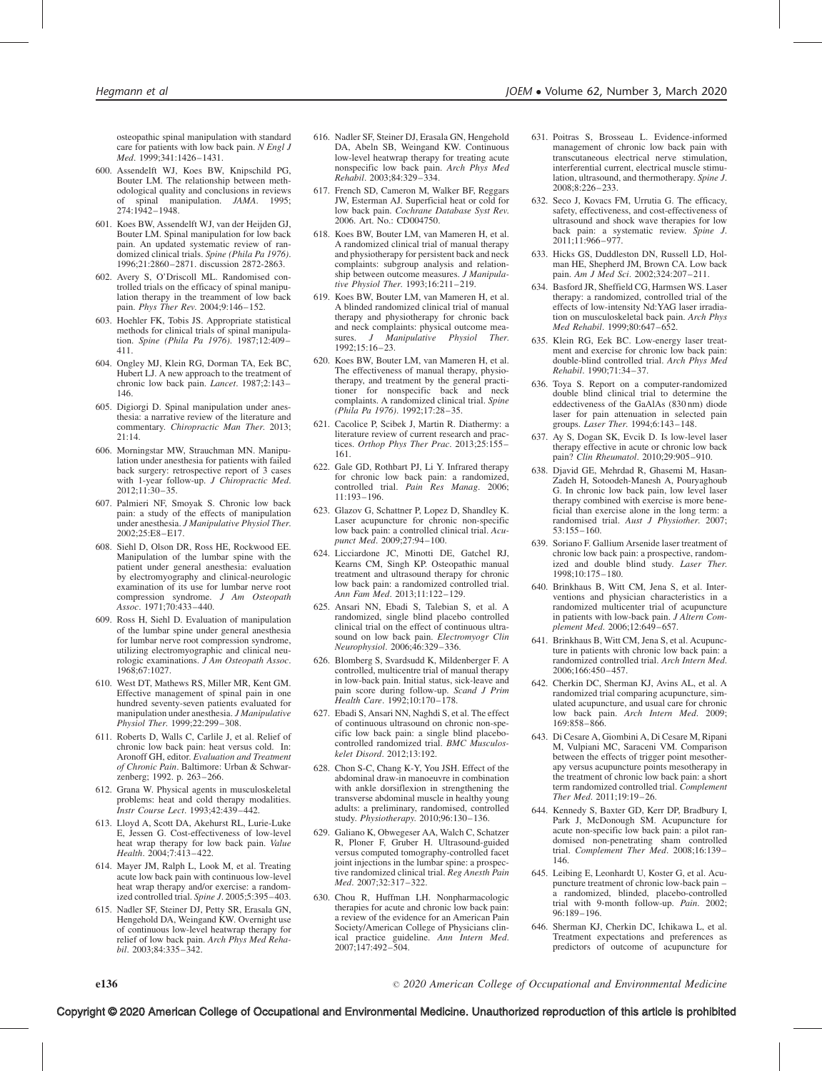osteopathic spinal manipulation with standard care for patients with low back pain. *N Engl J Med*. 1999;341:1426–1431.

600. Assendelft WJ, Koes BW, Knipschild PG, Bouter LM. The relationship between methodological quality and conclusions in reviews of spinal manipulation. *JAMA*. 1995; 274:1942–1948.
601. Koes BW, Assendelft WJ, van der Heijden GJ, Bouter LM. Spinal manipulation for low back pain. An updated systematic review of randomized clinical trials. *Spine (Phila Pa 1976)*. 1996;21:2860–2871. discussion 2872-2863.
602. Avery S, O'Driscoll ML. Randomised controlled trials on the efficacy of spinal manipulation therapy in the treamment of low back pain. *Phys Ther Rev*. 2004;9:146–152.
603. Hoehler FK, Tobis JS. Appropriate statistical methods for clinical trials of spinal manipulation. *Spine (Phila Pa 1976)*. 1987;12:409–411.
604. Ongley MJ, Klein RG, Dorman TA, Eek BC, Hubert LJ. A new approach to the treatment of chronic low back pain. *Lancet*. 1987;2:143–146.
605. Digiorgi D. Spinal manipulation under anesthesia: a narrative review of the literature and commentary. *Chiropractic Man Ther*. 2013; 21:14.
606. Morningstar MW, Strauchman MN. Manipulation under anesthesia for patients with failed back surgery: retrospective report of 3 cases with 1-year follow-up. *J Chiropractic Med*. 2012;11:30–35.
607. Palmieri NF, Smoyak S. Chronic low back pain: a study of the effects of manipulation under anesthesia. *J Manipulative Physiol Ther*. 2002;25:E8–E17.
608. Siehl D, Olson DR, Ross HE, Rockwood EE. Manipulation of the lumbar spine with the patient under general anesthesia: evaluation by electromyography and clinical-neurologic examination of its use for lumbar nerve root compression syndrome. *J Am Osteopath Assoc*. 1971;70:433–440.
609. Ross H, Siehl D. Evaluation of manipulation of the lumbar spine under general anesthesia for lumbar nerve root compression syndrome, utilizing electromyographic and clinical neurologic examinations. *J Am Osteopath Assoc*. 1968;67:1027.
610. West DT, Mathews RS, Miller MR, Kent GM. Effective management of spinal pain in one hundred seventy-seven patients evaluated for manipulation under anesthesia. *J Manipulative Physiol Ther*. 1999;22:299–308.
611. Roberts D, Walls C, Carlile J, et al. Relief of chronic low back pain: heat versus cold. In: Aronoff GH, editor. *Evaluation and Treatment of Chronic Pain*. Baltimore: Urban & Schwarzenberg; 1992. p. 263–266.
612. Grana W. Physical agents in musculoskeletal problems: heat and cold therapy modalities. *Instr Course Lect*. 1993;42:439–442.
613. Lloyd A, Scott DA, Akehurst RL, Lurie-Luke E, Jessen G. Cost-effectiveness of low-level heat wrap therapy for low back pain. *Value Health*. 2004;7:413–422.
614. Mayer JM, Ralph L, Look M, et al. Treating acute low back pain with continuous low-level heat wrap therapy and/or exercise: a randomized controlled trial. *Spine J*. 2005;5:395–403.
615. Nadler SF, Steiner DJ, Petty SR, Erasala GN, Hengehold DA, Weingand KW. Overnight use of continuous low-level heatwrap therapy for relief of low back pain. *Arch Phys Med Rehabil*. 2003;84:335–342.
616. Nadler SF, Steiner DJ, Erasala GN, Hengehold DA, Abeln SB, Weingand KW. Continuous low-level heatwrap therapy for treating acute nonspecific low back pain. *Arch Phys Med Rehabil*. 2003;84:329–334.
617. French SD, Cameron M, Walker BF, Reggars JW, Esterman AJ. Superficial heat or cold for low back pain. *Cochrane Database Syst Rev*. 2006. Art. No.: CD004750.
618. Koes BW, Bouter LM, van Mameren H, et al. A randomized clinical trial of manual therapy and physiotherapy for persistent back and neck complaints: subgroup analysis and relationship between outcome measures. *J Manipulative Physiol Ther*. 1993;16:211–219.
619. Koes BW, Bouter LM, van Mameren H, et al. A blinded randomized clinical trial of manual therapy and physiotherapy for chronic back and neck complaints: physical outcome measures. *J Manipulative Physiol Ther*. 1992;15:16–23.
620. Koes BW, Bouter LM, van Mameren H, et al. The effectiveness of manual therapy, physiotherapy, and treatment by the general practitioner for nonspecific back and neck complaints. A randomized clinical trial. *Spine (Phila Pa 1976)*. 1992;17:28–35.
621. Cacolice P, Scibek J, Martin R. Diathermy: a literature review of current research and practices. *Orthop Phys Ther Prac*. 2013;25:155–161.
622. Gale GD, Rothbart PJ, Li Y. Infrared therapy for chronic low back pain: a randomized, controlled trial. *Pain Res Manag*. 2006; 11:193–196.
623. Glazov G, Schattner P, Lopez D, Shandley K. Laser acupuncture for chronic non-specific low back pain: a controlled clinical trial. *Acupunct Med*. 2009;27:94–100.
624. Licciardone JC, Minotti DE, Gatchel RJ, Kearns CM, Singh KP. Osteopathic manual treatment and ultrasound therapy for chronic low back pain: a randomized controlled trial. *Ann Fam Med*. 2013;11:122–129.
625. Ansari NN, Ebadi S, Talebian S, et al. A randomized, single blind placebo controlled clinical trial on the effect of continuous ultrasound on low back pain. *Electromyogr Clin Neurophysiol*. 2006;46:329–336.
626. Blomberg S, Svardsudd K, Mildenberger F. A controlled, multicentre trial of manual therapy in low-back pain. Initial status, sick-leave and pain score during follow-up. *Scand J Prim Health Care*. 1992;10:170–178.
627. Ebadi S, Ansari NN, Naghdi S, et al. The effect of continuous ultrasound on chronic non-specific low back pain: a single blind placebo-controlled randomized trial. *BMC Musculoskelet Disord*. 2012;13:192.
628. Chon S-C, Chang K-Y, You JSH. Effect of the abdominal draw-in manoeuvre in combination with ankle dorsiflexion in strengthening the transverse abdominal muscle in healthy young adults: a preliminary, randomised, controlled study. *Physiotherapy*. 2010;96:130–136.
629. Galiano K, Obwegeser AA, Walch C, Schatzer R, Ploner F, Gruber H. Ultrasound-guided versus computed tomography-controlled facet joint injections in the lumbar spine: a prospective randomized clinical trial. *Reg Anesth Pain Med*. 2007;32:317–322.
630. Chou R, Huffman LH. Nonpharmacologic therapies for acute and chronic low back pain: a review of the evidence for an American Pain Society/American College of Physicians clinical practice guideline. *Ann Intern Med*. 2007;147:492–504.
631. Poitras S, Brosseau L. Evidence-informed management of chronic low back pain with transcutaneous electrical nerve stimulation, interferential current, electrical muscle stimulation, ultrasound, and thermotherapy. *Spine J*. 2008;8:226–233.
632. Seco J, Kovacs FM, Urrutia G. The efficacy, safety, effectiveness, and cost-effectiveness of ultrasound and shock wave therapies for low back pain: a systematic review. *Spine J*. 2011;11:966–977.
633. Hicks GS, Duddleston DN, Russell LD, Holman HE, Shepherd JM, Brown CA. Low back pain. *Am J Med Sci*. 2002;324:207–211.
634. Basford JR, Sheffield CG, Harmsen WS. Laser therapy: a randomized, controlled trial of the effects of low-intensity Nd:YAG laser irradiation on musculoskeletal back pain. *Arch Phys Med Rehabil*. 1999;80:647–652.
635. Klein RG, Eek BC. Low-energy laser treatment and exercise for chronic low back pain: double-blind controlled trial. *Arch Phys Med Rehabil*. 1990;71:34–37.
636. Toya S. Report on a computer-randomized double blind clinical trial to determine the eddectiveness of the GaAlAs (830 nm) diode laser for pain attenuation in selected pain groups. *Laser Ther*. 1994;6:143–148.
637. Ay S, Dogan SK, Evcik D. Is low-level laser therapy effective in acute or chronic low back pain? *Clin Rheumatol*. 2010;29:905–910.
638. Djavid GE, Mehrdad R, Ghasemi M, Hasan-Zadeh H, Sotoodeh-Manesh A, Pouryaghoub G. In chronic low back pain, low level laser therapy combined with exercise is more beneficial than exercise alone in the long term: a randomised trial. *Aust J Physiother*. 2007; 53:155–160.
639. Soriano F. Gallium Arsenide laser treatment of chronic low back pain: a prospective, randomized and double blind study. *Laser Ther*. 1998;10:175–180.
640. Brinkhaus B, Witt CM, Jena S, et al. Interventions and physician characteristics in a randomized multicenter trial of acupuncture in patients with low-back pain. *J Altern Complement Med*. 2006;12:649–657.
641. Brinkhaus B, Witt CM, Jena S, et al. Acupuncture in patients with chronic low back pain: a randomized controlled trial. *Arch Intern Med*. 2006;166:450–457.
642. Cherkin DC, Sherman KJ, Avins AL, et al. A randomized trial comparing acupuncture, simulated acupuncture, and usual care for chronic low back pain. *Arch Intern Med*. 2009; 169:858–866.
643. Di Cesare A, Giombini A, Di Cesare M, Ripani M, Vulpiani MC, Saraceni VM. Comparison between the effects of trigger point mesotherapy versus acupuncture points mesotherapy in the treatment of chronic low back pain: a short term randomized controlled trial. *Complement Ther Med*. 2011;19:19–26.
644. Kennedy S, Baxter GD, Kerr DP, Bradbury I, Park J, McDonough SM. Acupuncture for acute non-specific low back pain: a pilot randomised non-penetrating sham controlled trial. *Complement Ther Med*. 2008;16:139–146.
645. Leibing E, Leonhardt U, Koster G, et al. Acupuncture treatment of chronic low-back pain – a randomized, blinded, placebo-controlled trial with 9-month follow-up. *Pain*. 2002; 96:189–196.
646. Sherman KJ, Cherkin DC, Ichikawa L, et al. Treatment expectations and preferences as predictors of outcome of acupuncture for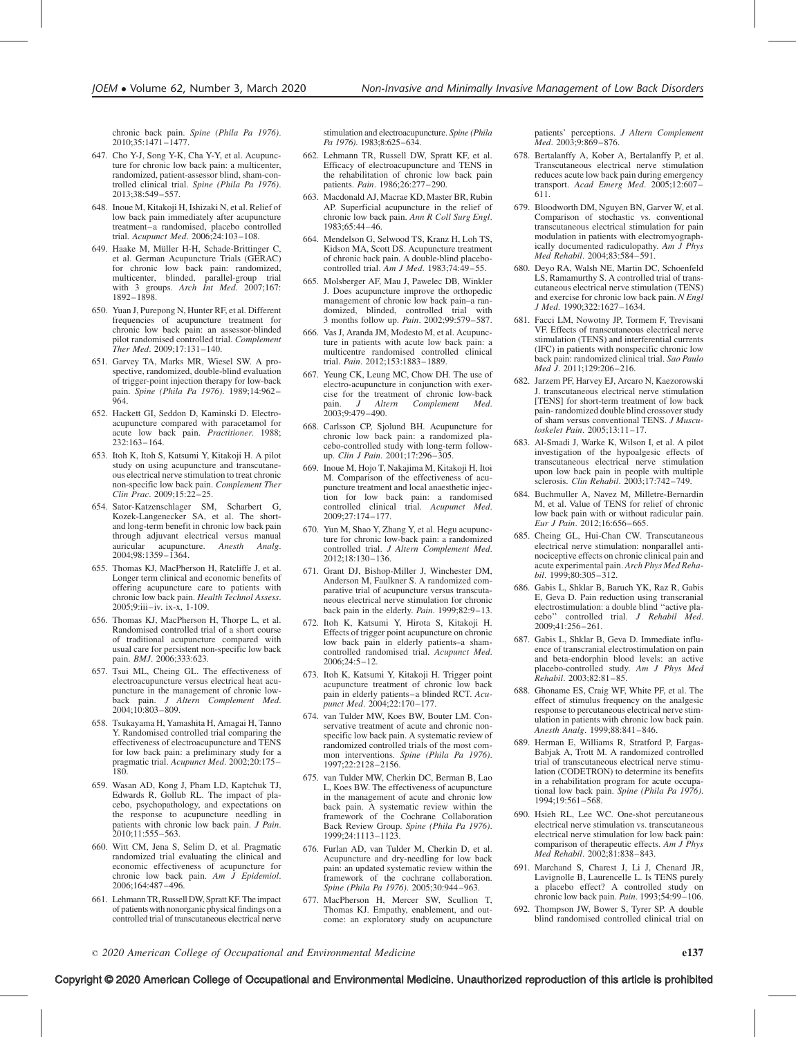chronic back pain. *Spine (Phila Pa 1976)*. 2010;35:1471–1477.

647. Cho Y-J, Song Y-K, Cha Y-Y, et al. Acupuncture for chronic low back pain: a multicenter, randomized, patient-assessor blind, sham-controlled clinical trial. *Spine (Phila Pa 1976)*. 2013;38:549–557.
648. Inoue M, Kitakoji H, Ishizaki N, et al. Relief of low back pain immediately after acupuncture treatment–a randomised, placebo controlled trial. *Acupunct Med*. 2006;24:103–108.
649. Haake M, Müller H-H, Schade-Brittinger C, et al. German Acupuncture Trials (GERAC) for chronic low back pain: randomized, multicenter, blinded, parallel-group trial with 3 groups. *Arch Int Med*. 2007;167: 1892–1898.
650. Yuan J, Purepong N, Hunter RF, et al. Different frequencies of acupuncture treatment for chronic low back pain: an assessor-blinded pilot randomised controlled trial. *Complement Ther Med*. 2009;17:131–140.
651. Garvey TA, Marks MR, Wiesel SW. A prospective, randomized, double-blind evaluation of trigger-point injection therapy for low-back pain. *Spine (Phila Pa 1976)*. 1989;14:962–964.
652. Hackett GI, Seddon D, Kaminski D. Electroacupuncture compared with paracetamol for acute low back pain. *Practitioner*. 1988; 232:163–164.
653. Itoh K, Itoh S, Katsumi Y, Kitakoji H. A pilot study on using acupuncture and transcutaneous electrical nerve stimulation to treat chronic non-specific low back pain. *Complement Ther Clin Prac*. 2009;15:22–25.
654. Sator-Katzenschlager SM, Scharbert G, Kozek-Langenecker SA, et al. The short- and long-term benefit in chronic low back pain through adjuvant electrical versus manual auricular acupuncture. *Anesth Analg*. 2004;98:1359–1364.
655. Thomas KJ, MacPherson H, Ratcliffe J, et al. Longer term clinical and economic benefits of offering acupuncture care to patients with chronic low back pain. *Health Technol Assess*. 2005;9:iii–iv. ix-x, 1-109.
656. Thomas KJ, MacPherson H, Thorpe L, et al. Randomised controlled trial of a short course of traditional acupuncture compared with usual care for persistent non-specific low back pain. *BMJ*. 2006;333:623.
657. Tsui ML, Cheing GL. The effectiveness of electroacupuncture versus electrical heat acupuncture in the management of chronic low-back pain. *J Altern Complement Med*. 2004;10:803–809.
658. Tsukayama H, Yamashita H, Amagai H, Tanno Y. Randomised controlled trial comparing the effectiveness of electroacupuncture and TENS for low back pain: a preliminary study for a pragmatic trial. *Acupunct Med*. 2002;20:175–180.
659. Wasan AD, Kong J, Pham LD, Kaptchuk TJ, Edwards R, Gollub RL. The impact of placebo, psychopathology, and expectations on the response to acupuncture needling in patients with chronic low back pain. *J Pain*. 2010;11:555–563.
660. Witt CM, Jena S, Selim D, et al. Pragmatic randomized trial evaluating the clinical and economic effectiveness of acupuncture for chronic low back pain. *Am J Epidemiol*. 2006;164:487–496.
661. Lehmann TR, Russell DW, Spratt KF. The impact of patients with nonorganic physical findings on a controlled trial of transcutaneous electrical nerve stimulation and electroacupuncture. *Spine (Phila Pa 1976)*. 1983;8:625–634.
662. Lehmann TR, Russell DW, Spratt KF, et al. Efficacy of electroacupuncture and TENS in the rehabilitation of chronic low back pain patients. *Pain*. 1986;26:277–290.
663. Macdonald AJ, Macrae KD, Master BR, Rubin AP. Superficial acupuncture in the relief of chronic low back pain. *Ann R Coll Surg Engl*. 1983;65:44–46.
664. Mendelson G, Selwood TS, Kranz H, Loh TS, Kidson MA, Scott DS. Acupuncture treatment of chronic back pain. A double-blind placebo-controlled trial. *Am J Med*. 1983;74:49–55.
665. Molsberger AF, Mau J, Pawelec DB, Winkler J. Does acupuncture improve the orthopedic management of chronic low back pain–a randomized, blinded, controlled trial with 3 months follow up. *Pain*. 2002;99:579–587.
666. Vas J, Aranda JM, Modesto M, et al. Acupuncture in patients with acute low back pain: a multicentre randomised controlled clinical trial. *Pain*. 2012;153:1883–1889.
667. Yeung CK, Leung MC, Chow DH. The use of electro-acupuncture in conjunction with exercise for the treatment of chronic low-back pain. *J Altern Complement Med*. 2003;9:479–490.
668. Carlsson CP, Sjolund BH. Acupuncture for chronic low back pain: a randomized placebo-controlled study with long-term follow-up. *Clin J Pain*. 2001;17:296–305.
669. Inoue M, Hojo T, Nakajima M, Kitakoji H, Itoi M. Comparison of the effectiveness of acupuncture treatment and local anaesthetic injection for low back pain: a randomised controlled clinical trial. *Acupunct Med*. 2009;27:174–177.
670. Yun M, Shao Y, Zhang Y, et al. Hegu acupuncture for chronic low-back pain: a randomized controlled trial. *J Altern Complement Med*. 2012;18:130–136.
671. Grant DJ, Bishop-Miller J, Winchester DM, Anderson M, Faulkner S. A randomized comparative trial of acupuncture versus transcutaneous electrical nerve stimulation for chronic back pain in the elderly. *Pain*. 1999;82:9–13.
672. Itoh K, Katsumi Y, Hirota S, Kitakoji H. Effects of trigger point acupuncture on chronic low back pain in elderly patients–a sham-controlled randomised trial. *Acupunct Med*. 2006;24:5–12.
673. Itoh K, Katsumi Y, Kitakoji H. Trigger point acupuncture treatment of chronic low back pain in elderly patients–a blinded RCT. *Acupunct Med*. 2004;22:170–177.
674. van Tulder MW, Koes BW, Bouter LM. Conservative treatment of acute and chronic nonspecific low back pain. A systematic review of randomized controlled trials of the most common interventions. *Spine (Phila Pa 1976)*. 1997;22:2128–2156.
675. van Tulder MW, Cherkin DC, Berman B, Lao L, Koes BW. The effectiveness of acupuncture in the management of acute and chronic low back pain. A systematic review within the framework of the Cochrane Collaboration Back Review Group. *Spine (Phila Pa 1976)*. 1999;24:1113–1123.
676. Furlan AD, van Tulder M, Cherkin D, et al. Acupuncture and dry-needling for low back pain: an updated systematic review within the framework of the cochrane collaboration. *Spine (Phila Pa 1976)*. 2005;30:944–963.
677. MacPherson H, Mercer SW, Scullion T, Thomas KJ. Empathy, enablement, and outcome: an exploratory study on acupuncture patients' perceptions. *J Altern Complement Med*. 2003;9:869–876.
678. Bertalanffy A, Kober A, Bertalanffy P, et al. Transcutaneous electrical nerve stimulation reduces acute low back pain during emergency transport. *Acad Emerg Med*. 2005;12:607–611.
679. Bloodworth DM, Nguyen BN, Garver W, et al. Comparison of stochastic vs. conventional transcutaneous electrical stimulation for pain modulation in patients with electromyographically documented radiculopathy. *Am J Phys Med Rehabil*. 2004;83:584–591.
680. Deyo RA, Walsh NE, Martin DC, Schoenfeld LS, Ramamurthy S. A controlled trial of transcutaneous electrical nerve stimulation (TENS) and exercise for chronic low back pain. *N Engl J Med*. 1990;322:1627–1634.
681. Facci LM, Nowotny JP, Tormem F, Trevisani VF. Effects of transcutaneous electrical nerve stimulation (TENS) and interferential currents (IFC) in patients with nonspecific chronic low back pain: randomized clinical trial. *Sao Paulo Med J*. 2011;129:206–216.
682. Jarzem PF, Harvey EJ, Arcaro N, Kaezorowski J. transcutaneous electrical nerve stimulation [TENS] for short-term treatment of low back pain- randomized double blind crossover study of sham versus conventional TENS. *J Musculoskelet Pain*. 2005;13:11–17.
683. Al-Smadi J, Warke K, Wilson I, et al. A pilot investigation of the hypoalgesic effects of transcutaneous electrical nerve stimulation upon low back pain in people with multiple sclerosis. *Clin Rehabil*. 2003;17:742–749.
684. Buchmuller A, Navez M, Milletre-Bernardin M, et al. Value of TENS for relief of chronic low back pain with or without radicular pain. *Eur J Pain*. 2012;16:656–665.
685. Cheing GL, Hui-Chan CW. Transcutaneous electrical nerve stimulation: nonparallel antinociceptive effects on chronic clinical pain and acute experimental pain. *Arch Phys Med Rehabil*. 1999;80:305–312.
686. Gabis L, Shklar B, Baruch YK, Raz R, Gabis E, Geva D. Pain reduction using transcranial electrostimulation: a double blind ''active placebo'' controlled trial. *J Rehabil Med*. 2009;41:256–261.
687. Gabis L, Shklar B, Geva D. Immediate influence of transcranial electrostimulation on pain and beta-endorphin blood levels: an active placebo-controlled study. *Am J Phys Med Rehabil*. 2003;82:81–85.
688. Ghoname ES, Craig WF, White PF, et al. The effect of stimulus frequency on the analgesic response to percutaneous electrical nerve stimulation in patients with chronic low back pain. *Anesth Analg*. 1999;88:841–846.
689. Herman E, Williams R, Stratford P, Fargas-Babjak A, Trott M. A randomized controlled trial of transcutaneous electrical nerve stimulation (CODETRON) to determine its benefits in a rehabilitation program for acute occupational low back pain. *Spine (Phila Pa 1976)*. 1994;19:561–568.
690. Hsieh RL, Lee WC. One-shot percutaneous electrical nerve stimulation vs. transcutaneous electrical nerve stimulation for low back pain: comparison of therapeutic effects. *Am J Phys Med Rehabil*. 2002;81:838–843.
691. Marchand S, Charest J, Li J, Chenard JR, Lavignolle B, Laurencelle L. Is TENS purely a placebo effect? A controlled study on chronic low back pain. *Pain*. 1993;54:99–106.
692. Thompson JW, Bower S, Tyrer SP. A double blind randomised controlled clinical trial on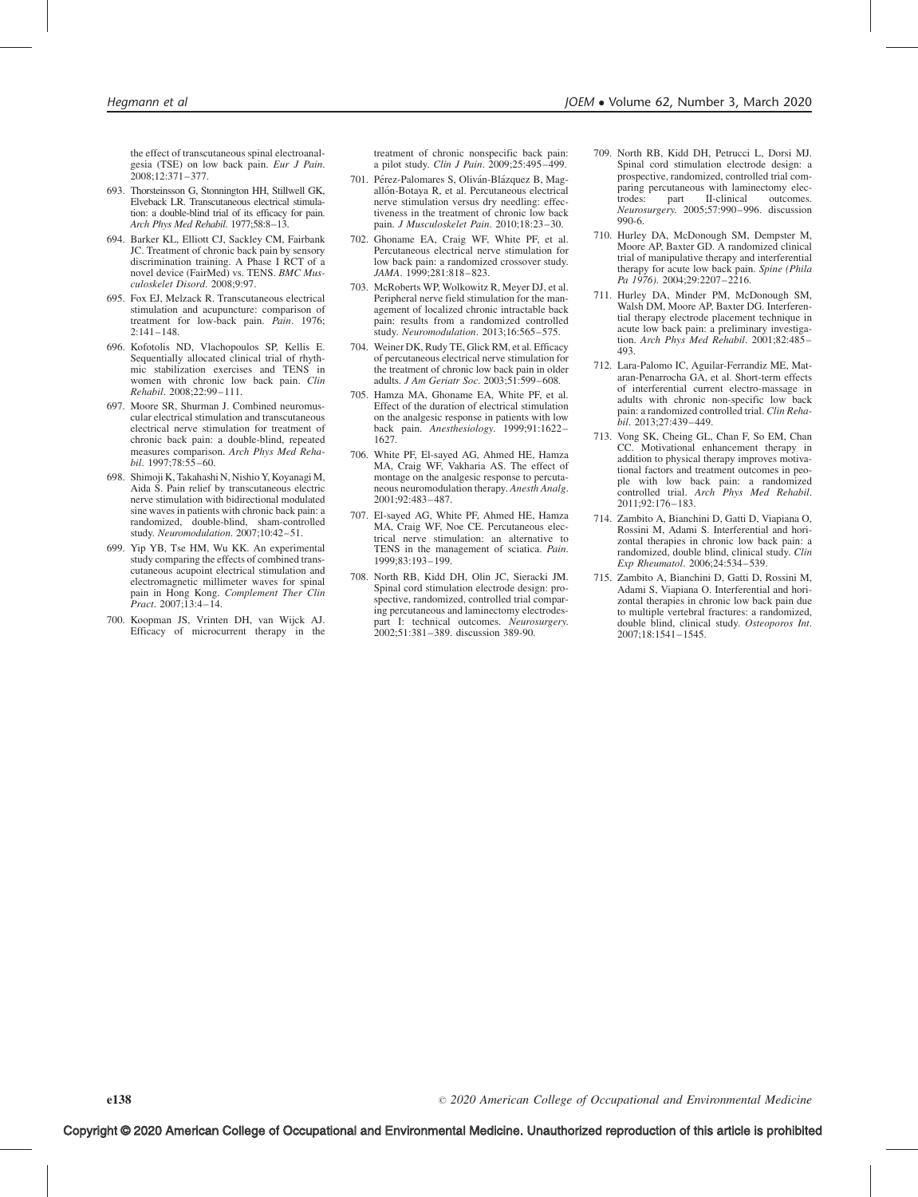the effect of transcutaneous spinal electroanalgesia (TSE) on low back pain. *Eur J Pain*. 2008;12:371–377.

693. Thorsteinsson G, Stonnington HH, Stillwell GK, Elveback LR. Transcutaneous electrical stimulation: a double-blind trial of its efficacy for pain. *Arch Phys Med Rehabil*. 1977;58:8–13.
694. Barker KL, Elliott CJ, Sackley CM, Fairbank JC. Treatment of chronic back pain by sensory discrimination training. A Phase I RCT of a novel device (FairMed) vs. TENS. *BMC Musculoskelet Disord*. 2008;9:97.
695. Fox EJ, Melzack R. Transcutaneous electrical stimulation and acupuncture: comparison of treatment for low-back pain. *Pain*. 1976; 2:141–148.
696. Kofotolis ND, Vlachopoulos SP, Kellis E. Sequentially allocated clinical trial of rhythmic stabilization exercises and TENS in women with chronic low back pain. *Clin Rehabil*. 2008;22:99–111.
697. Moore SR, Shurman J. Combined neuromuscular electrical stimulation and transcutaneous electrical nerve stimulation for treatment of chronic back pain: a double-blind, repeated measures comparison. *Arch Phys Med Rehabil*. 1997;78:55–60.
698. Shimoji K, Takahashi N, Nishio Y, Koyanagi M, Aida S. Pain relief by transcutaneous electric nerve stimulation with bidirectional modulated sine waves in patients with chronic back pain: a randomized, double-blind, sham-controlled study. *Neuromodulation*. 2007;10:42–51.
699. Yip YB, Tse HM, Wu KK. An experimental study comparing the effects of combined transcutaneous acupoint electrical stimulation and electromagnetic millimeter waves for spinal pain in Hong Kong. *Complement Ther Clin Pract*. 2007;13:4–14.
700. Koopman JS, Vrinten DH, van Wijck AJ. Efficacy of microcurrent therapy in the treatment of chronic nonspecific back pain: a pilot study. *Clin J Pain*. 2009;25:495–499.
701. Pérez-Palomares S, Oliván-Blázquez B, Magallón-Botaya R, et al. Percutaneous electrical nerve stimulation versus dry needling: effectiveness in the treatment of chronic low back pain. *J Musculoskelet Pain*. 2010;18:23–30.
702. Ghoname EA, Craig WF, White PF, et al. Percutaneous electrical nerve stimulation for low back pain: a randomized crossover study. *JAMA*. 1999;281:818–823.
703. McRoberts WP, Wolkowitz R, Meyer DJ, et al. Peripheral nerve field stimulation for the management of localized chronic intractable back pain: results from a randomized controlled study. *Neuromodulation*. 2013;16:565–575.
704. Weiner DK, Rudy TE, Glick RM, et al. Efficacy of percutaneous electrical nerve stimulation for the treatment of chronic low back pain in older adults. *J Am Geriatr Soc*. 2003;51:599–608.
705. Hamza MA, Ghoname EA, White PF, et al. Effect of the duration of electrical stimulation on the analgesic response in patients with low back pain. *Anesthesiology*. 1999;91:1622–1627.
706. White PF, El-sayed AG, Ahmed HE, Hamza MA, Craig WF, Vakharia AS. The effect of montage on the analgesic response to percutaneous neuromodulation therapy. *Anesth Analg*. 2001;92:483–487.
707. El-sayed AG, White PF, Ahmed HE, Hamza MA, Craig WF, Noe CE. Percutaneous electrical nerve stimulation: an alternative to TENS in the management of sciatica. *Pain*. 1999;83:193–199.
708. North RB, Kidd DH, Olin JC, Sieracki JM. Spinal cord stimulation electrode design: prospective, randomized, controlled trial comparing percutaneous and laminectomy electrodes-part I: technical outcomes. *Neurosurgery*. 2002;51:381–389. discussion 389-90.
709. North RB, Kidd DH, Petrucci L, Dorsi MJ. Spinal cord stimulation electrode design: a prospective, randomized, controlled trial comparing percutaneous with laminectomy electrodes: part II-clinical outcomes. *Neurosurgery*. 2005;57:990–996. discussion 990-6.
710. Hurley DA, McDonough SM, Dempster M, Moore AP, Baxter GD. A randomized clinical trial of manipulative therapy and interferential therapy for acute low back pain. *Spine (Phila Pa 1976)*. 2004;29:2207–2216.
711. Hurley DA, Minder PM, McDonough SM, Walsh DM, Moore AP, Baxter DG. Interferential therapy electrode placement technique in acute low back pain: a preliminary investigation. *Arch Phys Med Rehabil*. 2001;82:485–493.
712. Lara-Palomo IC, Aguilar-Ferrandiz ME, Mataran-Penarrocha GA, et al. Short-term effects of interferential current electro-massage in adults with chronic non-specific low back pain: a randomized controlled trial. *Clin Rehabil*. 2013;27:439–449.
713. Vong SK, Cheing GL, Chan F, So EM, Chan CC. Motivational enhancement therapy in addition to physical therapy improves motivational factors and treatment outcomes in people with low back pain: a randomized controlled trial. *Arch Phys Med Rehabil*. 2011;92:176–183.
714. Zambito A, Bianchini D, Gatti D, Viapiana O, Rossini M, Adami S. Interferential and horizontal therapies in chronic low back pain: a randomized, double blind, clinical study. *Clin Exp Rheumatol*. 2006;24:534–539.
715. Zambito A, Bianchini D, Gatti D, Rossini M, Adami S, Viapiana O. Interferential and horizontal therapies in chronic low back pain due to multiple vertebral fractures: a randomized, double blind, clinical study. *Osteoporos Int*. 2007;18:1541–1545.